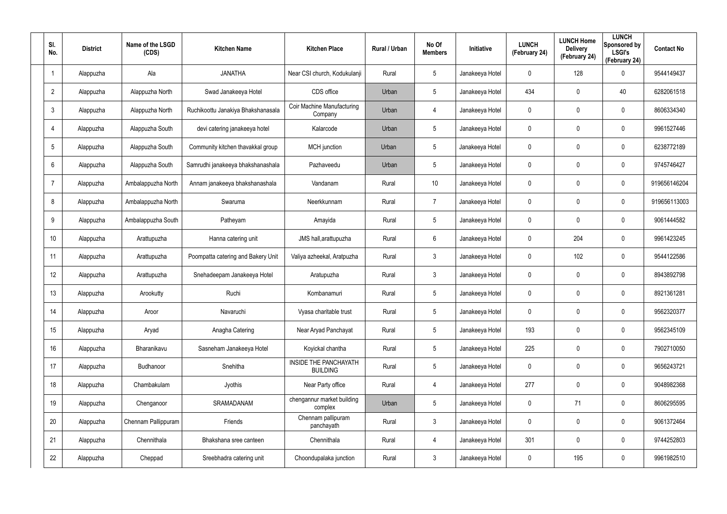| Sl. No. | District | Name of the LSGD (CDS) | Kitchen Name | Kitchen Place | Rural / Urban | No Of Members | Initiative | LUNCH (February 24) | LUNCH Home Delivery (February 24) | LUNCH Sponsored by LSGI's (February 24) | Contact No |
|---|---|---|---|---|---|---|---|---|---|---|---|
| 1 | Alappuzha | Ala | JANATHA | Near CSI church, Kodukulanji | Rural | 5 | Janakeeya Hotel | 0 | 128 | 0 | 9544149437 |
| 2 | Alappuzha | Alappuzha North | Swad Janakeeya Hotel | CDS office | Urban | 5 | Janakeeya Hotel | 434 | 0 | 40 | 6282061518 |
| 3 | Alappuzha | Alappuzha North | Ruchikoottu Janakiya Bhakshanasala | Coir Machine Manufacturing Company | Urban | 4 | Janakeeya Hotel | 0 | 0 | 0 | 8606334340 |
| 4 | Alappuzha | Alappuzha South | devi catering janakeeya hotel | Kalarcode | Urban | 5 | Janakeeya Hotel | 0 | 0 | 0 | 9961527446 |
| 5 | Alappuzha | Alappuzha South | Community kitchen thavakkal group | MCH junction | Urban | 5 | Janakeeya Hotel | 0 | 0 | 0 | 6238772189 |
| 6 | Alappuzha | Alappuzha South | Samrudhi janakeeya bhakshanashala | Pazhaveedu | Urban | 5 | Janakeeya Hotel | 0 | 0 | 0 | 9745746427 |
| 7 | Alappuzha | Ambalappuzha North | Annam janakeeya bhakshanashala | Vandanam | Rural | 10 | Janakeeya Hotel | 0 | 0 | 0 | 919656146204 |
| 8 | Alappuzha | Ambalappuzha North | Swaruma | Neerkkunnam | Rural | 7 | Janakeeya Hotel | 0 | 0 | 0 | 919656113003 |
| 9 | Alappuzha | Ambalappuzha South | Patheyam | Amayida | Rural | 5 | Janakeeya Hotel | 0 | 0 | 0 | 9061444582 |
| 10 | Alappuzha | Arattupuzha | Hanna catering unit | JMS hall,arattupuzha | Rural | 6 | Janakeeya Hotel | 0 | 204 | 0 | 9961423245 |
| 11 | Alappuzha | Arattupuzha | Poompatta catering and Bakery Unit | Valiya azheekal, Aratpuzha | Rural | 3 | Janakeeya Hotel | 0 | 102 | 0 | 9544122586 |
| 12 | Alappuzha | Arattupuzha | Snehadeepam Janakeeya Hotel | Aratupuzha | Rural | 3 | Janakeeya Hotel | 0 | 0 | 0 | 8943892798 |
| 13 | Alappuzha | Arookutty | Ruchi | Kombanamuri | Rural | 5 | Janakeeya Hotel | 0 | 0 | 0 | 8921361281 |
| 14 | Alappuzha | Aroor | Navaruchi | Vyasa charitable trust | Rural | 5 | Janakeeya Hotel | 0 | 0 | 0 | 9562320377 |
| 15 | Alappuzha | Aryad | Anagha Catering | Near Aryad Panchayat | Rural | 5 | Janakeeya Hotel | 193 | 0 | 0 | 9562345109 |
| 16 | Alappuzha | Bharanikavu | Sasneham Janakeeya Hotel | Koyickal chantha | Rural | 5 | Janakeeya Hotel | 225 | 0 | 0 | 7902710050 |
| 17 | Alappuzha | Budhanoor | Snehitha | INSIDE THE PANCHAYATH BUILDING | Rural | 5 | Janakeeya Hotel | 0 | 0 | 0 | 9656243721 |
| 18 | Alappuzha | Chambakulam | Jyothis | Near Party office | Rural | 4 | Janakeeya Hotel | 277 | 0 | 0 | 9048982368 |
| 19 | Alappuzha | Chenganoor | SRAMADANAM | chengannur market building complex | Urban | 5 | Janakeeya Hotel | 0 | 71 | 0 | 8606295595 |
| 20 | Alappuzha | Chennam Pallippuram | Friends | Chennam pallipuram panchayath | Rural | 3 | Janakeeya Hotel | 0 | 0 | 0 | 9061372464 |
| 21 | Alappuzha | Chennithala | Bhakshana sree canteen | Chennithala | Rural | 4 | Janakeeya Hotel | 301 | 0 | 0 | 9744252803 |
| 22 | Alappuzha | Cheppad | Sreebhadra catering unit | Choondupalaka junction | Rural | 3 | Janakeeya Hotel | 0 | 195 | 0 | 9961982510 |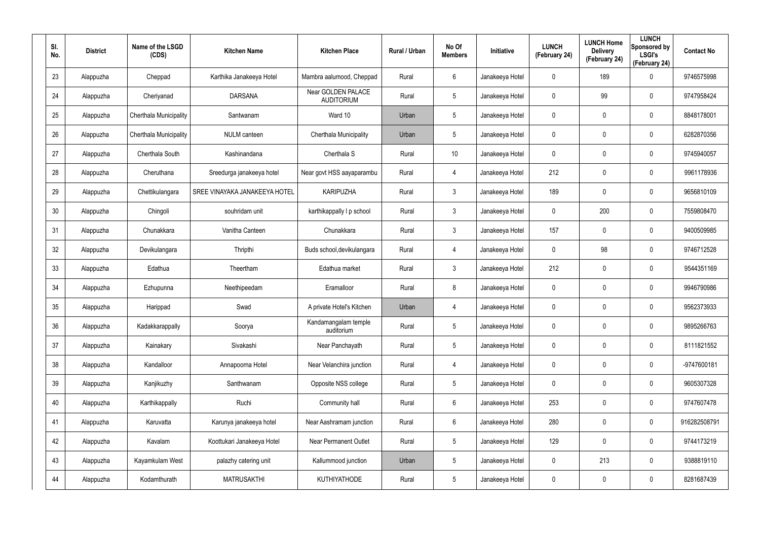| Sl. No. | District | Name of the LSGD (CDS) | Kitchen Name | Kitchen Place | Rural / Urban | No Of Members | Initiative | LUNCH (February 24) | LUNCH Home Delivery (February 24) | LUNCH Sponsored by LSGI's (February 24) | Contact No |
|---|---|---|---|---|---|---|---|---|---|---|---|
| 23 | Alappuzha | Cheppad | Karthika Janakeeya Hotel | Mambra aalumood, Cheppad | Rural | 6 | Janakeeya Hotel | 0 | 189 | 0 | 9746575998 |
| 24 | Alappuzha | Cheriyanad | DARSANA | Near GOLDEN PALACE AUDITORIUM | Rural | 5 | Janakeeya Hotel | 0 | 99 | 0 | 9747958424 |
| 25 | Alappuzha | Cherthala Municipality | Santwanam | Ward 10 | Urban | 5 | Janakeeya Hotel | 0 | 0 | 0 | 8848178001 |
| 26 | Alappuzha | Cherthala Municipality | NULM canteen | Cherthala Municipality | Urban | 5 | Janakeeya Hotel | 0 | 0 | 0 | 6282870356 |
| 27 | Alappuzha | Cherthala South | Kashinandana | Cherthala S | Rural | 10 | Janakeeya Hotel | 0 | 0 | 0 | 9745940057 |
| 28 | Alappuzha | Cheruthana | Sreedurga janakeeya hotel | Near govt HSS aayaparambu | Rural | 4 | Janakeeya Hotel | 212 | 0 | 0 | 9961178936 |
| 29 | Alappuzha | Chettikulangara | SREE VINAYAKA JANAKEEYA HOTEL | KARIPUZHA | Rural | 3 | Janakeeya Hotel | 189 | 0 | 0 | 9656810109 |
| 30 | Alappuzha | Chingoli | souhridam unit | karthikappally l p school | Rural | 3 | Janakeeya Hotel | 0 | 200 | 0 | 7559808470 |
| 31 | Alappuzha | Chunakkara | Vanitha Canteen | Chunakkara | Rural | 3 | Janakeeya Hotel | 157 | 0 | 0 | 9400509985 |
| 32 | Alappuzha | Devikulangara | Thripthi | Buds school,devikulangara | Rural | 4 | Janakeeya Hotel | 0 | 98 | 0 | 9746712528 |
| 33 | Alappuzha | Edathua | Theertham | Edathua market | Rural | 3 | Janakeeya Hotel | 212 | 0 | 0 | 9544351169 |
| 34 | Alappuzha | Ezhupunna | Neethipeedam | Eramalloor | Rural | 8 | Janakeeya Hotel | 0 | 0 | 0 | 9946790986 |
| 35 | Alappuzha | Harippad | Swad | A private Hotel's Kitchen | Urban | 4 | Janakeeya Hotel | 0 | 0 | 0 | 9562373933 |
| 36 | Alappuzha | Kadakkarappally | Soorya | Kandamangalam temple auditorium | Rural | 5 | Janakeeya Hotel | 0 | 0 | 0 | 9895266763 |
| 37 | Alappuzha | Kainakary | Sivakashi | Near Panchayath | Rural | 5 | Janakeeya Hotel | 0 | 0 | 0 | 8111821552 |
| 38 | Alappuzha | Kandalloor | Annapoorna Hotel | Near Velanchira junction | Rural | 4 | Janakeeya Hotel | 0 | 0 | 0 | -9747600181 |
| 39 | Alappuzha | Kanjikuzhy | Santhwanam | Opposite NSS college | Rural | 5 | Janakeeya Hotel | 0 | 0 | 0 | 9605307328 |
| 40 | Alappuzha | Karthikappally | Ruchi | Community hall | Rural | 6 | Janakeeya Hotel | 253 | 0 | 0 | 9747607478 |
| 41 | Alappuzha | Karuvatta | Karunya janakeeya hotel | Near Aashramam junction | Rural | 6 | Janakeeya Hotel | 280 | 0 | 0 | 916282508791 |
| 42 | Alappuzha | Kavalam | Koottukari Janakeeya Hotel | Near Permanent Outlet | Rural | 5 | Janakeeya Hotel | 129 | 0 | 0 | 9744173219 |
| 43 | Alappuzha | Kayamkulam West | palazhy catering unit | Kallummood junction | Urban | 5 | Janakeeya Hotel | 0 | 213 | 0 | 9388819110 |
| 44 | Alappuzha | Kodamthurath | MATRUSAKTHI | KUTHIYATHODE | Rural | 5 | Janakeeya Hotel | 0 | 0 | 0 | 8281687439 |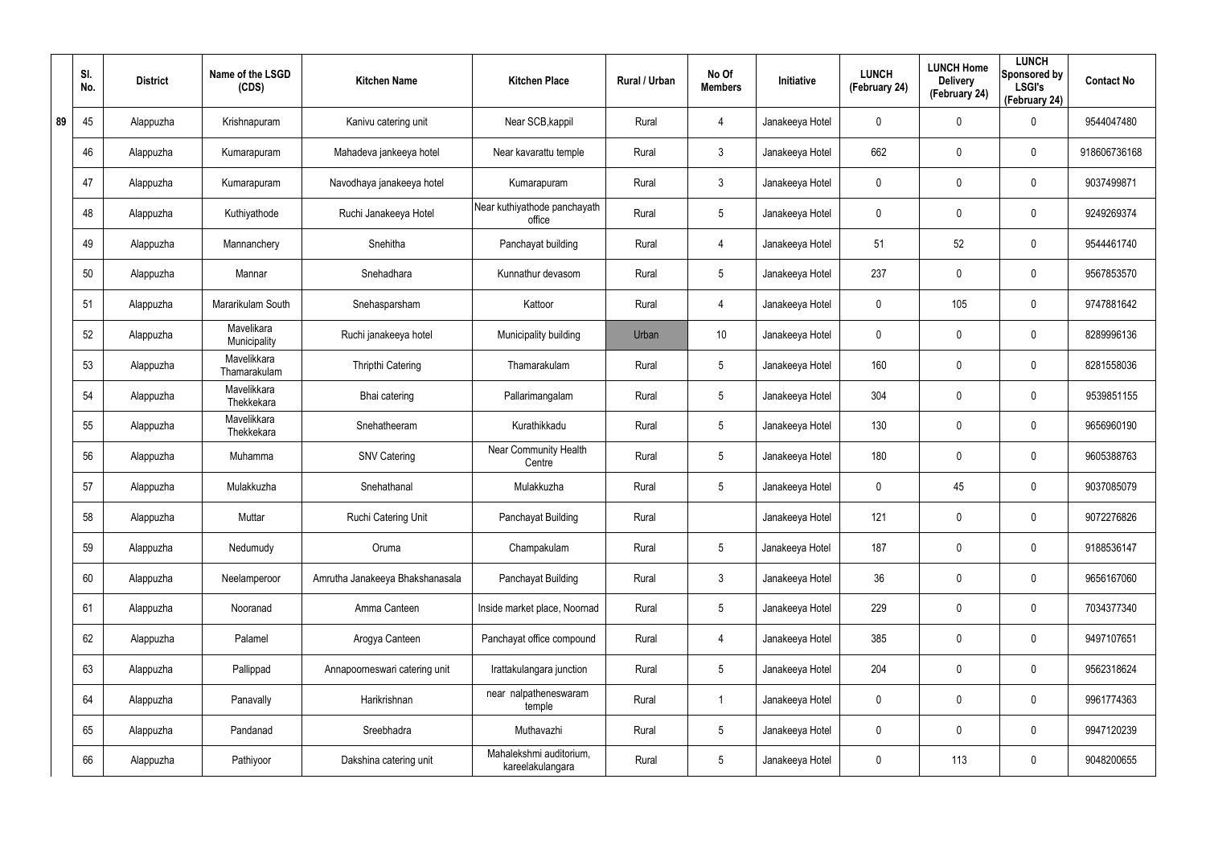| | Sl. No. | District | Name of the LSGD (CDS) | Kitchen Name | Kitchen Place | Rural / Urban | No Of Members | Initiative | LUNCH (February 24) | LUNCH Home Delivery (February 24) | LUNCH Sponsored by LSGI's (February 24) | Contact No |
|---|---|---|---|---|---|---|---|---|---|---|---|---|
| 89 | 45 | Alappuzha | Krishnapuram | Kanivu catering unit | Near SCB,kappil | Rural | 4 | Janakeeya Hotel | 0 | 0 | 0 | 9544047480 |
| | 46 | Alappuzha | Kumarapuram | Mahadeva jankeeya hotel | Near kavarattu temple | Rural | 3 | Janakeeya Hotel | 662 | 0 | 0 | 918606736168 |
| | 47 | Alappuzha | Kumarapuram | Navodhaya janakeeya hotel | Kumarapuram | Rural | 3 | Janakeeya Hotel | 0 | 0 | 0 | 9037499871 |
| | 48 | Alappuzha | Kuthiyathode | Ruchi Janakeeya Hotel | Near kuthiyathode panchayath office | Rural | 5 | Janakeeya Hotel | 0 | 0 | 0 | 9249269374 |
| | 49 | Alappuzha | Mannanchery | Snehitha | Panchayat building | Rural | 4 | Janakeeya Hotel | 51 | 52 | 0 | 9544461740 |
| | 50 | Alappuzha | Mannar | Snehadhara | Kunnathur devasom | Rural | 5 | Janakeeya Hotel | 237 | 0 | 0 | 9567853570 |
| | 51 | Alappuzha | Mararikulam South | Snehasparsham | Kattoor | Rural | 4 | Janakeeya Hotel | 0 | 105 | 0 | 9747881642 |
| | 52 | Alappuzha | Mavelikara Municipality | Ruchi janakeeya hotel | Municipality building | Urban | 10 | Janakeeya Hotel | 0 | 0 | 0 | 8289996136 |
| | 53 | Alappuzha | Mavelikkara Thamarakulam | Thripthi Catering | Thamarakulam | Rural | 5 | Janakeeya Hotel | 160 | 0 | 0 | 8281558036 |
| | 54 | Alappuzha | Mavelikkara Thekkekara | Bhai catering | Pallarimangalam | Rural | 5 | Janakeeya Hotel | 304 | 0 | 0 | 9539851155 |
| | 55 | Alappuzha | Mavelikkara Thekkekara | Snehatheeram | Kurathikkadu | Rural | 5 | Janakeeya Hotel | 130 | 0 | 0 | 9656960190 |
| | 56 | Alappuzha | Muhamma | SNV Catering | Near Community Health Centre | Rural | 5 | Janakeeya Hotel | 180 | 0 | 0 | 9605388763 |
| | 57 | Alappuzha | Mulakkuzha | Snehathanal | Mulakkuzha | Rural | 5 | Janakeeya Hotel | 0 | 45 | 0 | 9037085079 |
| | 58 | Alappuzha | Muttar | Ruchi Catering Unit | Panchayat Building | Rural | | Janakeeya Hotel | 121 | 0 | 0 | 9072276826 |
| | 59 | Alappuzha | Nedumudy | Oruma | Champakulam | Rural | 5 | Janakeeya Hotel | 187 | 0 | 0 | 9188536147 |
| | 60 | Alappuzha | Neelamperoor | Amrutha Janakeeya Bhakshanasala | Panchayat Building | Rural | 3 | Janakeeya Hotel | 36 | 0 | 0 | 9656167060 |
| | 61 | Alappuzha | Nooranad | Amma Canteen | Inside market place, Noornad | Rural | 5 | Janakeeya Hotel | 229 | 0 | 0 | 7034377340 |
| | 62 | Alappuzha | Palamel | Arogya Canteen | Panchayat office compound | Rural | 4 | Janakeeya Hotel | 385 | 0 | 0 | 9497107651 |
| | 63 | Alappuzha | Pallippad | Annapoorneswari catering unit | Irattakulangara junction | Rural | 5 | Janakeeya Hotel | 204 | 0 | 0 | 9562318624 |
| | 64 | Alappuzha | Panavally | Harikrishnan | near nalpatheneswaram temple | Rural | 1 | Janakeeya Hotel | 0 | 0 | 0 | 9961774363 |
| | 65 | Alappuzha | Pandanad | Sreebhadra | Muthavazhi | Rural | 5 | Janakeeya Hotel | 0 | 0 | 0 | 9947120239 |
| | 66 | Alappuzha | Pathiyoor | Dakshina catering unit | Mahalekshmi auditorium, kareelakulangara | Rural | 5 | Janakeeya Hotel | 0 | 113 | 0 | 9048200655 |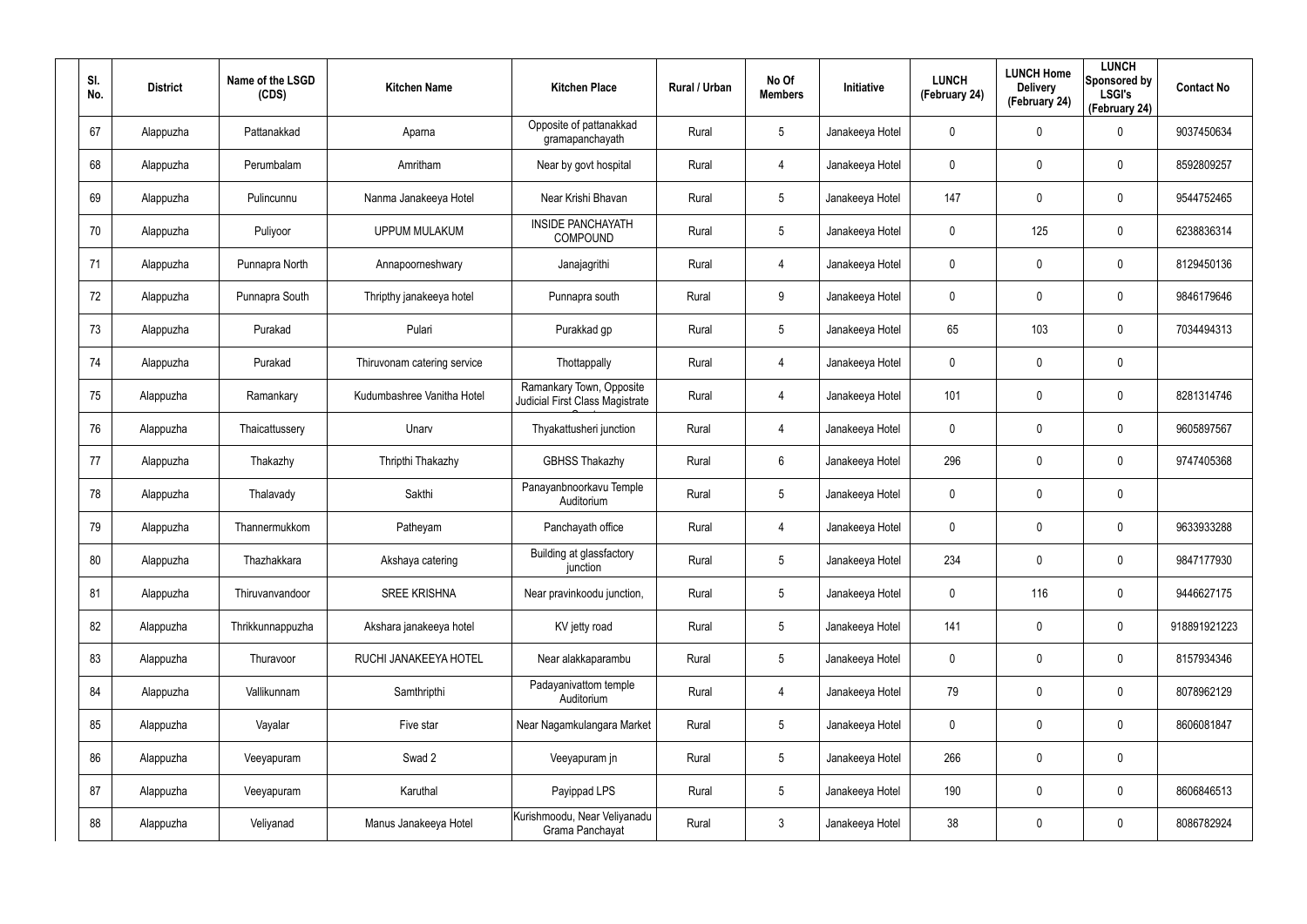| Sl. No. | District | Name of the LSGD (CDS) | Kitchen Name | Kitchen Place | Rural / Urban | No Of Members | Initiative | LUNCH (February 24) | LUNCH Home Delivery (February 24) | LUNCH Sponsored by LSGI's (February 24) | Contact No |
|---|---|---|---|---|---|---|---|---|---|---|---|
| 67 | Alappuzha | Pattanakkad | Aparna | Opposite of pattanakkad gramapanchayath | Rural | 5 | Janakeeya Hotel | 0 | 0 | 0 | 9037450634 |
| 68 | Alappuzha | Perumbalam | Amritham | Near by govt hospital | Rural | 4 | Janakeeya Hotel | 0 | 0 | 0 | 8592809257 |
| 69 | Alappuzha | Pulincunnu | Nanma Janakeeya Hotel | Near Krishi Bhavan | Rural | 5 | Janakeeya Hotel | 147 | 0 | 0 | 9544752465 |
| 70 | Alappuzha | Puliyoor | UPPUM MULAKUM | INSIDE PANCHAYATH COMPOUND | Rural | 5 | Janakeeya Hotel | 0 | 125 | 0 | 6238836314 |
| 71 | Alappuzha | Punnapra North | Annapoorneshwary | Janajagrithi | Rural | 4 | Janakeeya Hotel | 0 | 0 | 0 | 8129450136 |
| 72 | Alappuzha | Punnapra South | Thripthy janakeeya hotel | Punnapra south | Rural | 9 | Janakeeya Hotel | 0 | 0 | 0 | 9846179646 |
| 73 | Alappuzha | Purakad | Pulari | Purakkad gp | Rural | 5 | Janakeeya Hotel | 65 | 103 | 0 | 7034494313 |
| 74 | Alappuzha | Purakad | Thiruvonam catering service | Thottappally | Rural | 4 | Janakeeya Hotel | 0 | 0 | 0 | |
| 75 | Alappuzha | Ramankary | Kudumbashree Vanitha Hotel | Ramankary Town, Opposite Judicial First Class Magistrate Court | Rural | 4 | Janakeeya Hotel | 101 | 0 | 0 | 8281314746 |
| 76 | Alappuzha | Thaicattussery | Unarv | Thyakattusheri junction | Rural | 4 | Janakeeya Hotel | 0 | 0 | 0 | 9605897567 |
| 77 | Alappuzha | Thakazhy | Thripthi Thakazhy | GBHSS Thakazhy | Rural | 6 | Janakeeya Hotel | 296 | 0 | 0 | 9747405368 |
| 78 | Alappuzha | Thalavady | Sakthi | Panayanbnoorkavu Temple Auditorium | Rural | 5 | Janakeeya Hotel | 0 | 0 | 0 | |
| 79 | Alappuzha | Thannermukkom | Patheyam | Panchayath office | Rural | 4 | Janakeeya Hotel | 0 | 0 | 0 | 9633933288 |
| 80 | Alappuzha | Thazhakkara | Akshaya catering | Building at glassfactory junction | Rural | 5 | Janakeeya Hotel | 234 | 0 | 0 | 9847177930 |
| 81 | Alappuzha | Thiruvanvandoor | SREE KRISHNA | Near pravinkoodu junction, | Rural | 5 | Janakeeya Hotel | 0 | 116 | 0 | 9446627175 |
| 82 | Alappuzha | Thrikkunnappuzha | Akshara janakeeya hotel | KV jetty road | Rural | 5 | Janakeeya Hotel | 141 | 0 | 0 | 918891921223 |
| 83 | Alappuzha | Thuravoor | RUCHI JANAKEEYA HOTEL | Near alakkaparambu | Rural | 5 | Janakeeya Hotel | 0 | 0 | 0 | 8157934346 |
| 84 | Alappuzha | Vallikunnam | Samthripthi | Padayanivattom temple Auditorium | Rural | 4 | Janakeeya Hotel | 79 | 0 | 0 | 8078962129 |
| 85 | Alappuzha | Vayalar | Five star | Near Nagamkulangara Market | Rural | 5 | Janakeeya Hotel | 0 | 0 | 0 | 8606081847 |
| 86 | Alappuzha | Veeyapuram | Swad 2 | Veeyapuram jn | Rural | 5 | Janakeeya Hotel | 266 | 0 | 0 | |
| 87 | Alappuzha | Veeyapuram | Karuthal | Payippad LPS | Rural | 5 | Janakeeya Hotel | 190 | 0 | 0 | 8606846513 |
| 88 | Alappuzha | Veliyanad | Manus Janakeeya Hotel | Kurishmoodu, Near Veliyanadu Grama Panchayat | Rural | 3 | Janakeeya Hotel | 38 | 0 | 0 | 8086782924 |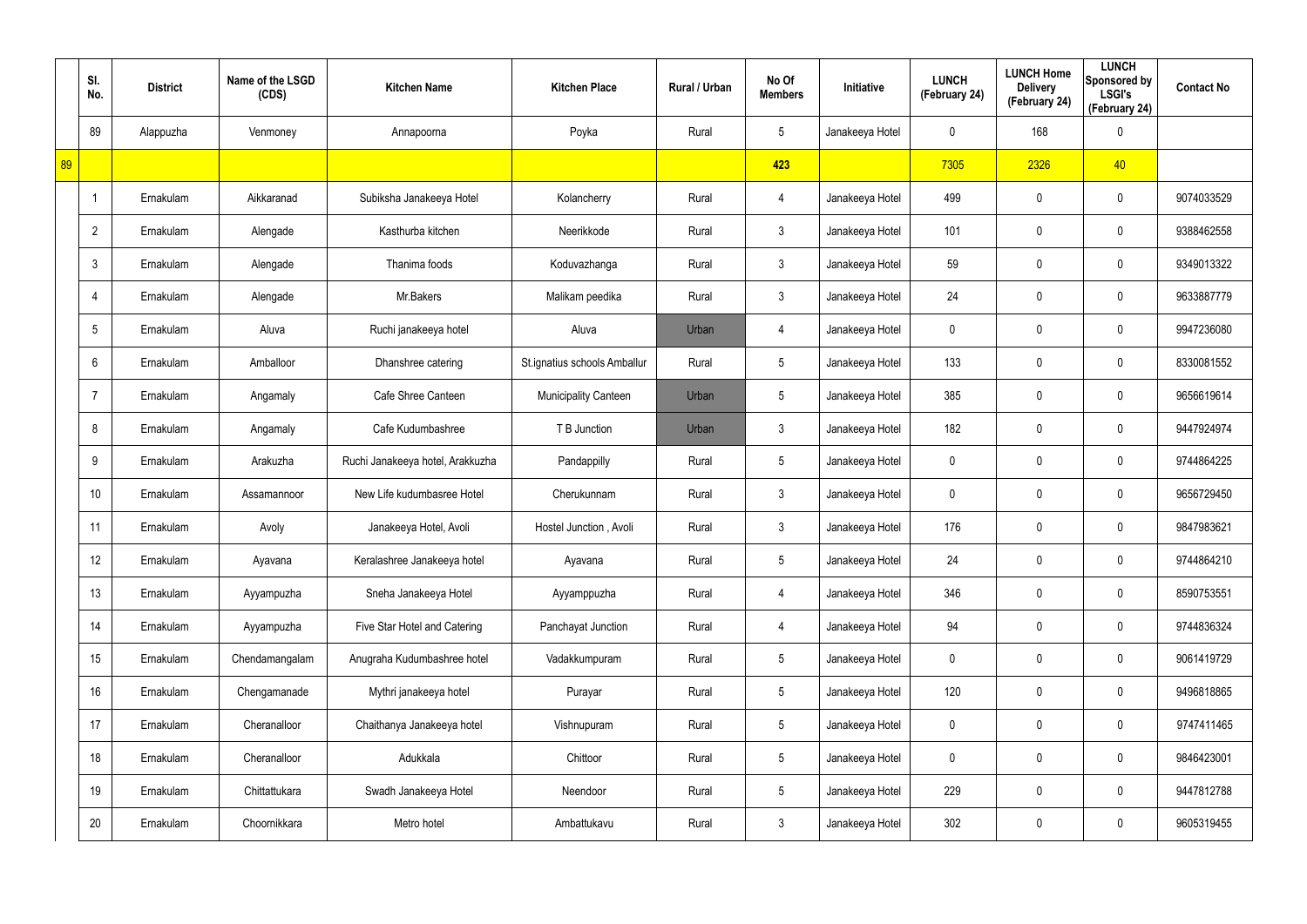| | Sl. No. | District | Name of the LSGD (CDS) | Kitchen Name | Kitchen Place | Rural / Urban | No Of Members | Initiative | LUNCH (February 24) | LUNCH Home Delivery (February 24) | LUNCH Sponsored by LSGI's (February 24) | Contact No |
|---|---|---|---|---|---|---|---|---|---|---|---|---|
| | 89 | Alappuzha | Venmoney | Annapoorna | Poyka | Rural | 5 | Janakeeya Hotel | 0 | 168 | 0 | |
| 89 | | | | | | | 423 | | 7305 | 2326 | 40 | |
| | 1 | Ernakulam | Aikkaranad | Subiksha Janakeeya Hotel | Kolancherry | Rural | 4 | Janakeeya Hotel | 499 | 0 | 0 | 9074033529 |
| | 2 | Ernakulam | Alengade | Kasthurba kitchen | Neerikkode | Rural | 3 | Janakeeya Hotel | 101 | 0 | 0 | 9388462558 |
| | 3 | Ernakulam | Alengade | Thanima foods | Koduvazhanga | Rural | 3 | Janakeeya Hotel | 59 | 0 | 0 | 9349013322 |
| | 4 | Ernakulam | Alengade | Mr.Bakers | Malikam peedika | Rural | 3 | Janakeeya Hotel | 24 | 0 | 0 | 9633887779 |
| | 5 | Ernakulam | Aluva | Ruchi janakeeya hotel | Aluva | Urban | 4 | Janakeeya Hotel | 0 | 0 | 0 | 9947236080 |
| | 6 | Ernakulam | Amballoor | Dhanshree catering | St.ignatius schools Amballur | Rural | 5 | Janakeeya Hotel | 133 | 0 | 0 | 8330081552 |
| | 7 | Ernakulam | Angamaly | Cafe Shree Canteen | Municipality Canteen | Urban | 5 | Janakeeya Hotel | 385 | 0 | 0 | 9656619614 |
| | 8 | Ernakulam | Angamaly | Cafe Kudumbashree | T B Junction | Urban | 3 | Janakeeya Hotel | 182 | 0 | 0 | 9447924974 |
| | 9 | Ernakulam | Arakuzha | Ruchi Janakeeya hotel, Arakkuzha | Pandappilly | Rural | 5 | Janakeeya Hotel | 0 | 0 | 0 | 9744864225 |
| | 10 | Ernakulam | Assamannoor | New Life kudumbasree Hotel | Cherukunnam | Rural | 3 | Janakeeya Hotel | 0 | 0 | 0 | 9656729450 |
| | 11 | Ernakulam | Avoly | Janakeeya Hotel, Avoli | Hostel Junction , Avoli | Rural | 3 | Janakeeya Hotel | 176 | 0 | 0 | 9847983621 |
| | 12 | Ernakulam | Ayavana | Keralashree Janakeeya hotel | Ayavana | Rural | 5 | Janakeeya Hotel | 24 | 0 | 0 | 9744864210 |
| | 13 | Ernakulam | Ayyampuzha | Sneha Janakeeya Hotel | Ayyamppuzha | Rural | 4 | Janakeeya Hotel | 346 | 0 | 0 | 8590753551 |
| | 14 | Ernakulam | Ayyampuzha | Five Star Hotel and Catering | Panchayat Junction | Rural | 4 | Janakeeya Hotel | 94 | 0 | 0 | 9744836324 |
| | 15 | Ernakulam | Chendamangalam | Anugraha Kudumbashree hotel | Vadakkumpuram | Rural | 5 | Janakeeya Hotel | 0 | 0 | 0 | 9061419729 |
| | 16 | Ernakulam | Chengamanade | Mythri janakeeya hotel | Purayar | Rural | 5 | Janakeeya Hotel | 120 | 0 | 0 | 9496818865 |
| | 17 | Ernakulam | Cheranalloor | Chaithanya Janakeeya hotel | Vishnupuram | Rural | 5 | Janakeeya Hotel | 0 | 0 | 0 | 9747411465 |
| | 18 | Ernakulam | Cheranalloor | Adukkala | Chittoor | Rural | 5 | Janakeeya Hotel | 0 | 0 | 0 | 9846423001 |
| | 19 | Ernakulam | Chittattukara | Swadh Janakeeya Hotel | Neendoor | Rural | 5 | Janakeeya Hotel | 229 | 0 | 0 | 9447812788 |
| | 20 | Ernakulam | Choornikkara | Metro hotel | Ambattukavu | Rural | 3 | Janakeeya Hotel | 302 | 0 | 0 | 9605319455 |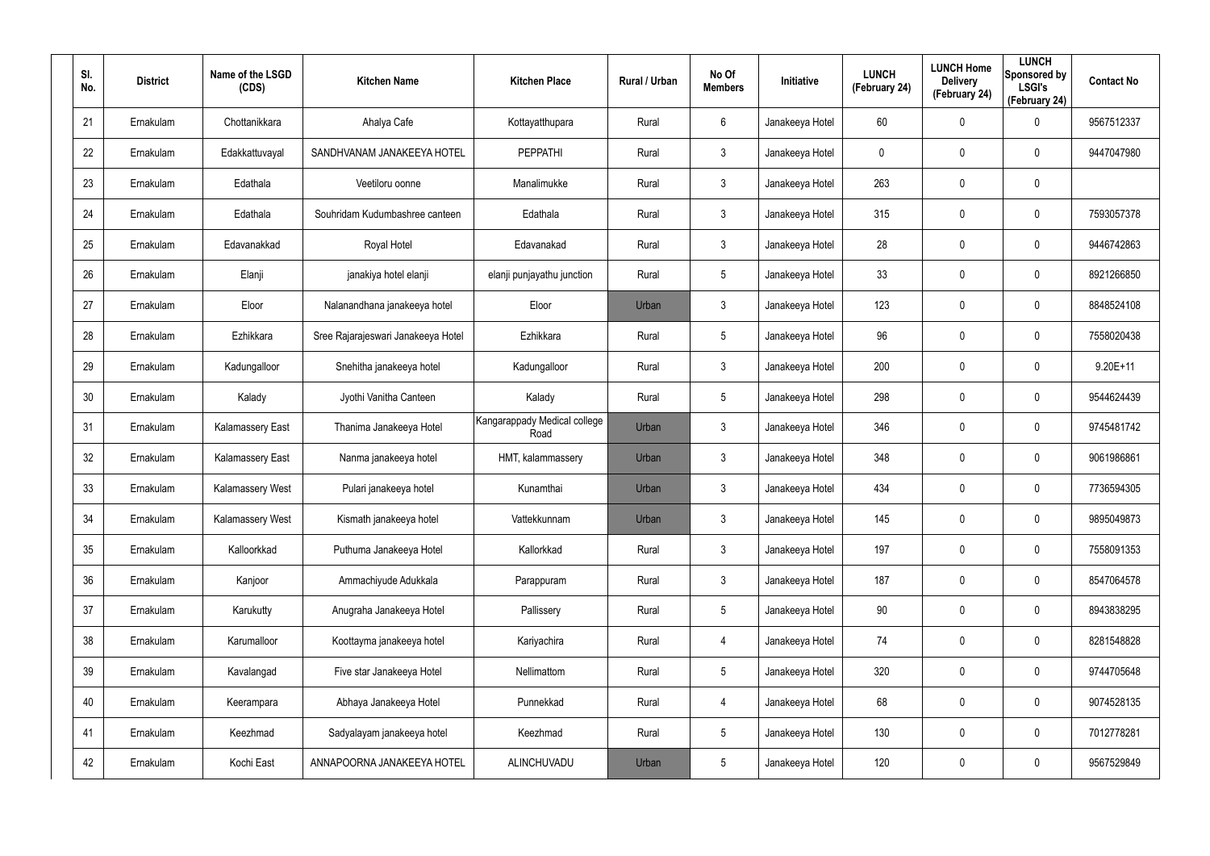| Sl. No. | District | Name of the LSGD (CDS) | Kitchen Name | Kitchen Place | Rural / Urban | No Of Members | Initiative | LUNCH (February 24) | LUNCH Home Delivery (February 24) | LUNCH Sponsored by LSGI's (February 24) | Contact No |
|---|---|---|---|---|---|---|---|---|---|---|---|
| 21 | Ernakulam | Chottanikkara | Ahalya Cafe | Kottayatthupara | Rural | 6 | Janakeeya Hotel | 60 | 0 | 0 | 9567512337 |
| 22 | Ernakulam | Edakkattuvayal | SANDHVANAM JANAKEEYA HOTEL | PEPPATHI | Rural | 3 | Janakeeya Hotel | 0 | 0 | 0 | 9447047980 |
| 23 | Ernakulam | Edathala | Veetiloru oonne | Manalimukke | Rural | 3 | Janakeeya Hotel | 263 | 0 | 0 | |
| 24 | Ernakulam | Edathala | Souhridam Kudumbashree canteen | Edathala | Rural | 3 | Janakeeya Hotel | 315 | 0 | 0 | 7593057378 |
| 25 | Ernakulam | Edavanakkad | Royal Hotel | Edavanakad | Rural | 3 | Janakeeya Hotel | 28 | 0 | 0 | 9446742863 |
| 26 | Ernakulam | Elanji | janakiya hotel elanji | elanji punjayathu junction | Rural | 5 | Janakeeya Hotel | 33 | 0 | 0 | 8921266850 |
| 27 | Ernakulam | Eloor | Nalanandhana janakeeya hotel | Eloor | Urban | 3 | Janakeeya Hotel | 123 | 0 | 0 | 8848524108 |
| 28 | Ernakulam | Ezhikkara | Sree Rajarajeswari Janakeeya Hotel | Ezhikkara | Rural | 5 | Janakeeya Hotel | 96 | 0 | 0 | 7558020438 |
| 29 | Ernakulam | Kadungalloor | Snehitha janakeeya hotel | Kadungalloor | Rural | 3 | Janakeeya Hotel | 200 | 0 | 0 | 9.20E+11 |
| 30 | Ernakulam | Kalady | Jyothi Vanitha Canteen | Kalady | Rural | 5 | Janakeeya Hotel | 298 | 0 | 0 | 9544624439 |
| 31 | Ernakulam | Kalamassery East | Thanima Janakeeya Hotel | Kangarappady Medical college Road | Urban | 3 | Janakeeya Hotel | 346 | 0 | 0 | 9745481742 |
| 32 | Ernakulam | Kalamassery East | Nanma janakeeya hotel | HMT, kalammassery | Urban | 3 | Janakeeya Hotel | 348 | 0 | 0 | 9061986861 |
| 33 | Ernakulam | Kalamassery West | Pulari janakeeya hotel | Kunamthai | Urban | 3 | Janakeeya Hotel | 434 | 0 | 0 | 7736594305 |
| 34 | Ernakulam | Kalamassery West | Kismath janakeeya hotel | Vattekkunnam | Urban | 3 | Janakeeya Hotel | 145 | 0 | 0 | 9895049873 |
| 35 | Ernakulam | Kalloorkkad | Puthuma Janakeeya Hotel | Kallorkkad | Rural | 3 | Janakeeya Hotel | 197 | 0 | 0 | 7558091353 |
| 36 | Ernakulam | Kanjoor | Ammachiyude Adukkala | Parappuram | Rural | 3 | Janakeeya Hotel | 187 | 0 | 0 | 8547064578 |
| 37 | Ernakulam | Karukutty | Anugraha Janakeeya Hotel | Pallissery | Rural | 5 | Janakeeya Hotel | 90 | 0 | 0 | 8943838295 |
| 38 | Ernakulam | Karumalloor | Koottayma janakeeya hotel | Kariyachira | Rural | 4 | Janakeeya Hotel | 74 | 0 | 0 | 8281548828 |
| 39 | Ernakulam | Kavalangad | Five star Janakeeya Hotel | Nellimattom | Rural | 5 | Janakeeya Hotel | 320 | 0 | 0 | 9744705648 |
| 40 | Ernakulam | Keerampara | Abhaya Janakeeya Hotel | Punnekkad | Rural | 4 | Janakeeya Hotel | 68 | 0 | 0 | 9074528135 |
| 41 | Ernakulam | Keezhmad | Sadyalayam janakeeya hotel | Keezhmad | Rural | 5 | Janakeeya Hotel | 130 | 0 | 0 | 7012778281 |
| 42 | Ernakulam | Kochi East | ANNAPOORNA JANAKEEYA HOTEL | ALINCHUVADU | Urban | 5 | Janakeeya Hotel | 120 | 0 | 0 | 9567529849 |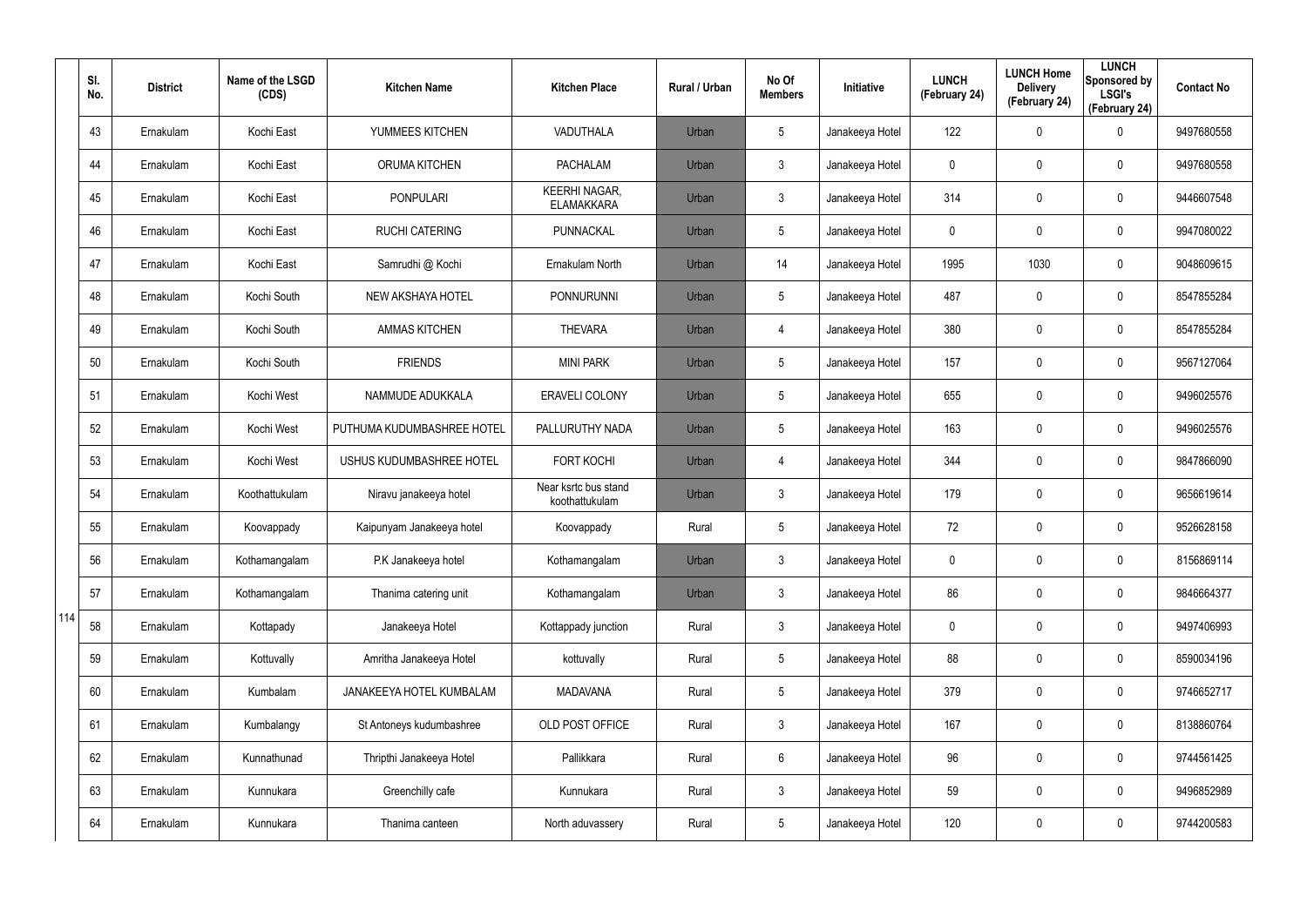| Sl. No. | District | Name of the LSGD (CDS) | Kitchen Name | Kitchen Place | Rural / Urban | No Of Members | Initiative | LUNCH (February 24) | LUNCH Home Delivery (February 24) | LUNCH Sponsored by LSGI's (February 24) | Contact No |
|---|---|---|---|---|---|---|---|---|---|---|---|
| 43 | Ernakulam | Kochi East | YUMMEES KITCHEN | VADUTHALA | Urban | 5 | Janakeeya Hotel | 122 | 0 | 0 | 9497680558 |
| 44 | Ernakulam | Kochi East | ORUMA KITCHEN | PACHALAM | Urban | 3 | Janakeeya Hotel | 0 | 0 | 0 | 9497680558 |
| 45 | Ernakulam | Kochi East | PONPULARI | KEERHI NAGAR, ELAMAKKARA | Urban | 3 | Janakeeya Hotel | 314 | 0 | 0 | 9446607548 |
| 46 | Ernakulam | Kochi East | RUCHI CATERING | PUNNACKAL | Urban | 5 | Janakeeya Hotel | 0 | 0 | 0 | 9947080022 |
| 47 | Ernakulam | Kochi East | Samrudhi @ Kochi | Ernakulam North | Urban | 14 | Janakeeya Hotel | 1995 | 1030 | 0 | 9048609615 |
| 48 | Ernakulam | Kochi South | NEW AKSHAYA HOTEL | PONNURUNNI | Urban | 5 | Janakeeya Hotel | 487 | 0 | 0 | 8547855284 |
| 49 | Ernakulam | Kochi South | AMMAS KITCHEN | THEVARA | Urban | 4 | Janakeeya Hotel | 380 | 0 | 0 | 8547855284 |
| 50 | Ernakulam | Kochi South | FRIENDS | MINI PARK | Urban | 5 | Janakeeya Hotel | 157 | 0 | 0 | 9567127064 |
| 51 | Ernakulam | Kochi West | NAMMUDE ADUKKALA | ERAVELI COLONY | Urban | 5 | Janakeeya Hotel | 655 | 0 | 0 | 9496025576 |
| 52 | Ernakulam | Kochi West | PUTHUMA KUDUMBASHREE HOTEL | PALLURUTHY NADA | Urban | 5 | Janakeeya Hotel | 163 | 0 | 0 | 9496025576 |
| 53 | Ernakulam | Kochi West | USHUS KUDUMBASHREE HOTEL | FORT KOCHI | Urban | 4 | Janakeeya Hotel | 344 | 0 | 0 | 9847866090 |
| 54 | Ernakulam | Koothattukulam | Niravu janakeeya hotel | Near ksrtc bus stand koothattukulam | Urban | 3 | Janakeeya Hotel | 179 | 0 | 0 | 9656619614 |
| 55 | Ernakulam | Koovappady | Kaipunyam Janakeeya hotel | Koovappady | Rural | 5 | Janakeeya Hotel | 72 | 0 | 0 | 9526628158 |
| 56 | Ernakulam | Kothamangalam | P.K Janakeeya hotel | Kothamangalam | Urban | 3 | Janakeeya Hotel | 0 | 0 | 0 | 8156869114 |
| 57 | Ernakulam | Kothamangalam | Thanima catering unit | Kothamangalam | Urban | 3 | Janakeeya Hotel | 86 | 0 | 0 | 9846664377 |
| 58 | Ernakulam | Kottapady | Janakeeya Hotel | Kottappady junction | Rural | 3 | Janakeeya Hotel | 0 | 0 | 0 | 9497406993 |
| 59 | Ernakulam | Kottuvally | Amritha Janakeeya Hotel | kottuvally | Rural | 5 | Janakeeya Hotel | 88 | 0 | 0 | 8590034196 |
| 60 | Ernakulam | Kumbalam | JANAKEEYA HOTEL KUMBALAM | MADAVANA | Rural | 5 | Janakeeya Hotel | 379 | 0 | 0 | 9746652717 |
| 61 | Ernakulam | Kumbalangy | St Antoneys kudumbashree | OLD POST OFFICE | Rural | 3 | Janakeeya Hotel | 167 | 0 | 0 | 8138860764 |
| 62 | Ernakulam | Kunnathunad | Thripthi Janakeeya Hotel | Pallikkara | Rural | 6 | Janakeeya Hotel | 96 | 0 | 0 | 9744561425 |
| 63 | Ernakulam | Kunnukara | Greenchilly cafe | Kunnukara | Rural | 3 | Janakeeya Hotel | 59 | 0 | 0 | 9496852989 |
| 64 | Ernakulam | Kunnukara | Thanima canteen | North aduvassery | Rural | 5 | Janakeeya Hotel | 120 | 0 | 0 | 9744200583 |

114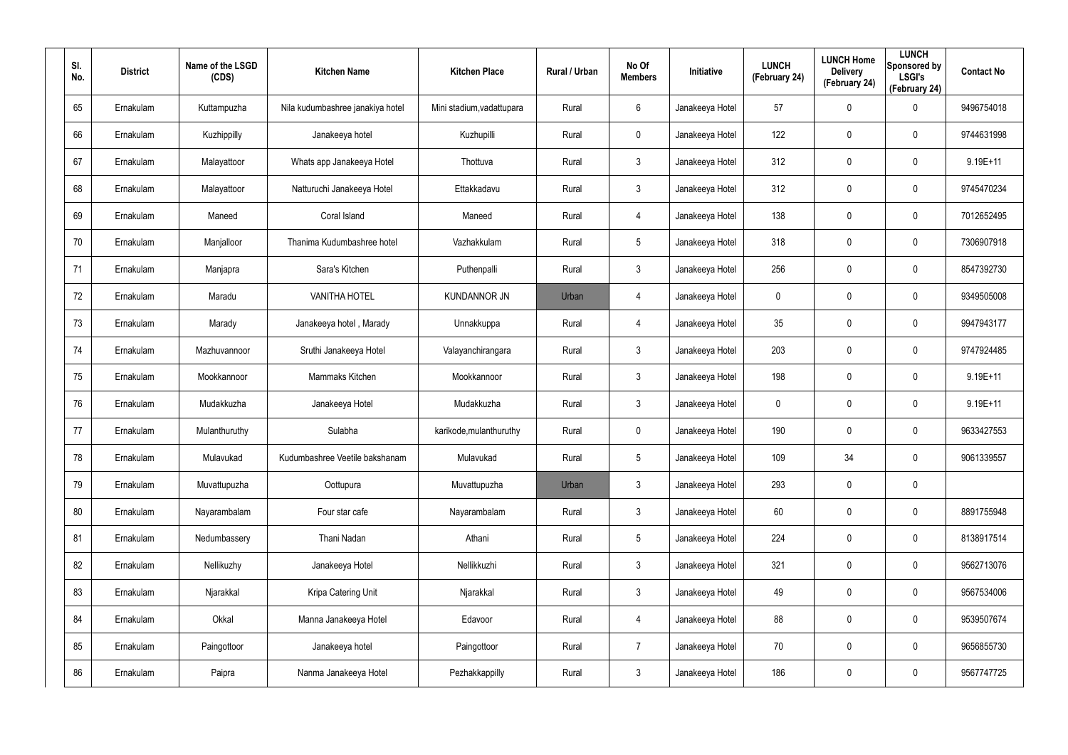| Sl. No. | District | Name of the LSGD (CDS) | Kitchen Name | Kitchen Place | Rural / Urban | No Of Members | Initiative | LUNCH (February 24) | LUNCH Home Delivery (February 24) | LUNCH Sponsored by LSGI's (February 24) | Contact No |
|---|---|---|---|---|---|---|---|---|---|---|---|
| 65 | Ernakulam | Kuttampuzha | Nila kudumbashree janakiya hotel | Mini stadium,vadattupara | Rural | 6 | Janakeeya Hotel | 57 | 0 | 0 | 9496754018 |
| 66 | Ernakulam | Kuzhippilly | Janakeeya hotel | Kuzhupilli | Rural | 0 | Janakeeya Hotel | 122 | 0 | 0 | 9744631998 |
| 67 | Ernakulam | Malayattoor | Whats app Janakeeya Hotel | Thottuva | Rural | 3 | Janakeeya Hotel | 312 | 0 | 0 | 9.19E+11 |
| 68 | Ernakulam | Malayattoor | Natturuchi Janakeeya Hotel | Ettakkadavu | Rural | 3 | Janakeeya Hotel | 312 | 0 | 0 | 9745470234 |
| 69 | Ernakulam | Maneed | Coral Island | Maneed | Rural | 4 | Janakeeya Hotel | 138 | 0 | 0 | 7012652495 |
| 70 | Ernakulam | Manjalloor | Thanima Kudumbashree hotel | Vazhakkulam | Rural | 5 | Janakeeya Hotel | 318 | 0 | 0 | 7306907918 |
| 71 | Ernakulam | Manjapra | Sara's Kitchen | Puthenpalli | Rural | 3 | Janakeeya Hotel | 256 | 0 | 0 | 8547392730 |
| 72 | Ernakulam | Maradu | VANITHA HOTEL | KUNDANNOR JN | Urban | 4 | Janakeeya Hotel | 0 | 0 | 0 | 9349505008 |
| 73 | Ernakulam | Marady | Janakeeya hotel , Marady | Unnakkuppa | Rural | 4 | Janakeeya Hotel | 35 | 0 | 0 | 9947943177 |
| 74 | Ernakulam | Mazhuvannoor | Sruthi Janakeeya Hotel | Valayanchirangara | Rural | 3 | Janakeeya Hotel | 203 | 0 | 0 | 9747924485 |
| 75 | Ernakulam | Mookkannoor | Mammaks Kitchen | Mookkannoor | Rural | 3 | Janakeeya Hotel | 198 | 0 | 0 | 9.19E+11 |
| 76 | Ernakulam | Mudakkuzha | Janakeeya Hotel | Mudakkuzha | Rural | 3 | Janakeeya Hotel | 0 | 0 | 0 | 9.19E+11 |
| 77 | Ernakulam | Mulanthuruthy | Sulabha | karikode,mulanthuruthy | Rural | 0 | Janakeeya Hotel | 190 | 0 | 0 | 9633427553 |
| 78 | Ernakulam | Mulavukad | Kudumbashree Veetile bakshanam | Mulavukad | Rural | 5 | Janakeeya Hotel | 109 | 34 | 0 | 9061339557 |
| 79 | Ernakulam | Muvattupuzha | Oottupura | Muvattupuzha | Urban | 3 | Janakeeya Hotel | 293 | 0 | 0 | |
| 80 | Ernakulam | Nayarambalam | Four star cafe | Nayarambalam | Rural | 3 | Janakeeya Hotel | 60 | 0 | 0 | 8891755948 |
| 81 | Ernakulam | Nedumbassery | Thani Nadan | Athani | Rural | 5 | Janakeeya Hotel | 224 | 0 | 0 | 8138917514 |
| 82 | Ernakulam | Nellikuzhy | Janakeeya Hotel | Nellikkuzhi | Rural | 3 | Janakeeya Hotel | 321 | 0 | 0 | 9562713076 |
| 83 | Ernakulam | Njarakkal | Kripa Catering Unit | Njarakkal | Rural | 3 | Janakeeya Hotel | 49 | 0 | 0 | 9567534006 |
| 84 | Ernakulam | Okkal | Manna Janakeeya Hotel | Edavoor | Rural | 4 | Janakeeya Hotel | 88 | 0 | 0 | 9539507674 |
| 85 | Ernakulam | Paingottoor | Janakeeya hotel | Paingottoor | Rural | 7 | Janakeeya Hotel | 70 | 0 | 0 | 9656855730 |
| 86 | Ernakulam | Paipra | Nanma Janakeeya Hotel | Pezhakkappilly | Rural | 3 | Janakeeya Hotel | 186 | 0 | 0 | 9567747725 |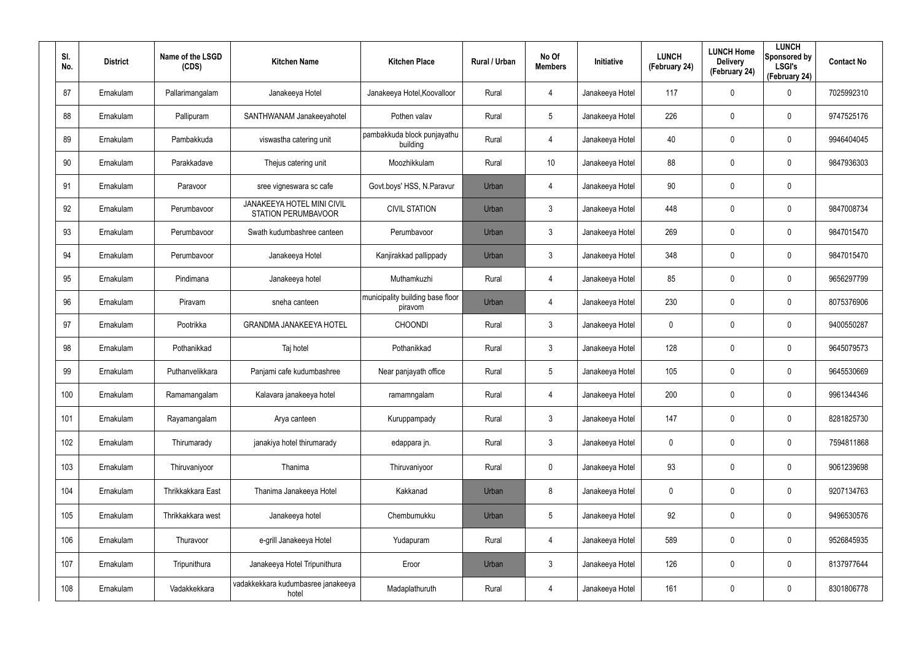| Sl. No. | District | Name of the LSGD (CDS) | Kitchen Name | Kitchen Place | Rural / Urban | No Of Members | Initiative | LUNCH (February 24) | LUNCH Home Delivery (February 24) | LUNCH Sponsored by LSGI's (February 24) | Contact No |
|---|---|---|---|---|---|---|---|---|---|---|---|
| 87 | Ernakulam | Pallarimangalam | Janakeeya Hotel | Janakeeya Hotel,Koovalloor | Rural | 4 | Janakeeya Hotel | 117 | 0 | 0 | 7025992310 |
| 88 | Ernakulam | Pallipuram | SANTHWANAM Janakeeyahotel | Pothen valav | Rural | 5 | Janakeeya Hotel | 226 | 0 | 0 | 9747525176 |
| 89 | Ernakulam | Pambakkuda | viswastha catering unit | pambakkuda block punjayathu building | Rural | 4 | Janakeeya Hotel | 40 | 0 | 0 | 9946404045 |
| 90 | Ernakulam | Parakkadave | Thejus catering unit | Moozhikkulam | Rural | 10 | Janakeeya Hotel | 88 | 0 | 0 | 9847936303 |
| 91 | Ernakulam | Paravoor | sree vigneswara sc cafe | Govt.boys' HSS, N.Paravur | Urban | 4 | Janakeeya Hotel | 90 | 0 | 0 | |
| 92 | Ernakulam | Perumbavoor | JANAKEEYA HOTEL MINI CIVIL STATION PERUMBAVOOR | CIVIL STATION | Urban | 3 | Janakeeya Hotel | 448 | 0 | 0 | 9847008734 |
| 93 | Ernakulam | Perumbavoor | Swath kudumbashree canteen | Perumbavoor | Urban | 3 | Janakeeya Hotel | 269 | 0 | 0 | 9847015470 |
| 94 | Ernakulam | Perumbavoor | Janakeeya Hotel | Kanjirakkad pallippady | Urban | 3 | Janakeeya Hotel | 348 | 0 | 0 | 9847015470 |
| 95 | Ernakulam | Pindimana | Janakeeya hotel | Muthamkuzhi | Rural | 4 | Janakeeya Hotel | 85 | 0 | 0 | 9656297799 |
| 96 | Ernakulam | Piravam | sneha canteen | municipality building base floor piravom | Urban | 4 | Janakeeya Hotel | 230 | 0 | 0 | 8075376906 |
| 97 | Ernakulam | Pootrikka | GRANDMA JANAKEEYA HOTEL | CHOONDI | Rural | 3 | Janakeeya Hotel | 0 | 0 | 0 | 9400550287 |
| 98 | Ernakulam | Pothanikkad | Taj hotel | Pothanikkad | Rural | 3 | Janakeeya Hotel | 128 | 0 | 0 | 9645079573 |
| 99 | Ernakulam | Puthanvelikkara | Panjami cafe kudumbashree | Near panjayath office | Rural | 5 | Janakeeya Hotel | 105 | 0 | 0 | 9645530669 |
| 100 | Ernakulam | Ramamangalam | Kalavara janakeeya hotel | ramamngalam | Rural | 4 | Janakeeya Hotel | 200 | 0 | 0 | 9961344346 |
| 101 | Ernakulam | Rayamangalam | Arya canteen | Kuruppampady | Rural | 3 | Janakeeya Hotel | 147 | 0 | 0 | 8281825730 |
| 102 | Ernakulam | Thirumarady | janakiya hotel thirumarady | edappara jn. | Rural | 3 | Janakeeya Hotel | 0 | 0 | 0 | 7594811868 |
| 103 | Ernakulam | Thiruvaniyoor | Thanima | Thiruvaniyoor | Rural | 0 | Janakeeya Hotel | 93 | 0 | 0 | 9061239698 |
| 104 | Ernakulam | Thrikkakkara East | Thanima Janakeeya Hotel | Kakkanad | Urban | 8 | Janakeeya Hotel | 0 | 0 | 0 | 9207134763 |
| 105 | Ernakulam | Thrikkakkara west | Janakeeya hotel | Chembumukku | Urban | 5 | Janakeeya Hotel | 92 | 0 | 0 | 9496530576 |
| 106 | Ernakulam | Thuravoor | e-grill Janakeeya Hotel | Yudapuram | Rural | 4 | Janakeeya Hotel | 589 | 0 | 0 | 9526845935 |
| 107 | Ernakulam | Tripunithura | Janakeeya Hotel Tripunithura | Eroor | Urban | 3 | Janakeeya Hotel | 126 | 0 | 0 | 8137977644 |
| 108 | Ernakulam | Vadakkekkara | vadakkekkara kudumbasree janakeeya hotel | Madaplathuruth | Rural | 4 | Janakeeya Hotel | 161 | 0 | 0 | 8301806778 |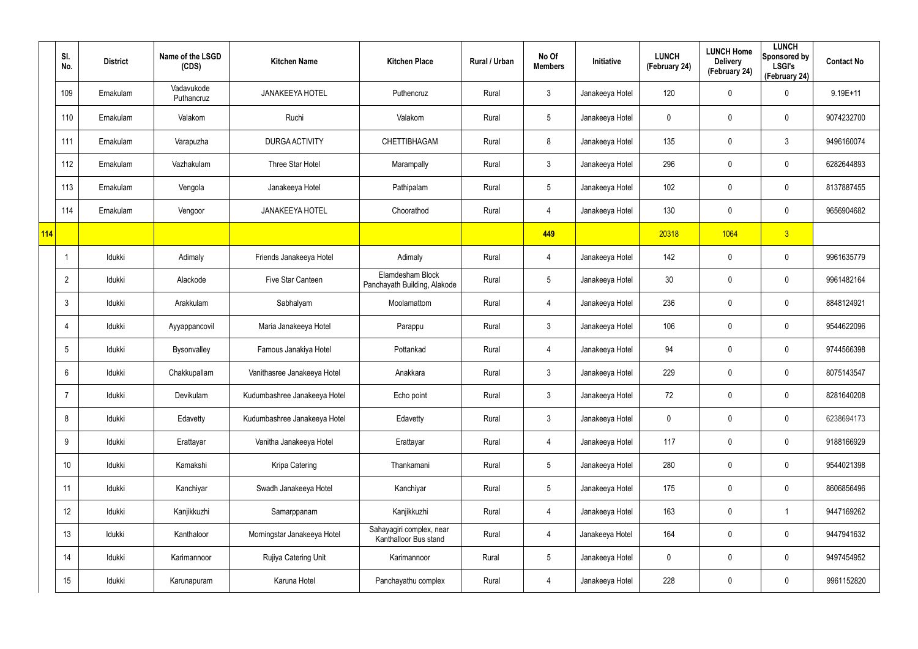| | Sl. No. | District | Name of the LSGD (CDS) | Kitchen Name | Kitchen Place | Rural / Urban | No Of Members | Initiative | LUNCH (February 24) | LUNCH Home Delivery (February 24) | LUNCH Sponsored by LSGI's (February 24) | Contact No |
|---|---|---|---|---|---|---|---|---|---|---|---|---|
| | 109 | Ernakulam | Vadavukode Puthancruz | JANAKEEYA HOTEL | Puthencruz | Rural | 3 | Janakeeya Hotel | 120 | 0 | 0 | 9.19E+11 |
| | 110 | Ernakulam | Valakom | Ruchi | Valakom | Rural | 5 | Janakeeya Hotel | 0 | 0 | 0 | 9074232700 |
| | 111 | Ernakulam | Varapuzha | DURGA ACTIVITY | CHETTIBHAGAM | Rural | 8 | Janakeeya Hotel | 135 | 0 | 3 | 9496160074 |
| | 112 | Ernakulam | Vazhakulam | Three Star Hotel | Marampally | Rural | 3 | Janakeeya Hotel | 296 | 0 | 0 | 6282644893 |
| | 113 | Ernakulam | Vengola | Janakeeya Hotel | Pathipalam | Rural | 5 | Janakeeya Hotel | 102 | 0 | 0 | 8137887455 |
| | 114 | Ernakulam | Vengoor | JANAKEEYA HOTEL | Choorathod | Rural | 4 | Janakeeya Hotel | 130 | 0 | 0 | 9656904682 |
| 114 | | | | | | | 449 | | 20318 | 1064 | 3 | |
| | 1 | Idukki | Adimaly | Friends Janakeeya Hotel | Adimaly | Rural | 4 | Janakeeya Hotel | 142 | 0 | 0 | 9961635779 |
| | 2 | Idukki | Alackode | Five Star Canteen | Elamdesham Block Panchayath Building, Alakode | Rural | 5 | Janakeeya Hotel | 30 | 0 | 0 | 9961482164 |
| | 3 | Idukki | Arakkulam | Sabhalyam | Moolamattom | Rural | 4 | Janakeeya Hotel | 236 | 0 | 0 | 8848124921 |
| | 4 | Idukki | Ayyappancovil | Maria Janakeeya Hotel | Parappu | Rural | 3 | Janakeeya Hotel | 106 | 0 | 0 | 9544622096 |
| | 5 | Idukki | Bysonvalley | Famous Janakiya Hotel | Pottankad | Rural | 4 | Janakeeya Hotel | 94 | 0 | 0 | 9744566398 |
| | 6 | Idukki | Chakkupallam | Vanithasree Janakeeya Hotel | Anakkara | Rural | 3 | Janakeeya Hotel | 229 | 0 | 0 | 8075143547 |
| | 7 | Idukki | Devikulam | Kudumbashree Janakeeya Hotel | Echo point | Rural | 3 | Janakeeya Hotel | 72 | 0 | 0 | 8281640208 |
| | 8 | Idukki | Edavetty | Kudumbashree Janakeeya Hotel | Edavetty | Rural | 3 | Janakeeya Hotel | 0 | 0 | 0 | 6238694173 |
| | 9 | Idukki | Erattayar | Vanitha Janakeeya Hotel | Erattayar | Rural | 4 | Janakeeya Hotel | 117 | 0 | 0 | 9188166929 |
| | 10 | Idukki | Kamakshi | Kripa Catering | Thankamani | Rural | 5 | Janakeeya Hotel | 280 | 0 | 0 | 9544021398 |
| | 11 | Idukki | Kanchiyar | Swadh Janakeeya Hotel | Kanchiyar | Rural | 5 | Janakeeya Hotel | 175 | 0 | 0 | 8606856496 |
| | 12 | Idukki | Kanjikkuzhi | Samarppanam | Kanjikkuzhi | Rural | 4 | Janakeeya Hotel | 163 | 0 | 1 | 9447169262 |
| | 13 | Idukki | Kanthaloor | Morningstar Janakeeya Hotel | Sahayagiri complex, near Kanthalloor Bus stand | Rural | 4 | Janakeeya Hotel | 164 | 0 | 0 | 9447941632 |
| | 14 | Idukki | Karimannoor | Rujiya Catering Unit | Karimannoor | Rural | 5 | Janakeeya Hotel | 0 | 0 | 0 | 9497454952 |
| | 15 | Idukki | Karunapuram | Karuna Hotel | Panchayathu complex | Rural | 4 | Janakeeya Hotel | 228 | 0 | 0 | 9961152820 |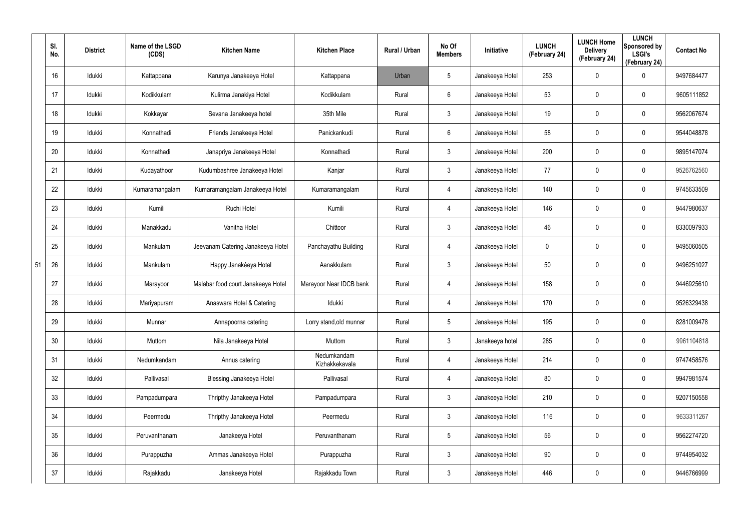| | Sl. No. | District | Name of the LSGD (CDS) | Kitchen Name | Kitchen Place | Rural / Urban | No Of Members | Initiative | LUNCH (February 24) | LUNCH Home Delivery (February 24) | LUNCH Sponsored by LSGI's (February 24) | Contact No |
|---|---|---|---|---|---|---|---|---|---|---|---|---|
| | 16 | Idukki | Kattappana | Karunya Janakeeya Hotel | Kattappana | Urban | 5 | Janakeeya Hotel | 253 | 0 | 0 | 9497684477 |
| | 17 | Idukki | Kodikkulam | Kulirma Janakiya Hotel | Kodikkulam | Rural | 6 | Janakeeya Hotel | 53 | 0 | 0 | 9605111852 |
| | 18 | Idukki | Kokkayar | Sevana Janakeeya hotel | 35th Mile | Rural | 3 | Janakeeya Hotel | 19 | 0 | 0 | 9562067674 |
| | 19 | Idukki | Konnathadi | Friends Janakeeya Hotel | Panickankudi | Rural | 6 | Janakeeya Hotel | 58 | 0 | 0 | 9544048878 |
| | 20 | Idukki | Konnathadi | Janapriya Janakeeya Hotel | Konnathadi | Rural | 3 | Janakeeya Hotel | 200 | 0 | 0 | 9895147074 |
| | 21 | Idukki | Kudayathoor | Kudumbashree Janakeeya Hotel | Kanjar | Rural | 3 | Janakeeya Hotel | 77 | 0 | 0 | 9526762560 |
| | 22 | Idukki | Kumaramangalam | Kumaramangalam Janakeeya Hotel | Kumaramangalam | Rural | 4 | Janakeeya Hotel | 140 | 0 | 0 | 9745633509 |
| | 23 | Idukki | Kumili | Ruchi Hotel | Kumili | Rural | 4 | Janakeeya Hotel | 146 | 0 | 0 | 9447980637 |
| | 24 | Idukki | Manakkadu | Vanitha Hotel | Chittoor | Rural | 3 | Janakeeya Hotel | 46 | 0 | 0 | 8330097933 |
| | 25 | Idukki | Mankulam | Jeevanam Catering Janakeeya Hotel | Panchayathu Building | Rural | 4 | Janakeeya Hotel | 0 | 0 | 0 | 9495060505 |
| 51 | 26 | Idukki | Mankulam | Happy Janakéeya Hotel | Aanakkulam | Rural | 3 | Janakeeya Hotel | 50 | 0 | 0 | 9496251027 |
| | 27 | Idukki | Marayoor | Malabar food court Janakeeya Hotel | Marayoor Near IDCB bank | Rural | 4 | Janakeeya Hotel | 158 | 0 | 0 | 9446925610 |
| | 28 | Idukki | Mariyapuram | Anaswara Hotel & Catering | Idukki | Rural | 4 | Janakeeya Hotel | 170 | 0 | 0 | 9526329438 |
| | 29 | Idukki | Munnar | Annapoorna catering | Lorry stand,old munnar | Rural | 5 | Janakeeya Hotel | 195 | 0 | 0 | 8281009478 |
| | 30 | Idukki | Muttom | Nila Janakeeya Hotel | Muttom | Rural | 3 | Janakeeya hotel | 285 | 0 | 0 | 9961104818 |
| | 31 | Idukki | Nedumkandam | Annus catering | Nedumkandam Kizhakkekavala | Rural | 4 | Janakeeya Hotel | 214 | 0 | 0 | 9747458576 |
| | 32 | Idukki | Pallivasal | Blessing Janakeeya Hotel | Pallivasal | Rural | 4 | Janakeeya Hotel | 80 | 0 | 0 | 9947981574 |
| | 33 | Idukki | Pampadumpara | Thripthy Janakeeya Hotel | Pampadumpara | Rural | 3 | Janakeeya Hotel | 210 | 0 | 0 | 9207150558 |
| | 34 | Idukki | Peermedu | Thripthy Janakeeya Hotel | Peermedu | Rural | 3 | Janakeeya Hotel | 116 | 0 | 0 | 9633311267 |
| | 35 | Idukki | Peruvanthanam | Janakeeya Hotel | Peruvanthanam | Rural | 5 | Janakeeya Hotel | 56 | 0 | 0 | 9562274720 |
| | 36 | Idukki | Purappuzha | Ammas Janakeeya Hotel | Purappuzha | Rural | 3 | Janakeeya Hotel | 90 | 0 | 0 | 9744954032 |
| | 37 | Idukki | Rajakkadu | Janakeeya Hotel | Rajakkadu Town | Rural | 3 | Janakeeya Hotel | 446 | 0 | 0 | 9446766999 |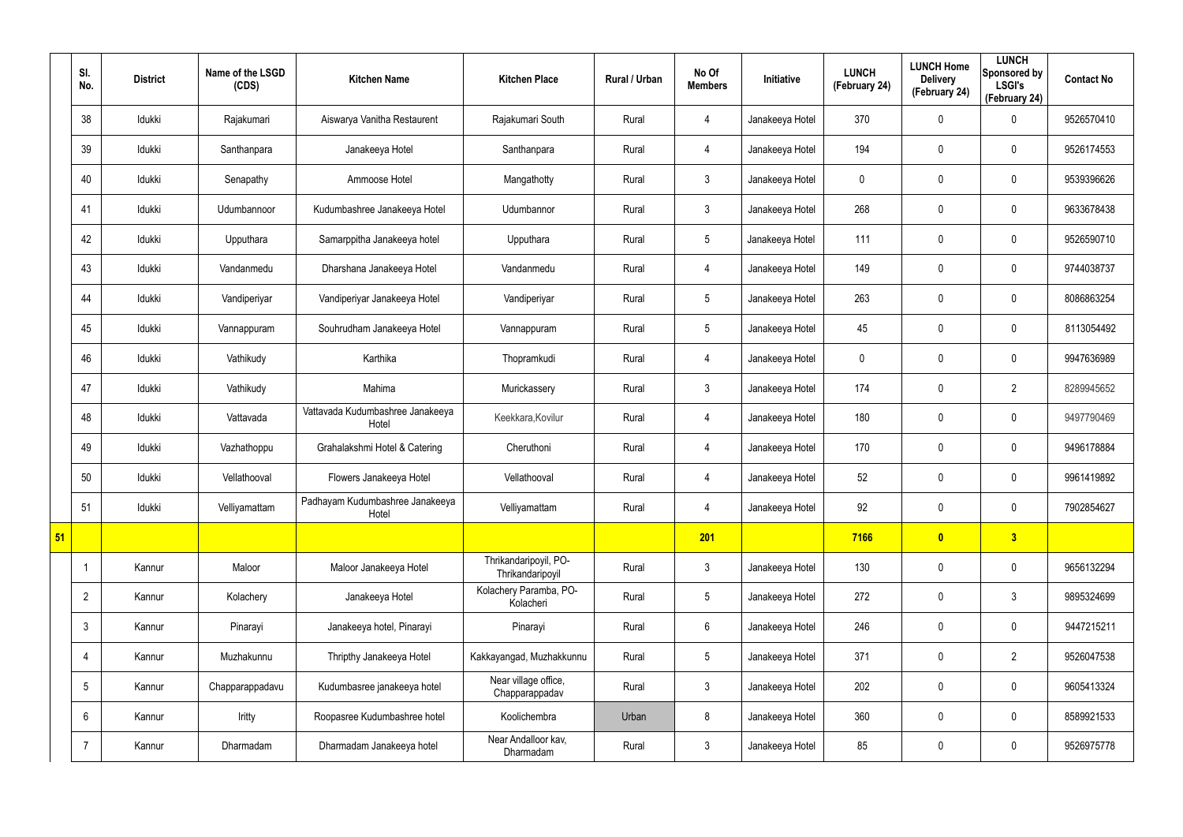| | Sl. No. | District | Name of the LSGD (CDS) | Kitchen Name | Kitchen Place | Rural / Urban | No Of Members | Initiative | LUNCH (February 24) | LUNCH Home Delivery (February 24) | LUNCH Sponsored by LSGI's (February 24) | Contact No |
|---|---|---|---|---|---|---|---|---|---|---|---|---|
| | 38 | Idukki | Rajakumari | Aiswarya Vanitha Restaurent | Rajakumari South | Rural | 4 | Janakeeya Hotel | 370 | 0 | 0 | 9526570410 |
| | 39 | Idukki | Santhanpara | Janakeeya Hotel | Santhanpara | Rural | 4 | Janakeeya Hotel | 194 | 0 | 0 | 9526174553 |
| | 40 | Idukki | Senapathy | Ammoose Hotel | Mangathotty | Rural | 3 | Janakeeya Hotel | 0 | 0 | 0 | 9539396626 |
| | 41 | Idukki | Udumbannoor | Kudumbashree Janakeeya Hotel | Udumbannor | Rural | 3 | Janakeeya Hotel | 268 | 0 | 0 | 9633678438 |
| | 42 | Idukki | Upputhara | Samarppitha Janakeeya hotel | Upputhara | Rural | 5 | Janakeeya Hotel | 111 | 0 | 0 | 9526590710 |
| | 43 | Idukki | Vandanmedu | Dharshana Janakeeya Hotel | Vandanmedu | Rural | 4 | Janakeeya Hotel | 149 | 0 | 0 | 9744038737 |
| | 44 | Idukki | Vandiperiyar | Vandiperiyar Janakeeya Hotel | Vandiperiyar | Rural | 5 | Janakeeya Hotel | 263 | 0 | 0 | 8086863254 |
| | 45 | Idukki | Vannappuram | Souhrudham Janakeeya Hotel | Vannappuram | Rural | 5 | Janakeeya Hotel | 45 | 0 | 0 | 8113054492 |
| | 46 | Idukki | Vathikudy | Karthika | Thopramkudi | Rural | 4 | Janakeeya Hotel | 0 | 0 | 0 | 9947636989 |
| | 47 | Idukki | Vathikudy | Mahima | Murickassery | Rural | 3 | Janakeeya Hotel | 174 | 0 | 2 | 8289945652 |
| | 48 | Idukki | Vattavada | Vattavada Kudumbashree Janakeeya Hotel | Keekkara,Kovilur | Rural | 4 | Janakeeya Hotel | 180 | 0 | 0 | 9497790469 |
| | 49 | Idukki | Vazhathoppu | Grahalakshmi Hotel & Catering | Cheruthoni | Rural | 4 | Janakeeya Hotel | 170 | 0 | 0 | 9496178884 |
| | 50 | Idukki | Vellathooval | Flowers Janakeeya Hotel | Vellathooval | Rural | 4 | Janakeeya Hotel | 52 | 0 | 0 | 9961419892 |
| | 51 | Idukki | Velliyamattam | Padhayam Kudumbashree Janakeeya Hotel | Velliyamattam | Rural | 4 | Janakeeya Hotel | 92 | 0 | 0 | 7902854627 |
| **51** | | | | | | | **201** | | **7166** | **0** | **3** | |
| | 1 | Kannur | Maloor | Maloor Janakeeya Hotel | Thrikandaripoyil, PO-Thrikandaripoyil | Rural | 3 | Janakeeya Hotel | 130 | 0 | 0 | 9656132294 |
| | 2 | Kannur | Kolachery | Janakeeya Hotel | Kolachery Paramba, PO-Kolacheri | Rural | 5 | Janakeeya Hotel | 272 | 0 | 3 | 9895324699 |
| | 3 | Kannur | Pinarayi | Janakeeya hotel, Pinarayi | Pinarayi | Rural | 6 | Janakeeya Hotel | 246 | 0 | 0 | 9447215211 |
| | 4 | Kannur | Muzhakunnu | Thripthy Janakeeya Hotel | Kakkayangad, Muzhakkunnu | Rural | 5 | Janakeeya Hotel | 371 | 0 | 2 | 9526047538 |
| | 5 | Kannur | Chapparappadavu | Kudumbasree janakeeya hotel | Near village office, Chapparappadav | Rural | 3 | Janakeeya Hotel | 202 | 0 | 0 | 9605413324 |
| | 6 | Kannur | Iritty | Roopasree Kudumbashree hotel | Koolichembra | Urban | 8 | Janakeeya Hotel | 360 | 0 | 0 | 8589921533 |
| | 7 | Kannur | Dharmadam | Dharmadam Janakeeya hotel | Near Andalloor kav, Dharmadam | Rural | 3 | Janakeeya Hotel | 85 | 0 | 0 | 9526975778 |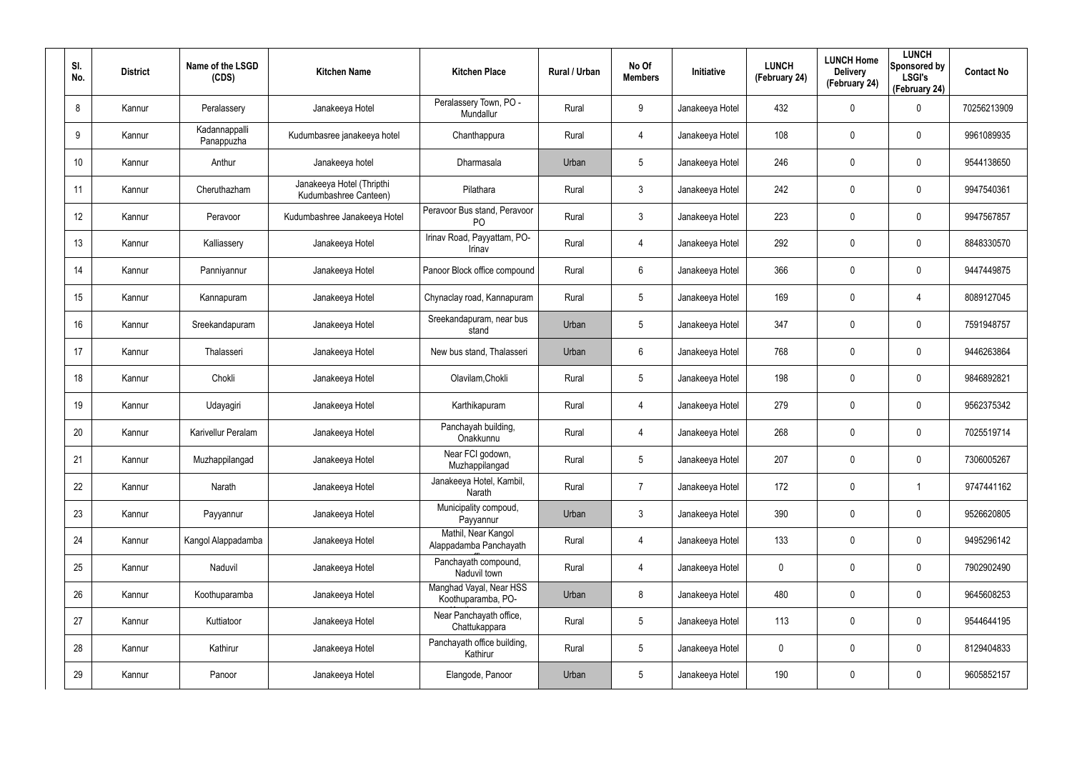| Sl. No. | District | Name of the LSGD (CDS) | Kitchen Name | Kitchen Place | Rural / Urban | No Of Members | Initiative | LUNCH (February 24) | LUNCH Home Delivery (February 24) | LUNCH Sponsored by LSGI's (February 24) | Contact No |
|---|---|---|---|---|---|---|---|---|---|---|---|
| 8 | Kannur | Peralassery | Janakeeya Hotel | Peralassery Town, PO - Mundallur | Rural | 9 | Janakeeya Hotel | 432 | 0 | 0 | 70256213909 |
| 9 | Kannur | Kadannappalli Panappuzha | Kudumbasree janakeeya hotel | Chanthappura | Rural | 4 | Janakeeya Hotel | 108 | 0 | 0 | 9961089935 |
| 10 | Kannur | Anthur | Janakeeya hotel | Dharmasala | Urban | 5 | Janakeeya Hotel | 246 | 0 | 0 | 9544138650 |
| 11 | Kannur | Cheruthazham | Janakeeya Hotel (Thripthi Kudumbashree Canteen) | Pilathara | Rural | 3 | Janakeeya Hotel | 242 | 0 | 0 | 9947540361 |
| 12 | Kannur | Peravoor | Kudumbashree Janakeeya Hotel | Peravoor Bus stand, Peravoor PO | Rural | 3 | Janakeeya Hotel | 223 | 0 | 0 | 9947567857 |
| 13 | Kannur | Kalliassery | Janakeeya Hotel | Irinav Road, Payyattam, PO-Irinav | Rural | 4 | Janakeeya Hotel | 292 | 0 | 0 | 8848330570 |
| 14 | Kannur | Panniyannur | Janakeeya Hotel | Panoor Block office compound | Rural | 6 | Janakeeya Hotel | 366 | 0 | 0 | 9447449875 |
| 15 | Kannur | Kannapuram | Janakeeya Hotel | Chynaclay road, Kannapuram | Rural | 5 | Janakeeya Hotel | 169 | 0 | 4 | 8089127045 |
| 16 | Kannur | Sreekandapuram | Janakeeya Hotel | Sreekandapuram, near bus stand | Urban | 5 | Janakeeya Hotel | 347 | 0 | 0 | 7591948757 |
| 17 | Kannur | Thalasseri | Janakeeya Hotel | New bus stand, Thalasseri | Urban | 6 | Janakeeya Hotel | 768 | 0 | 0 | 9446263864 |
| 18 | Kannur | Chokli | Janakeeya Hotel | Olavilam,Chokli | Rural | 5 | Janakeeya Hotel | 198 | 0 | 0 | 9846892821 |
| 19 | Kannur | Udayagiri | Janakeeya Hotel | Karthikapuram | Rural | 4 | Janakeeya Hotel | 279 | 0 | 0 | 9562375342 |
| 20 | Kannur | Karivellur Peralam | Janakeeya Hotel | Panchayah building, Onakkunnu | Rural | 4 | Janakeeya Hotel | 268 | 0 | 0 | 7025519714 |
| 21 | Kannur | Muzhappilangad | Janakeeya Hotel | Near FCI godown, Muzhappilangad | Rural | 5 | Janakeeya Hotel | 207 | 0 | 0 | 7306005267 |
| 22 | Kannur | Narath | Janakeeya Hotel | Janakeeya Hotel, Kambil, Narath | Rural | 7 | Janakeeya Hotel | 172 | 0 | 1 | 9747441162 |
| 23 | Kannur | Payyannur | Janakeeya Hotel | Municipality compoud, Payyannur | Urban | 3 | Janakeeya Hotel | 390 | 0 | 0 | 9526620805 |
| 24 | Kannur | Kangol Alappadamba | Janakeeya Hotel | Mathil, Near Kangol Alappadamba Panchayath | Rural | 4 | Janakeeya Hotel | 133 | 0 | 0 | 9495296142 |
| 25 | Kannur | Naduvil | Janakeeya Hotel | Panchayath compound, Naduvil town | Rural | 4 | Janakeeya Hotel | 0 | 0 | 0 | 7902902490 |
| 26 | Kannur | Koothuparamba | Janakeeya Hotel | Manghad Vayal, Near HSS Koothuparamba, PO- | Urban | 8 | Janakeeya Hotel | 480 | 0 | 0 | 9645608253 |
| 27 | Kannur | Kuttiatoor | Janakeeya Hotel | Near Panchayath office, Chattukappara | Rural | 5 | Janakeeya Hotel | 113 | 0 | 0 | 9544644195 |
| 28 | Kannur | Kathirur | Janakeeya Hotel | Panchayath office building, Kathirur | Rural | 5 | Janakeeya Hotel | 0 | 0 | 0 | 8129404833 |
| 29 | Kannur | Panoor | Janakeeya Hotel | Elangode, Panoor | Urban | 5 | Janakeeya Hotel | 190 | 0 | 0 | 9605852157 |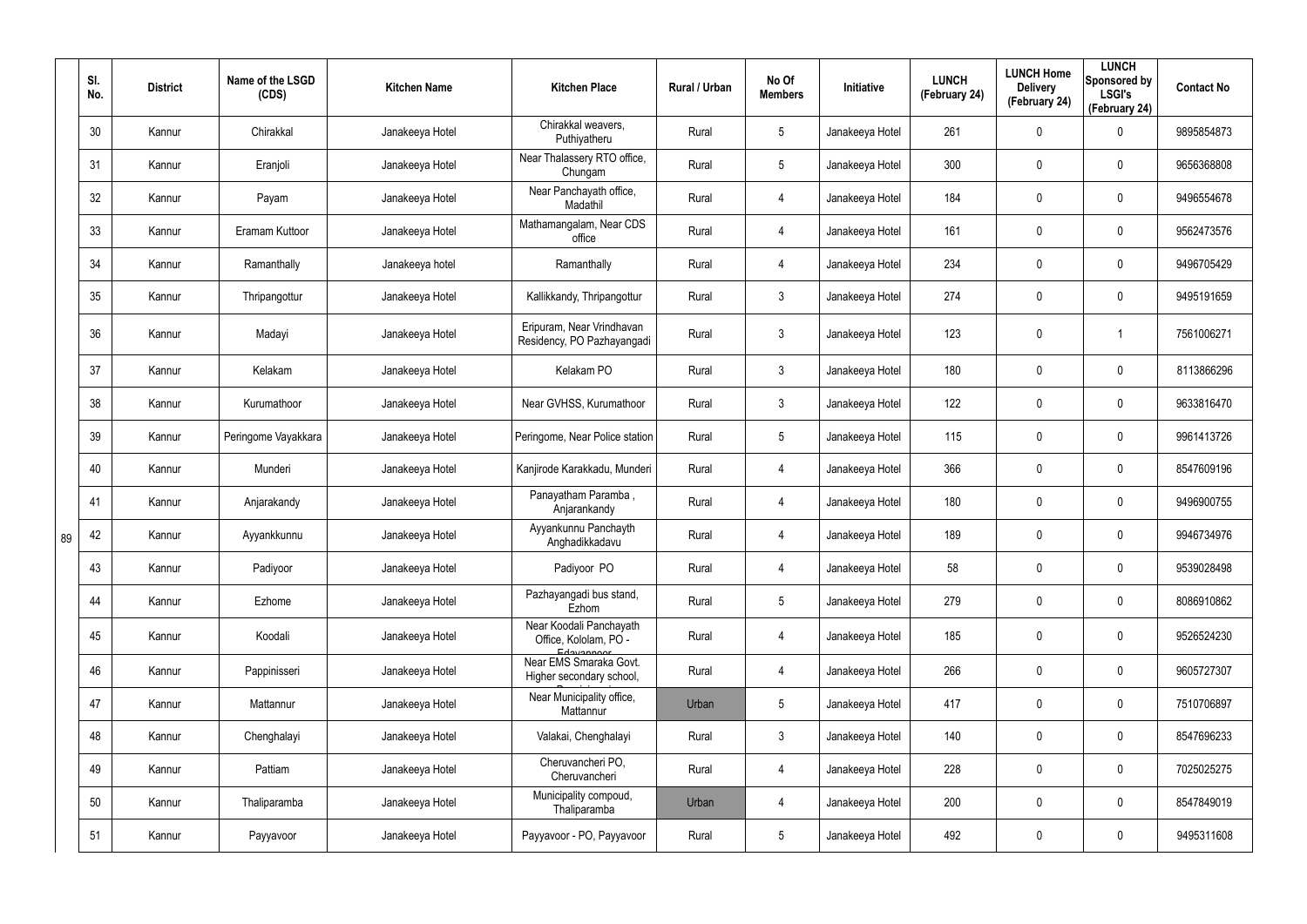| | Sl. No. | District | Name of the LSGD (CDS) | Kitchen Name | Kitchen Place | Rural / Urban | No Of Members | Initiative | LUNCH (February 24) | LUNCH Home Delivery (February 24) | LUNCH Sponsored by LSGI's (February 24) | Contact No |
|---|---|---|---|---|---|---|---|---|---|---|---|---|
| | 30 | Kannur | Chirakkal | Janakeeya Hotel | Chirakkal weavers, Puthiyatheru | Rural | 5 | Janakeeya Hotel | 261 | 0 | 0 | 9895854873 |
| | 31 | Kannur | Eranjoli | Janakeeya Hotel | Near Thalassery RTO office, Chungam | Rural | 5 | Janakeeya Hotel | 300 | 0 | 0 | 9656368808 |
| | 32 | Kannur | Payam | Janakeeya Hotel | Near Panchayath office, Madathil | Rural | 4 | Janakeeya Hotel | 184 | 0 | 0 | 9496554678 |
| | 33 | Kannur | Eramam Kuttoor | Janakeeya Hotel | Mathamangalam, Near CDS office | Rural | 4 | Janakeeya Hotel | 161 | 0 | 0 | 9562473576 |
| | 34 | Kannur | Ramanthally | Janakeeya hotel | Ramanthally | Rural | 4 | Janakeeya Hotel | 234 | 0 | 0 | 9496705429 |
| | 35 | Kannur | Thripangottur | Janakeeya Hotel | Kallikkandy, Thripangottur | Rural | 3 | Janakeeya Hotel | 274 | 0 | 0 | 9495191659 |
| | 36 | Kannur | Madayi | Janakeeya Hotel | Eripuram, Near Vrindhavan Residency, PO Pazhayangadi | Rural | 3 | Janakeeya Hotel | 123 | 0 | 1 | 7561006271 |
| | 37 | Kannur | Kelakam | Janakeeya Hotel | Kelakam PO | Rural | 3 | Janakeeya Hotel | 180 | 0 | 0 | 8113866296 |
| | 38 | Kannur | Kurumathoor | Janakeeya Hotel | Near GVHSS, Kurumathoor | Rural | 3 | Janakeeya Hotel | 122 | 0 | 0 | 9633816470 |
| | 39 | Kannur | Peringome Vayakkara | Janakeeya Hotel | Peringome, Near Police station | Rural | 5 | Janakeeya Hotel | 115 | 0 | 0 | 9961413726 |
| | 40 | Kannur | Munderi | Janakeeya Hotel | Kanjirode Karakkadu, Munderi | Rural | 4 | Janakeeya Hotel | 366 | 0 | 0 | 8547609196 |
| | 41 | Kannur | Anjarakandy | Janakeeya Hotel | Panayatham Paramba , Anjarankandy | Rural | 4 | Janakeeya Hotel | 180 | 0 | 0 | 9496900755 |
| 89 | 42 | Kannur | Ayyankkunnu | Janakeeya Hotel | Ayyankunnu Panchayth Anghadikkadavu | Rural | 4 | Janakeeya Hotel | 189 | 0 | 0 | 9946734976 |
| | 43 | Kannur | Padiyoor | Janakeeya Hotel | Padiyoor PO | Rural | 4 | Janakeeya Hotel | 58 | 0 | 0 | 9539028498 |
| | 44 | Kannur | Ezhome | Janakeeya Hotel | Pazhayangadi bus stand, Ezhom | Rural | 5 | Janakeeya Hotel | 279 | 0 | 0 | 8086910862 |
| | 45 | Kannur | Koodali | Janakeeya Hotel | Near Koodali Panchayath Office, Kololam, PO - Edavannoor | Rural | 4 | Janakeeya Hotel | 185 | 0 | 0 | 9526524230 |
| | 46 | Kannur | Pappinisseri | Janakeeya Hotel | Near EMS Smaraka Govt. Higher secondary school, Pappinisseri | Rural | 4 | Janakeeya Hotel | 266 | 0 | 0 | 9605727307 |
| | 47 | Kannur | Mattannur | Janakeeya Hotel | Near Municipality office, Mattannur | Urban | 5 | Janakeeya Hotel | 417 | 0 | 0 | 7510706897 |
| | 48 | Kannur | Chenghalayi | Janakeeya Hotel | Valakai, Chenghalayi | Rural | 3 | Janakeeya Hotel | 140 | 0 | 0 | 8547696233 |
| | 49 | Kannur | Pattiam | Janakeeya Hotel | Cheruvancheri PO, Cheruvancheri | Rural | 4 | Janakeeya Hotel | 228 | 0 | 0 | 7025025275 |
| | 50 | Kannur | Thaliparamba | Janakeeya Hotel | Municipality compoud, Thaliparamba | Urban | 4 | Janakeeya Hotel | 200 | 0 | 0 | 8547849019 |
| | 51 | Kannur | Payyavoor | Janakeeya Hotel | Payyavoor - PO, Payyavoor | Rural | 5 | Janakeeya Hotel | 492 | 0 | 0 | 9495311608 |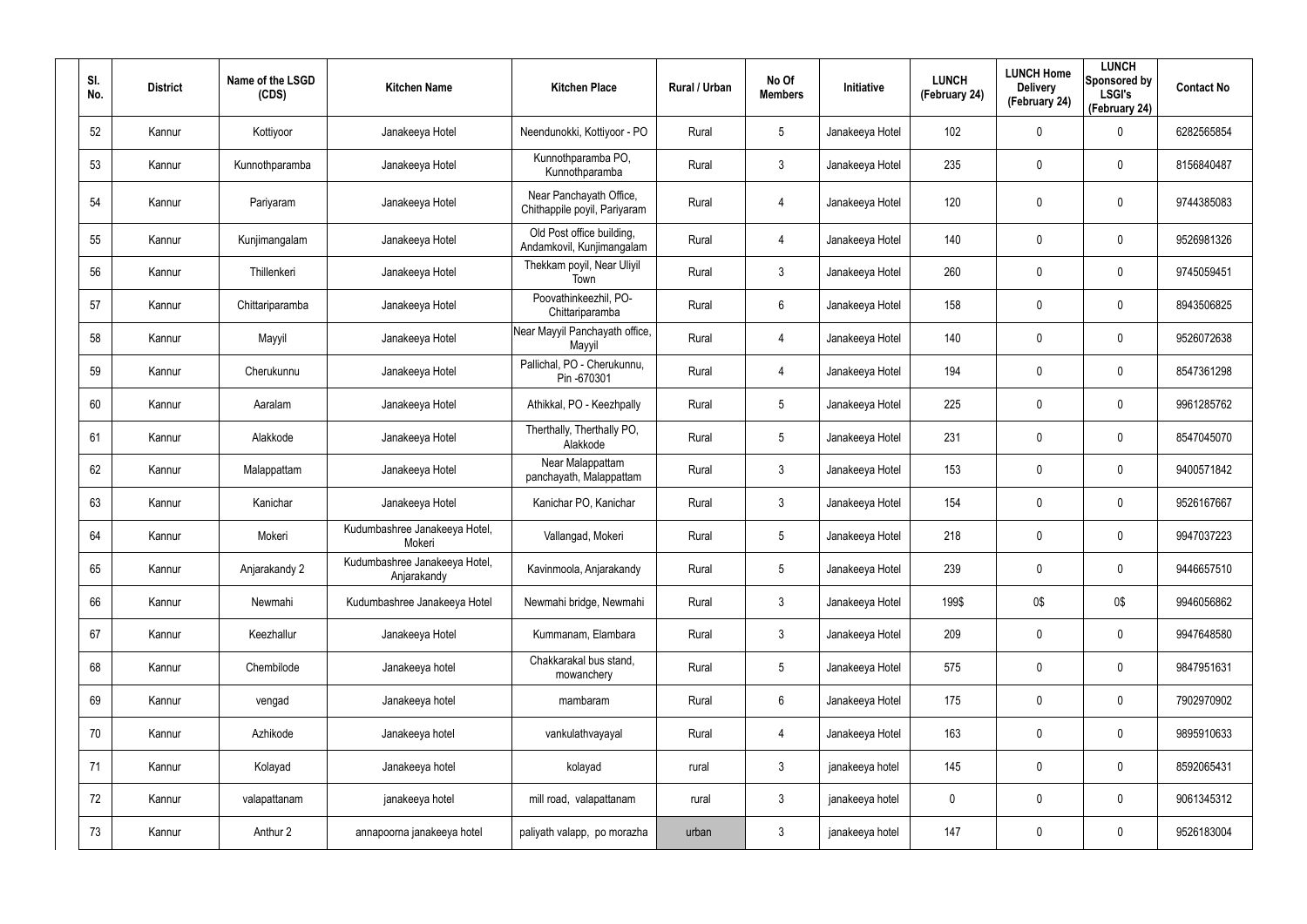| Sl. No. | District | Name of the LSGD (CDS) | Kitchen Name | Kitchen Place | Rural / Urban | No Of Members | Initiative | LUNCH (February 24) | LUNCH Home Delivery (February 24) | LUNCH Sponsored by LSGI's (February 24) | Contact No |
|---|---|---|---|---|---|---|---|---|---|---|---|
| 52 | Kannur | Kottiyoor | Janakeeya Hotel | Neendunokki, Kottiyoor - PO | Rural | 5 | Janakeeya Hotel | 102 | 0 | 0 | 6282565854 |
| 53 | Kannur | Kunnothparamba | Janakeeya Hotel | Kunnothparamba PO, Kunnothparamba | Rural | 3 | Janakeeya Hotel | 235 | 0 | 0 | 8156840487 |
| 54 | Kannur | Pariyaram | Janakeeya Hotel | Near Panchayath Office, Chithappile poyil, Pariyaram | Rural | 4 | Janakeeya Hotel | 120 | 0 | 0 | 9744385083 |
| 55 | Kannur | Kunjimangalam | Janakeeya Hotel | Old Post office building, Andamkovil, Kunjimangalam | Rural | 4 | Janakeeya Hotel | 140 | 0 | 0 | 9526981326 |
| 56 | Kannur | Thillenkeri | Janakeeya Hotel | Thekkam poyil, Near Uliyil Town | Rural | 3 | Janakeeya Hotel | 260 | 0 | 0 | 9745059451 |
| 57 | Kannur | Chittariparamba | Janakeeya Hotel | Poovathinkeezhil, PO-Chittariparamba | Rural | 6 | Janakeeya Hotel | 158 | 0 | 0 | 8943506825 |
| 58 | Kannur | Mayyil | Janakeeya Hotel | Near Mayyil Panchayath office, Mayyil | Rural | 4 | Janakeeya Hotel | 140 | 0 | 0 | 9526072638 |
| 59 | Kannur | Cherukunnu | Janakeeya Hotel | Pallichal, PO - Cherukunnu, Pin -670301 | Rural | 4 | Janakeeya Hotel | 194 | 0 | 0 | 8547361298 |
| 60 | Kannur | Aaralam | Janakeeya Hotel | Athikkal, PO - Keezhpally | Rural | 5 | Janakeeya Hotel | 225 | 0 | 0 | 9961285762 |
| 61 | Kannur | Alakkode | Janakeeya Hotel | Therthally, Therthally PO, Alakkode | Rural | 5 | Janakeeya Hotel | 231 | 0 | 0 | 8547045070 |
| 62 | Kannur | Malappattam | Janakeeya Hotel | Near Malappattam panchayath, Malappattam | Rural | 3 | Janakeeya Hotel | 153 | 0 | 0 | 9400571842 |
| 63 | Kannur | Kanichar | Janakeeya Hotel | Kanichar PO, Kanichar | Rural | 3 | Janakeeya Hotel | 154 | 0 | 0 | 9526167667 |
| 64 | Kannur | Mokeri | Kudumbashree Janakeeya Hotel, Mokeri | Vallangad, Mokeri | Rural | 5 | Janakeeya Hotel | 218 | 0 | 0 | 9947037223 |
| 65 | Kannur | Anjarakandy 2 | Kudumbashree Janakeeya Hotel, Anjarakandy | Kavinmoola, Anjarakandy | Rural | 5 | Janakeeya Hotel | 239 | 0 | 0 | 9446657510 |
| 66 | Kannur | Newmahi | Kudumbashree Janakeeya Hotel | Newmahi bridge, Newmahi | Rural | 3 | Janakeeya Hotel | 199$ | 0$ | 0$ | 9946056862 |
| 67 | Kannur | Keezhallur | Janakeeya Hotel | Kummanam, Elambara | Rural | 3 | Janakeeya Hotel | 209 | 0 | 0 | 9947648580 |
| 68 | Kannur | Chembilode | Janakeeya hotel | Chakkarakal bus stand, mowanchery | Rural | 5 | Janakeeya Hotel | 575 | 0 | 0 | 9847951631 |
| 69 | Kannur | vengad | Janakeeya hotel | mambaram | Rural | 6 | Janakeeya Hotel | 175 | 0 | 0 | 7902970902 |
| 70 | Kannur | Azhikode | Janakeeya hotel | vankulathvayayal | Rural | 4 | Janakeeya Hotel | 163 | 0 | 0 | 9895910633 |
| 71 | Kannur | Kolayad | Janakeeya hotel | kolayad | rural | 3 | janakeeya hotel | 145 | 0 | 0 | 8592065431 |
| 72 | Kannur | valapattanam | janakeeya hotel | mill road, valapattanam | rural | 3 | janakeeya hotel | 0 | 0 | 0 | 9061345312 |
| 73 | Kannur | Anthur 2 | annapoorna janakeeya hotel | paliyath valapp, po morazha | urban | 3 | janakeeya hotel | 147 | 0 | 0 | 9526183004 |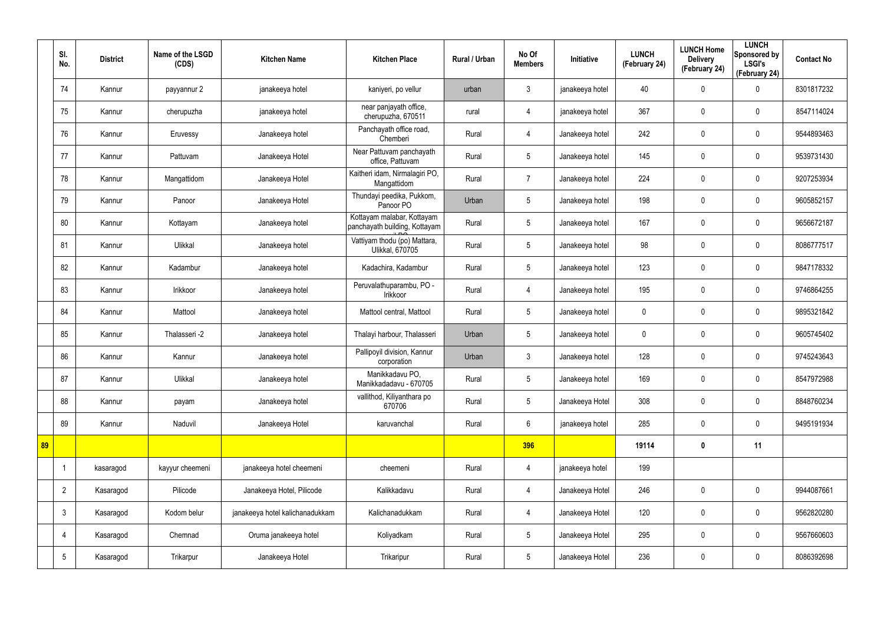| | Sl. No. | District | Name of the LSGD (CDS) | Kitchen Name | Kitchen Place | Rural / Urban | No Of Members | Initiative | LUNCH (February 24) | LUNCH Home Delivery (February 24) | LUNCH Sponsored by LSGI's (February 24) | Contact No |
|---|---|---|---|---|---|---|---|---|---|---|---|---|
| | 74 | Kannur | payyannur 2 | janakeeya hotel | kaniyeri, po vellur | urban | 3 | janakeeya hotel | 40 | 0 | 0 | 8301817232 |
| | 75 | Kannur | cherupuzha | janakeeya hotel | near panjayath office, cherupuzha, 670511 | rural | 4 | janakeeya hotel | 367 | 0 | 0 | 8547114024 |
| | 76 | Kannur | Eruvessy | Janakeeya hotel | Panchayath office road, Chemberi | Rural | 4 | Janakeeya hotel | 242 | 0 | 0 | 9544893463 |
| | 77 | Kannur | Pattuvam | Janakeeya Hotel | Near Pattuvam panchayath office, Pattuvam | Rural | 5 | Janakeeya hotel | 145 | 0 | 0 | 9539731430 |
| | 78 | Kannur | Mangattidom | Janakeeya Hotel | Kaitheri idam, Nirmalagiri PO, Mangattidom | Rural | 7 | Janakeeya hotel | 224 | 0 | 0 | 9207253934 |
| | 79 | Kannur | Panoor | Janakeeya Hotel | Thundayi peedika, Pukkom, Panoor PO | Urban | 5 | Janakeeya hotel | 198 | 0 | 0 | 9605852157 |
| | 80 | Kannur | Kottayam | Janakeeya hotel | Kottayam malabar, Kottayam panchayath building, Kottayam | Rural | 5 | Janakeeya hotel | 167 | 0 | 0 | 9656672187 |
| | 81 | Kannur | Ulikkal | Janakeeya hotel | Vattiyam thodu (po) Mattara, Ulikkal, 670705 | Rural | 5 | Janakeeya hotel | 98 | 0 | 0 | 8086777517 |
| | 82 | Kannur | Kadambur | Janakeeya hotel | Kadachira, Kadambur | Rural | 5 | Janakeeya hotel | 123 | 0 | 0 | 9847178332 |
| | 83 | Kannur | Irikkoor | Janakeeya hotel | Peruvalathuparambu, PO - Irikkoor | Rural | 4 | Janakeeya hotel | 195 | 0 | 0 | 9746864255 |
| | 84 | Kannur | Mattool | Janakeeya hotel | Mattool central, Mattool | Rural | 5 | Janakeeya hotel | 0 | 0 | 0 | 9895321842 |
| | 85 | Kannur | Thalasseri -2 | Janakeeya hotel | Thalayi harbour, Thalasseri | Urban | 5 | Janakeeya hotel | 0 | 0 | 0 | 9605745402 |
| | 86 | Kannur | Kannur | Janakeeya hotel | Pallipoyil division, Kannur corporation | Urban | 3 | Janakeeya hotel | 128 | 0 | 0 | 9745243643 |
| | 87 | Kannur | Ulikkal | Janakeeya hotel | Manikkadavu PO, Manikkadadavu - 670705 | Rural | 5 | Janakeeya hotel | 169 | 0 | 0 | 8547972988 |
| | 88 | Kannur | payam | Janakeeya hotel | vallithod, Kiliyanthara po 670706 | Rural | 5 | Janakeeya Hotel | 308 | 0 | 0 | 8848760234 |
| | 89 | Kannur | Naduvil | Janakeeya Hotel | karuvanchal | Rural | 6 | janakeeya hotel | 285 | 0 | 0 | 9495191934 |
| **89** | | | | | | | **396** | | **19114** | **0** | **11** | |
| | 1 | kasaragod | kayyur cheemeni | janakeeya hotel cheemeni | cheemeni | Rural | 4 | janakeeya hotel | 199 | | | |
| | 2 | Kasaragod | Pilicode | Janakeeya Hotel, Pilicode | Kalikkadavu | Rural | 4 | Janakeeya Hotel | 246 | 0 | 0 | 9944087661 |
| | 3 | Kasaragod | Kodom belur | janakeeya hotel kalichanadukkam | Kalichanadukkam | Rural | 4 | Janakeeya Hotel | 120 | 0 | 0 | 9562820280 |
| | 4 | Kasaragod | Chemnad | Oruma janakeeya hotel | Koliyadkam | Rural | 5 | Janakeeya Hotel | 295 | 0 | 0 | 9567660603 |
| | 5 | Kasaragod | Trikarpur | Janakeeya Hotel | Trikaripur | Rural | 5 | Janakeeya Hotel | 236 | 0 | 0 | 8086392698 |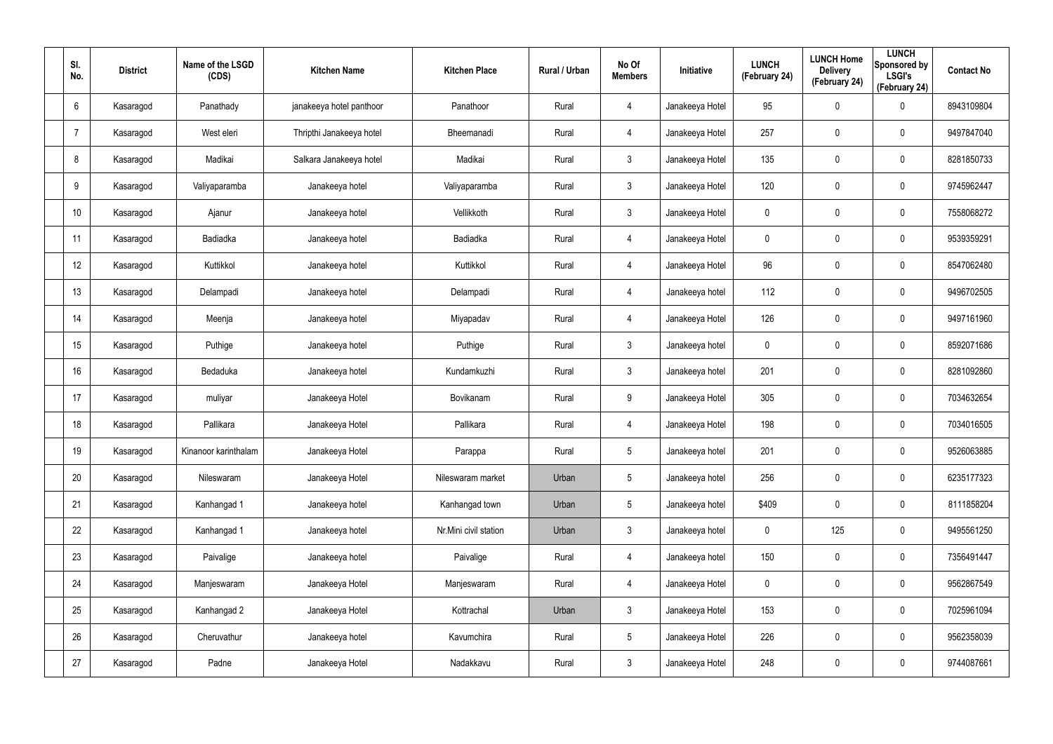| Sl. No. | District | Name of the LSGD (CDS) | Kitchen Name | Kitchen Place | Rural / Urban | No Of Members | Initiative | LUNCH (February 24) | LUNCH Home Delivery (February 24) | LUNCH Sponsored by LSGI's (February 24) | Contact No |
|---|---|---|---|---|---|---|---|---|---|---|---|
| 6 | Kasaragod | Panathady | janakeeya hotel panthoor | Panathoor | Rural | 4 | Janakeeya Hotel | 95 | 0 | 0 | 8943109804 |
| 7 | Kasaragod | West eleri | Thripthi Janakeeya hotel | Bheemanadi | Rural | 4 | Janakeeya Hotel | 257 | 0 | 0 | 9497847040 |
| 8 | Kasaragod | Madikai | Salkara Janakeeya hotel | Madikai | Rural | 3 | Janakeeya Hotel | 135 | 0 | 0 | 8281850733 |
| 9 | Kasaragod | Valiyaparamba | Janakeeya hotel | Valiyaparamba | Rural | 3 | Janakeeya Hotel | 120 | 0 | 0 | 9745962447 |
| 10 | Kasaragod | Ajanur | Janakeeya hotel | Vellikkoth | Rural | 3 | Janakeeya Hotel | 0 | 0 | 0 | 7558068272 |
| 11 | Kasaragod | Badiadka | Janakeeya hotel | Badiadka | Rural | 4 | Janakeeya Hotel | 0 | 0 | 0 | 9539359291 |
| 12 | Kasaragod | Kuttikkol | Janakeeya hotel | Kuttikkol | Rural | 4 | Janakeeya Hotel | 96 | 0 | 0 | 8547062480 |
| 13 | Kasaragod | Delampadi | Janakeeya hotel | Delampadi | Rural | 4 | Janakeeya hotel | 112 | 0 | 0 | 9496702505 |
| 14 | Kasaragod | Meenja | Janakeeya hotel | Miyapadav | Rural | 4 | Janakeeya Hotel | 126 | 0 | 0 | 9497161960 |
| 15 | Kasaragod | Puthige | Janakeeya hotel | Puthige | Rural | 3 | Janakeeya hotel | 0 | 0 | 0 | 8592071686 |
| 16 | Kasaragod | Bedaduka | Janakeeya hotel | Kundamkuzhi | Rural | 3 | Janakeeya hotel | 201 | 0 | 0 | 8281092860 |
| 17 | Kasaragod | muliyar | Janakeeya Hotel | Bovikanam | Rural | 9 | Janakeeya Hotel | 305 | 0 | 0 | 7034632654 |
| 18 | Kasaragod | Pallikara | Janakeeya Hotel | Pallikara | Rural | 4 | Janakeeya Hotel | 198 | 0 | 0 | 7034016505 |
| 19 | Kasaragod | Kinanoor karinthalam | Janakeeya Hotel | Parappa | Rural | 5 | Janakeeya hotel | 201 | 0 | 0 | 9526063885 |
| 20 | Kasaragod | Nileswaram | Janakeeya Hotel | Nileswaram market | Urban | 5 | Janakeeya hotel | 256 | 0 | 0 | 6235177323 |
| 21 | Kasaragod | Kanhangad 1 | Janakeeya hotel | Kanhangad town | Urban | 5 | Janakeeya hotel | $409 | 0 | 0 | 8111858204 |
| 22 | Kasaragod | Kanhangad 1 | Janakeeya hotel | Nr.Mini civil station | Urban | 3 | Janakeeya hotel | 0 | 125 | 0 | 9495561250 |
| 23 | Kasaragod | Paivalige | Janakeeya hotel | Paivalige | Rural | 4 | Janakeeya hotel | 150 | 0 | 0 | 7356491447 |
| 24 | Kasaragod | Manjeswaram | Janakeeya Hotel | Manjeswaram | Rural | 4 | Janakeeya Hotel | 0 | 0 | 0 | 9562867549 |
| 25 | Kasaragod | Kanhangad 2 | Janakeeya Hotel | Kottrachal | Urban | 3 | Janakeeya Hotel | 153 | 0 | 0 | 7025961094 |
| 26 | Kasaragod | Cheruvathur | Janakeeya hotel | Kavumchira | Rural | 5 | Janakeeya Hotel | 226 | 0 | 0 | 9562358039 |
| 27 | Kasaragod | Padne | Janakeeya Hotel | Nadakkavu | Rural | 3 | Janakeeya Hotel | 248 | 0 | 0 | 9744087661 |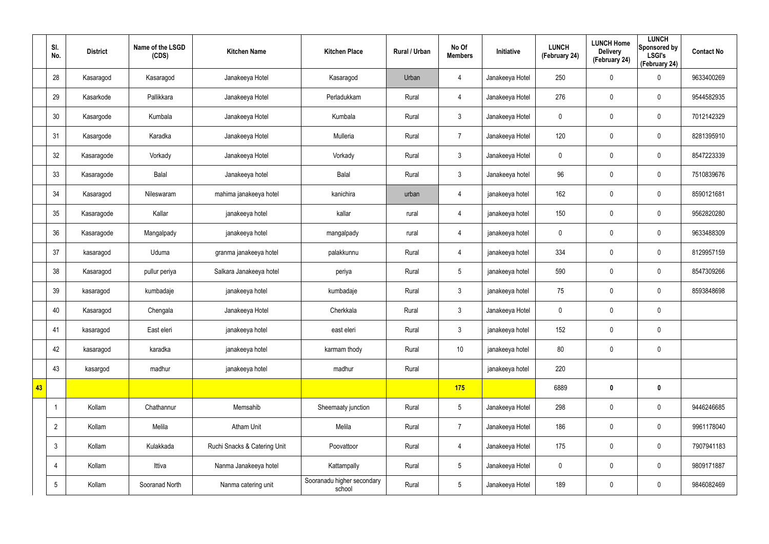| | Sl. No. | District | Name of the LSGD (CDS) | Kitchen Name | Kitchen Place | Rural / Urban | No Of Members | Initiative | LUNCH (February 24) | LUNCH Home Delivery (February 24) | LUNCH Sponsored by LSGI's (February 24) | Contact No |
|---|---|---|---|---|---|---|---|---|---|---|---|---|
| | 28 | Kasaragod | Kasaragod | Janakeeya Hotel | Kasaragod | Urban | 4 | Janakeeya Hotel | 250 | 0 | 0 | 9633400269 |
| | 29 | Kasarkode | Pallikkara | Janakeeya Hotel | Perladukkam | Rural | 4 | Janakeeya Hotel | 276 | 0 | 0 | 9544582935 |
| | 30 | Kasargode | Kumbala | Janakeeya Hotel | Kumbala | Rural | 3 | Janakeeya Hotel | 0 | 0 | 0 | 7012142329 |
| | 31 | Kasargode | Karadka | Janakeeya Hotel | Mulleria | Rural | 7 | Janakeeya Hotel | 120 | 0 | 0 | 8281395910 |
| | 32 | Kasaragode | Vorkady | Janakeeya Hotel | Vorkady | Rural | 3 | Janakeeya Hotel | 0 | 0 | 0 | 8547223339 |
| | 33 | Kasaragode | Balal | Janakeeya hotel | Balal | Rural | 3 | Janakeeya hotel | 96 | 0 | 0 | 7510839676 |
| | 34 | Kasaragod | Nileswaram | mahima janakeeya hotel | kanichira | urban | 4 | janakeeya hotel | 162 | 0 | 0 | 8590121681 |
| | 35 | Kasaragode | Kallar | janakeeya hotel | kallar | rural | 4 | janakeeya hotel | 150 | 0 | 0 | 9562820280 |
| | 36 | Kasaragode | Mangalpady | janakeeya hotel | mangalpady | rural | 4 | janakeeya hotel | 0 | 0 | 0 | 9633488309 |
| | 37 | kasaragod | Uduma | granma janakeeya hotel | palakkunnu | Rural | 4 | janakeeya hotel | 334 | 0 | 0 | 8129957159 |
| | 38 | Kasaragod | pullur periya | Salkara Janakeeya hotel | periya | Rural | 5 | janakeeya hotel | 590 | 0 | 0 | 8547309266 |
| | 39 | kasaragod | kumbadaje | janakeeya hotel | kumbadaje | Rural | 3 | janakeeya hotel | 75 | 0 | 0 | 8593848698 |
| | 40 | Kasaragod | Chengala | Janakeeya Hotel | Cherkkala | Rural | 3 | Janakeeya Hotel | 0 | 0 | 0 | |
| | 41 | kasaragod | East eleri | janakeeya hotel | east eleri | Rural | 3 | janakeeya hotel | 152 | 0 | 0 | |
| | 42 | kasaragod | karadka | janakeeya hotel | karmam thody | Rural | 10 | janakeeya hotel | 80 | 0 | 0 | |
| | 43 | kasargod | madhur | janakeeya hotel | madhur | Rural | | janakeeya hotel | 220 | | | |
| 43 | | | | | | | 175 | | 6889 | 0 | 0 | |
| | 1 | Kollam | Chathannur | Memsahib | Sheemaaty junction | Rural | 5 | Janakeeya Hotel | 298 | 0 | 0 | 9446246685 |
| | 2 | Kollam | Melila | Atham Unit | Melila | Rural | 7 | Janakeeya Hotel | 186 | 0 | 0 | 9961178040 |
| | 3 | Kollam | Kulakkada | Ruchi Snacks & Catering Unit | Poovattoor | Rural | 4 | Janakeeya Hotel | 175 | 0 | 0 | 7907941183 |
| | 4 | Kollam | Ittiva | Nanma Janakeeya hotel | Kattampally | Rural | 5 | Janakeeya Hotel | 0 | 0 | 0 | 9809171887 |
| | 5 | Kollam | Sooranad North | Nanma catering unit | Sooranadu higher secondary school | Rural | 5 | Janakeeya Hotel | 189 | 0 | 0 | 9846082469 |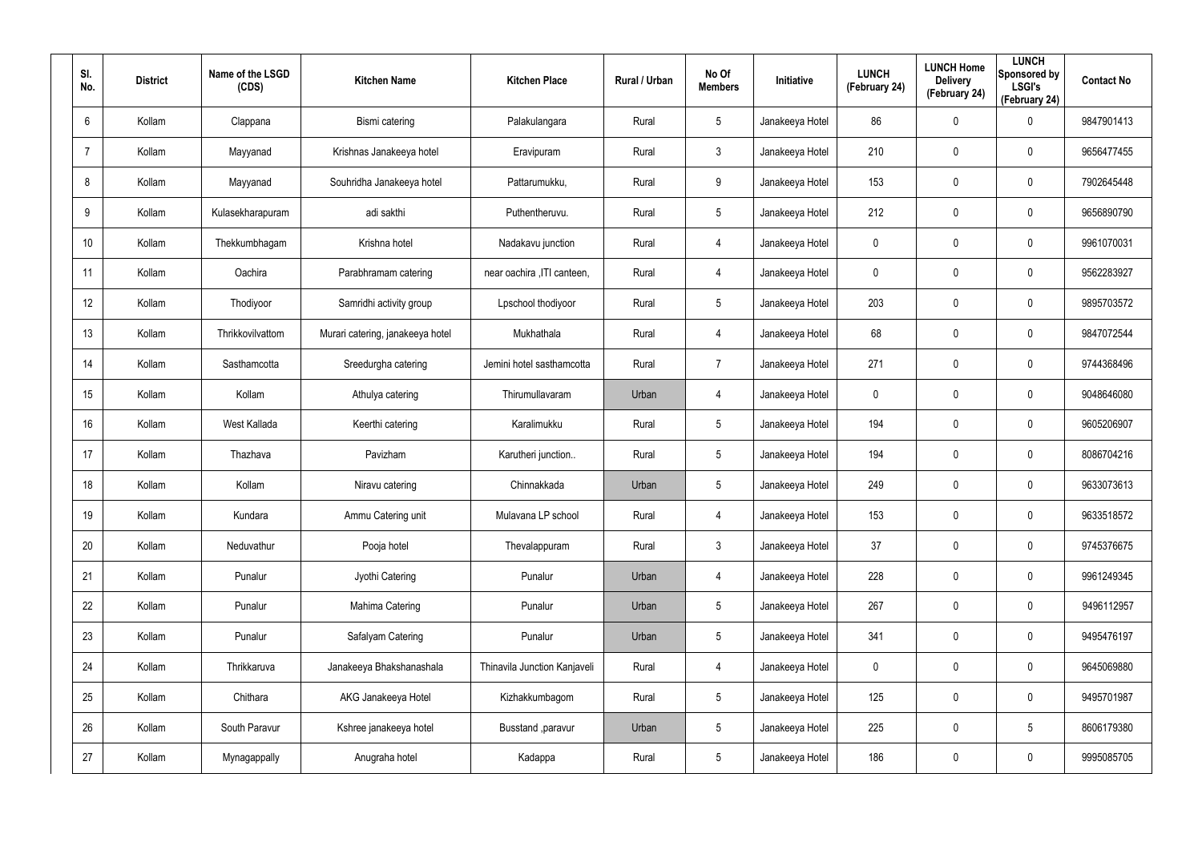| Sl. No. | District | Name of the LSGD (CDS) | Kitchen Name | Kitchen Place | Rural / Urban | No Of Members | Initiative | LUNCH (February 24) | LUNCH Home Delivery (February 24) | LUNCH Sponsored by LSGI's (February 24) | Contact No |
|---|---|---|---|---|---|---|---|---|---|---|---|
| 6 | Kollam | Clappana | Bismi catering | Palakulangara | Rural | 5 | Janakeeya Hotel | 86 | 0 | 0 | 9847901413 |
| 7 | Kollam | Mayyanad | Krishnas Janakeeya hotel | Eravipuram | Rural | 3 | Janakeeya Hotel | 210 | 0 | 0 | 9656477455 |
| 8 | Kollam | Mayyanad | Souhridha Janakeeya hotel | Pattarumukku, | Rural | 9 | Janakeeya Hotel | 153 | 0 | 0 | 7902645448 |
| 9 | Kollam | Kulasekharapuram | adi sakthi | Puthentheruvu. | Rural | 5 | Janakeeya Hotel | 212 | 0 | 0 | 9656890790 |
| 10 | Kollam | Thekkumbhagam | Krishna hotel | Nadakavu junction | Rural | 4 | Janakeeya Hotel | 0 | 0 | 0 | 9961070031 |
| 11 | Kollam | Oachira | Parabhramam catering | near oachira ,ITI canteen, | Rural | 4 | Janakeeya Hotel | 0 | 0 | 0 | 9562283927 |
| 12 | Kollam | Thodiyoor | Samridhi activity group | Lpschool thodiyoor | Rural | 5 | Janakeeya Hotel | 203 | 0 | 0 | 9895703572 |
| 13 | Kollam | Thrikkovilvattom | Murari catering, janakeeya hotel | Mukhathala | Rural | 4 | Janakeeya Hotel | 68 | 0 | 0 | 9847072544 |
| 14 | Kollam | Sasthamcotta | Sreedurgha catering | Jemini hotel sasthamcotta | Rural | 7 | Janakeeya Hotel | 271 | 0 | 0 | 9744368496 |
| 15 | Kollam | Kollam | Athulya catering | Thirumullavaram | Urban | 4 | Janakeeya Hotel | 0 | 0 | 0 | 9048646080 |
| 16 | Kollam | West Kallada | Keerthi catering | Karalimukku | Rural | 5 | Janakeeya Hotel | 194 | 0 | 0 | 9605206907 |
| 17 | Kollam | Thazhava | Pavizham | Karutheri junction.. | Rural | 5 | Janakeeya Hotel | 194 | 0 | 0 | 8086704216 |
| 18 | Kollam | Kollam | Niravu catering | Chinnakkada | Urban | 5 | Janakeeya Hotel | 249 | 0 | 0 | 9633073613 |
| 19 | Kollam | Kundara | Ammu Catering unit | Mulavana LP school | Rural | 4 | Janakeeya Hotel | 153 | 0 | 0 | 9633518572 |
| 20 | Kollam | Neduvathur | Pooja hotel | Thevalappuram | Rural | 3 | Janakeeya Hotel | 37 | 0 | 0 | 9745376675 |
| 21 | Kollam | Punalur | Jyothi Catering | Punalur | Urban | 4 | Janakeeya Hotel | 228 | 0 | 0 | 9961249345 |
| 22 | Kollam | Punalur | Mahima Catering | Punalur | Urban | 5 | Janakeeya Hotel | 267 | 0 | 0 | 9496112957 |
| 23 | Kollam | Punalur | Safalyam Catering | Punalur | Urban | 5 | Janakeeya Hotel | 341 | 0 | 0 | 9495476197 |
| 24 | Kollam | Thrikkaruva | Janakeeya Bhakshanashala | Thinavila Junction Kanjaveli | Rural | 4 | Janakeeya Hotel | 0 | 0 | 0 | 9645069880 |
| 25 | Kollam | Chithara | AKG Janakeeya Hotel | Kizhakkumbagom | Rural | 5 | Janakeeya Hotel | 125 | 0 | 0 | 9495701987 |
| 26 | Kollam | South Paravur | Kshree janakeeya hotel | Busstand ,paravur | Urban | 5 | Janakeeya Hotel | 225 | 0 | 5 | 8606179380 |
| 27 | Kollam | Mynagappally | Anugraha hotel | Kadappa | Rural | 5 | Janakeeya Hotel | 186 | 0 | 0 | 9995085705 |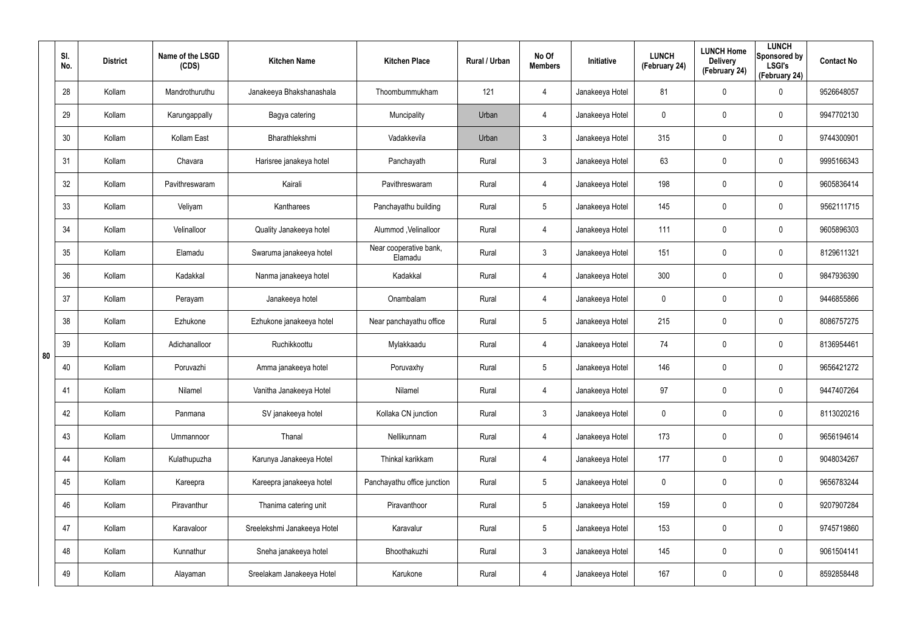| | Sl. No. | District | Name of the LSGD (CDS) | Kitchen Name | Kitchen Place | Rural / Urban | No Of Members | Initiative | LUNCH (February 24) | LUNCH Home Delivery (February 24) | LUNCH Sponsored by LSGI's (February 24) | Contact No |
|---|---|---|---|---|---|---|---|---|---|---|---|---|
| 80 | 28 | Kollam | Mandrothuruthu | Janakeeya Bhakshanashala | Thoombummukham | 121 | 4 | Janakeeya Hotel | 81 | 0 | 0 | 9526648057 |
| | 29 | Kollam | Karungappally | Bagya catering | Muncipality | Urban | 4 | Janakeeya Hotel | 0 | 0 | 0 | 9947702130 |
| | 30 | Kollam | Kollam East | Bharathlekshmi | Vadakkevila | Urban | 3 | Janakeeya Hotel | 315 | 0 | 0 | 9744300901 |
| | 31 | Kollam | Chavara | Harisree janakeya hotel | Panchayath | Rural | 3 | Janakeeya Hotel | 63 | 0 | 0 | 9995166343 |
| | 32 | Kollam | Pavithreswaram | Kairali | Pavithreswaram | Rural | 4 | Janakeeya Hotel | 198 | 0 | 0 | 9605836414 |
| | 33 | Kollam | Veliyam | Kantharees | Panchayathu building | Rural | 5 | Janakeeya Hotel | 145 | 0 | 0 | 9562111715 |
| | 34 | Kollam | Velinalloor | Quality Janakeeya hotel | Alummod ,Velinalloor | Rural | 4 | Janakeeya Hotel | 111 | 0 | 0 | 9605896303 |
| | 35 | Kollam | Elamadu | Swaruma janakeeya hotel | Near cooperative bank, Elamadu | Rural | 3 | Janakeeya Hotel | 151 | 0 | 0 | 8129611321 |
| | 36 | Kollam | Kadakkal | Nanma janakeeya hotel | Kadakkal | Rural | 4 | Janakeeya Hotel | 300 | 0 | 0 | 9847936390 |
| | 37 | Kollam | Perayam | Janakeeya hotel | Onambalam | Rural | 4 | Janakeeya Hotel | 0 | 0 | 0 | 9446855866 |
| | 38 | Kollam | Ezhukone | Ezhukone janakeeya hotel | Near panchayathu office | Rural | 5 | Janakeeya Hotel | 215 | 0 | 0 | 8086757275 |
| | 39 | Kollam | Adichanalloor | Ruchikkoottu | Mylakkaadu | Rural | 4 | Janakeeya Hotel | 74 | 0 | 0 | 8136954461 |
| | 40 | Kollam | Poruvazhi | Amma janakeeya hotel | Poruvaxhy | Rural | 5 | Janakeeya Hotel | 146 | 0 | 0 | 9656421272 |
| | 41 | Kollam | Nilamel | Vanitha Janakeeya Hotel | Nilamel | Rural | 4 | Janakeeya Hotel | 97 | 0 | 0 | 9447407264 |
| | 42 | Kollam | Panmana | SV janakeeya hotel | Kollaka CN junction | Rural | 3 | Janakeeya Hotel | 0 | 0 | 0 | 8113020216 |
| | 43 | Kollam | Ummannoor | Thanal | Nellikunnam | Rural | 4 | Janakeeya Hotel | 173 | 0 | 0 | 9656194614 |
| | 44 | Kollam | Kulathupuzha | Karunya Janakeeya Hotel | Thinkal karikkam | Rural | 4 | Janakeeya Hotel | 177 | 0 | 0 | 9048034267 |
| | 45 | Kollam | Kareepra | Kareepra janakeeya hotel | Panchayathu office junction | Rural | 5 | Janakeeya Hotel | 0 | 0 | 0 | 9656783244 |
| | 46 | Kollam | Piravanthur | Thanima catering unit | Piravanthoor | Rural | 5 | Janakeeya Hotel | 159 | 0 | 0 | 9207907284 |
| | 47 | Kollam | Karavaloor | Sreelekshmi Janakeeya Hotel | Karavalur | Rural | 5 | Janakeeya Hotel | 153 | 0 | 0 | 9745719860 |
| | 48 | Kollam | Kunnathur | Sneha janakeeya hotel | Bhoothakuzhi | Rural | 3 | Janakeeya Hotel | 145 | 0 | 0 | 9061504141 |
| | 49 | Kollam | Alayaman | Sreelakam Janakeeya Hotel | Karukone | Rural | 4 | Janakeeya Hotel | 167 | 0 | 0 | 8592858448 |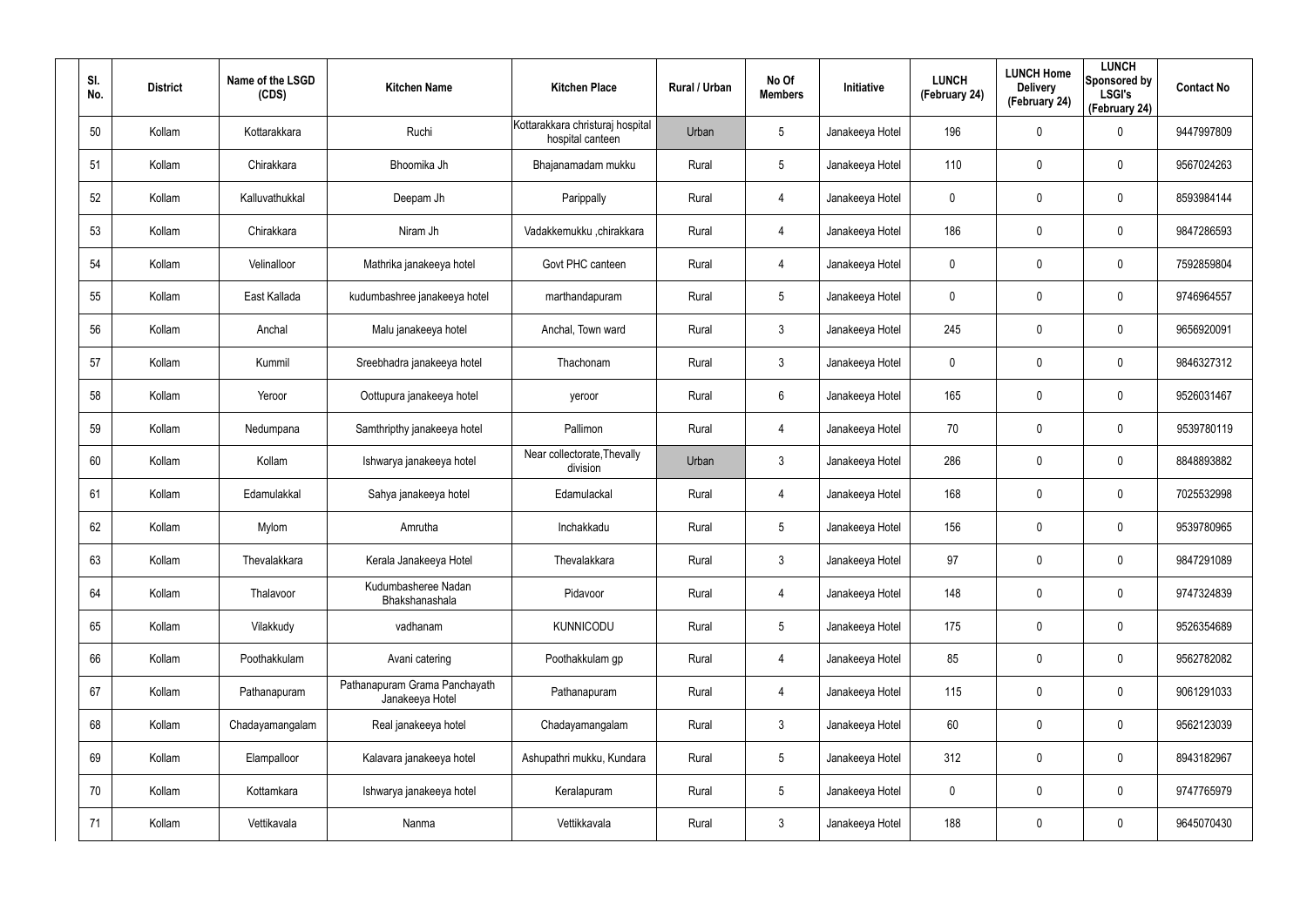| Sl. No. | District | Name of the LSGD (CDS) | Kitchen Name | Kitchen Place | Rural / Urban | No Of Members | Initiative | LUNCH (February 24) | LUNCH Home Delivery (February 24) | LUNCH Sponsored by LSGI's (February 24) | Contact No |
|---|---|---|---|---|---|---|---|---|---|---|---|
| 50 | Kollam | Kottarakkara | Ruchi | Kottarakkara christuraj hospital hospital canteen | Urban | 5 | Janakeeya Hotel | 196 | 0 | 0 | 9447997809 |
| 51 | Kollam | Chirakkara | Bhoomika Jh | Bhajanamadam mukku | Rural | 5 | Janakeeya Hotel | 110 | 0 | 0 | 9567024263 |
| 52 | Kollam | Kalluvathukkal | Deepam Jh | Parippally | Rural | 4 | Janakeeya Hotel | 0 | 0 | 0 | 8593984144 |
| 53 | Kollam | Chirakkara | Niram Jh | Vadakkemukku ,chirakkara | Rural | 4 | Janakeeya Hotel | 186 | 0 | 0 | 9847286593 |
| 54 | Kollam | Velinalloor | Mathrika janakeeya hotel | Govt PHC canteen | Rural | 4 | Janakeeya Hotel | 0 | 0 | 0 | 7592859804 |
| 55 | Kollam | East Kallada | kudumbashree janakeeya hotel | marthandapuram | Rural | 5 | Janakeeya Hotel | 0 | 0 | 0 | 9746964557 |
| 56 | Kollam | Anchal | Malu janakeeya hotel | Anchal, Town ward | Rural | 3 | Janakeeya Hotel | 245 | 0 | 0 | 9656920091 |
| 57 | Kollam | Kummil | Sreebhadra janakeeya hotel | Thachonam | Rural | 3 | Janakeeya Hotel | 0 | 0 | 0 | 9846327312 |
| 58 | Kollam | Yeroor | Oottupura janakeeya hotel | yeroor | Rural | 6 | Janakeeya Hotel | 165 | 0 | 0 | 9526031467 |
| 59 | Kollam | Nedumpana | Samthripthy janakeeya hotel | Pallimon | Rural | 4 | Janakeeya Hotel | 70 | 0 | 0 | 9539780119 |
| 60 | Kollam | Kollam | Ishwarya janakeeya hotel | Near collectorate,Thevally division | Urban | 3 | Janakeeya Hotel | 286 | 0 | 0 | 8848893882 |
| 61 | Kollam | Edamulakkal | Sahya janakeeya hotel | Edamulackal | Rural | 4 | Janakeeya Hotel | 168 | 0 | 0 | 7025532998 |
| 62 | Kollam | Mylom | Amrutha | Inchakkadu | Rural | 5 | Janakeeya Hotel | 156 | 0 | 0 | 9539780965 |
| 63 | Kollam | Thevalakkara | Kerala Janakeeya Hotel | Thevalakkara | Rural | 3 | Janakeeya Hotel | 97 | 0 | 0 | 9847291089 |
| 64 | Kollam | Thalavoor | Kudumbasheree Nadan Bhakshanashala | Pidavoor | Rural | 4 | Janakeeya Hotel | 148 | 0 | 0 | 9747324839 |
| 65 | Kollam | Vilakkudy | vadhanam | KUNNICODU | Rural | 5 | Janakeeya Hotel | 175 | 0 | 0 | 9526354689 |
| 66 | Kollam | Poothakkulam | Avani catering | Poothakkulam gp | Rural | 4 | Janakeeya Hotel | 85 | 0 | 0 | 9562782082 |
| 67 | Kollam | Pathanapuram | Pathanapuram Grama Panchayath Janakeeya Hotel | Pathanapuram | Rural | 4 | Janakeeya Hotel | 115 | 0 | 0 | 9061291033 |
| 68 | Kollam | Chadayamangalam | Real janakeeya hotel | Chadayamangalam | Rural | 3 | Janakeeya Hotel | 60 | 0 | 0 | 9562123039 |
| 69 | Kollam | Elampalloor | Kalavara janakeeya hotel | Ashupathri mukku, Kundara | Rural | 5 | Janakeeya Hotel | 312 | 0 | 0 | 8943182967 |
| 70 | Kollam | Kottamkara | Ishwarya janakeeya hotel | Keralapuram | Rural | 5 | Janakeeya Hotel | 0 | 0 | 0 | 9747765979 |
| 71 | Kollam | Vettikavala | Nanma | Vettikkavala | Rural | 3 | Janakeeya Hotel | 188 | 0 | 0 | 9645070430 |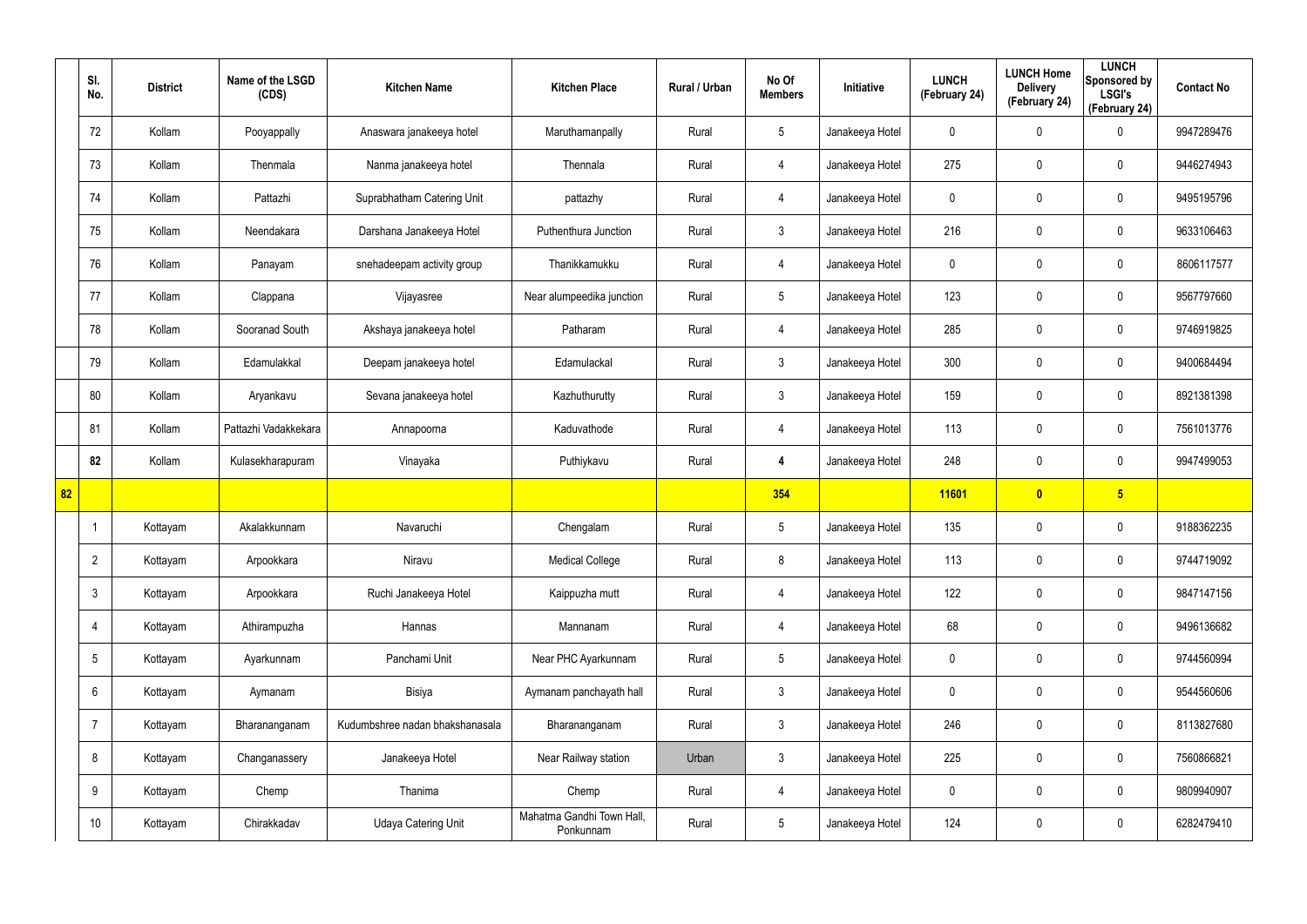| | Sl. No. | District | Name of the LSGD (CDS) | Kitchen Name | Kitchen Place | Rural / Urban | No Of Members | Initiative | LUNCH (February 24) | LUNCH Home Delivery (February 24) | LUNCH Sponsored by LSGI's (February 24) | Contact No |
|---|---|---|---|---|---|---|---|---|---|---|---|---|
| | 72 | Kollam | Pooyappally | Anaswara janakeeya hotel | Maruthamanpally | Rural | 5 | Janakeeya Hotel | 0 | 0 | 0 | 9947289476 |
| | 73 | Kollam | Thenmala | Nanma janakeeya hotel | Thennala | Rural | 4 | Janakeeya Hotel | 275 | 0 | 0 | 9446274943 |
| | 74 | Kollam | Pattazhi | Suprabhatham Catering Unit | pattazhy | Rural | 4 | Janakeeya Hotel | 0 | 0 | 0 | 9495195796 |
| | 75 | Kollam | Neendakara | Darshana Janakeeya Hotel | Puthenthura Junction | Rural | 3 | Janakeeya Hotel | 216 | 0 | 0 | 9633106463 |
| | 76 | Kollam | Panayam | snehadeepam activity group | Thanikkamukku | Rural | 4 | Janakeeya Hotel | 0 | 0 | 0 | 8606117577 |
| | 77 | Kollam | Clappana | Vijayasree | Near alumpeedika junction | Rural | 5 | Janakeeya Hotel | 123 | 0 | 0 | 9567797660 |
| | 78 | Kollam | Sooranad South | Akshaya janakeeya hotel | Patharam | Rural | 4 | Janakeeya Hotel | 285 | 0 | 0 | 9746919825 |
| | 79 | Kollam | Edamulakkal | Deepam janakeeya hotel | Edamulackal | Rural | 3 | Janakeeya Hotel | 300 | 0 | 0 | 9400684494 |
| | 80 | Kollam | Aryankavu | Sevana janakeeya hotel | Kazhuthurutty | Rural | 3 | Janakeeya Hotel | 159 | 0 | 0 | 8921381398 |
| | 81 | Kollam | Pattazhi Vadakkekara | Annapoorna | Kaduvathode | Rural | 4 | Janakeeya Hotel | 113 | 0 | 0 | 7561013776 |
| | **82** | Kollam | Kulasekharapuram | Vinayaka | Puthiykavu | Rural | **4** | Janakeeya Hotel | 248 | 0 | 0 | 9947499053 |
| **82** | | | | | | | **354** | | **11601** | **0** | **5** | |
| | 1 | Kottayam | Akalakkunnam | Navaruchi | Chengalam | Rural | 5 | Janakeeya Hotel | 135 | 0 | 0 | 9188362235 |
| | 2 | Kottayam | Arpookkara | Niravu | Medical College | Rural | 8 | Janakeeya Hotel | 113 | 0 | 0 | 9744719092 |
| | 3 | Kottayam | Arpookkara | Ruchi Janakeeya Hotel | Kaippuzha mutt | Rural | 4 | Janakeeya Hotel | 122 | 0 | 0 | 9847147156 |
| | 4 | Kottayam | Athirampuzha | Hannas | Mannanam | Rural | 4 | Janakeeya Hotel | 68 | 0 | 0 | 9496136682 |
| | 5 | Kottayam | Ayarkunnam | Panchami Unit | Near PHC Ayarkunnam | Rural | 5 | Janakeeya Hotel | 0 | 0 | 0 | 9744560994 |
| | 6 | Kottayam | Aymanam | Bisiya | Aymanam panchayath hall | Rural | 3 | Janakeeya Hotel | 0 | 0 | 0 | 9544560606 |
| | 7 | Kottayam | Bharananganam | Kudumbshree nadan bhakshanasala | Bharananganam | Rural | 3 | Janakeeya Hotel | 246 | 0 | 0 | 8113827680 |
| | 8 | Kottayam | Changanassery | Janakeeya Hotel | Near Railway station | Urban | 3 | Janakeeya Hotel | 225 | 0 | 0 | 7560866821 |
| | 9 | Kottayam | Chemp | Thanima | Chemp | Rural | 4 | Janakeeya Hotel | 0 | 0 | 0 | 9809940907 |
| | 10 | Kottayam | Chirakkadav | Udaya Catering Unit | Mahatma Gandhi Town Hall, Ponkunnam | Rural | 5 | Janakeeya Hotel | 124 | 0 | 0 | 6282479410 |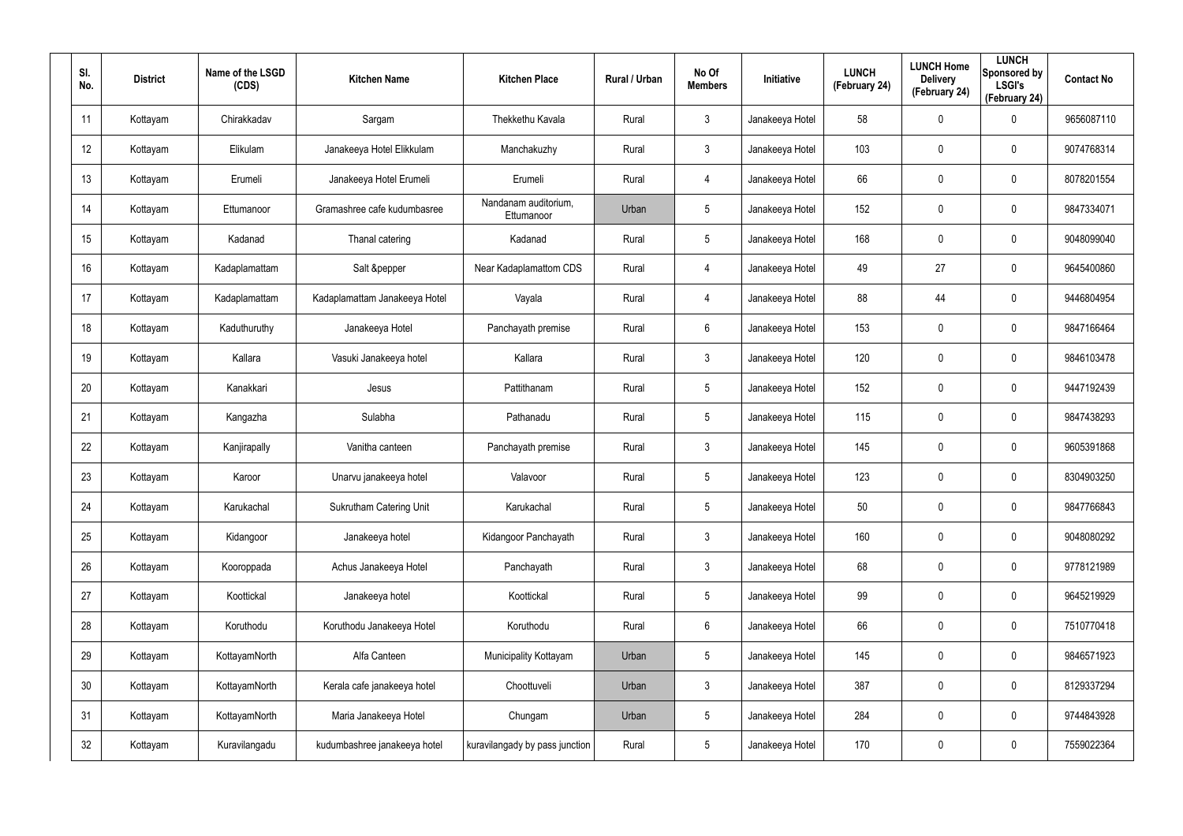| Sl. No. | District | Name of the LSGD (CDS) | Kitchen Name | Kitchen Place | Rural / Urban | No Of Members | Initiative | LUNCH (February 24) | LUNCH Home Delivery (February 24) | LUNCH Sponsored by LSGI's (February 24) | Contact No |
|---|---|---|---|---|---|---|---|---|---|---|---|
| 11 | Kottayam | Chirakkadav | Sargam | Thekkethu Kavala | Rural | 3 | Janakeeya Hotel | 58 | 0 | 0 | 9656087110 |
| 12 | Kottayam | Elikulam | Janakeeya Hotel Elikkulam | Manchakuzhy | Rural | 3 | Janakeeya Hotel | 103 | 0 | 0 | 9074768314 |
| 13 | Kottayam | Erumeli | Janakeeya Hotel Erumeli | Erumeli | Rural | 4 | Janakeeya Hotel | 66 | 0 | 0 | 8078201554 |
| 14 | Kottayam | Ettumanoor | Gramashree cafe kudumbasree | Nandanam auditorium, Ettumanoor | Urban | 5 | Janakeeya Hotel | 152 | 0 | 0 | 9847334071 |
| 15 | Kottayam | Kadanad | Thanal catering | Kadanad | Rural | 5 | Janakeeya Hotel | 168 | 0 | 0 | 9048099040 |
| 16 | Kottayam | Kadaplamattam | Salt &pepper | Near Kadaplamattom CDS | Rural | 4 | Janakeeya Hotel | 49 | 27 | 0 | 9645400860 |
| 17 | Kottayam | Kadaplamattam | Kadaplamattam Janakeeya Hotel | Vayala | Rural | 4 | Janakeeya Hotel | 88 | 44 | 0 | 9446804954 |
| 18 | Kottayam | Kaduthuruthy | Janakeeya Hotel | Panchayath premise | Rural | 6 | Janakeeya Hotel | 153 | 0 | 0 | 9847166464 |
| 19 | Kottayam | Kallara | Vasuki Janakeeya hotel | Kallara | Rural | 3 | Janakeeya Hotel | 120 | 0 | 0 | 9846103478 |
| 20 | Kottayam | Kanakkari | Jesus | Pattithanam | Rural | 5 | Janakeeya Hotel | 152 | 0 | 0 | 9447192439 |
| 21 | Kottayam | Kangazha | Sulabha | Pathanadu | Rural | 5 | Janakeeya Hotel | 115 | 0 | 0 | 9847438293 |
| 22 | Kottayam | Kanjirapally | Vanitha canteen | Panchayath premise | Rural | 3 | Janakeeya Hotel | 145 | 0 | 0 | 9605391868 |
| 23 | Kottayam | Karoor | Unarvu janakeeya hotel | Valavoor | Rural | 5 | Janakeeya Hotel | 123 | 0 | 0 | 8304903250 |
| 24 | Kottayam | Karukachal | Sukrutham Catering Unit | Karukachal | Rural | 5 | Janakeeya Hotel | 50 | 0 | 0 | 9847766843 |
| 25 | Kottayam | Kidangoor | Janakeeya hotel | Kidangoor Panchayath | Rural | 3 | Janakeeya Hotel | 160 | 0 | 0 | 9048080292 |
| 26 | Kottayam | Kooroppada | Achus Janakeeya Hotel | Panchayath | Rural | 3 | Janakeeya Hotel | 68 | 0 | 0 | 9778121989 |
| 27 | Kottayam | Koottickal | Janakeeya hotel | Koottickal | Rural | 5 | Janakeeya Hotel | 99 | 0 | 0 | 9645219929 |
| 28 | Kottayam | Koruthodu | Koruthodu Janakeeya Hotel | Koruthodu | Rural | 6 | Janakeeya Hotel | 66 | 0 | 0 | 7510770418 |
| 29 | Kottayam | KottayamNorth | Alfa Canteen | Municipality Kottayam | Urban | 5 | Janakeeya Hotel | 145 | 0 | 0 | 9846571923 |
| 30 | Kottayam | KottayamNorth | Kerala cafe janakeeya hotel | Choottuveli | Urban | 3 | Janakeeya Hotel | 387 | 0 | 0 | 8129337294 |
| 31 | Kottayam | KottayamNorth | Maria Janakeeya Hotel | Chungam | Urban | 5 | Janakeeya Hotel | 284 | 0 | 0 | 9744843928 |
| 32 | Kottayam | Kuravilangadu | kudumbashree janakeeya hotel | kuravilangady by pass junction | Rural | 5 | Janakeeya Hotel | 170 | 0 | 0 | 7559022364 |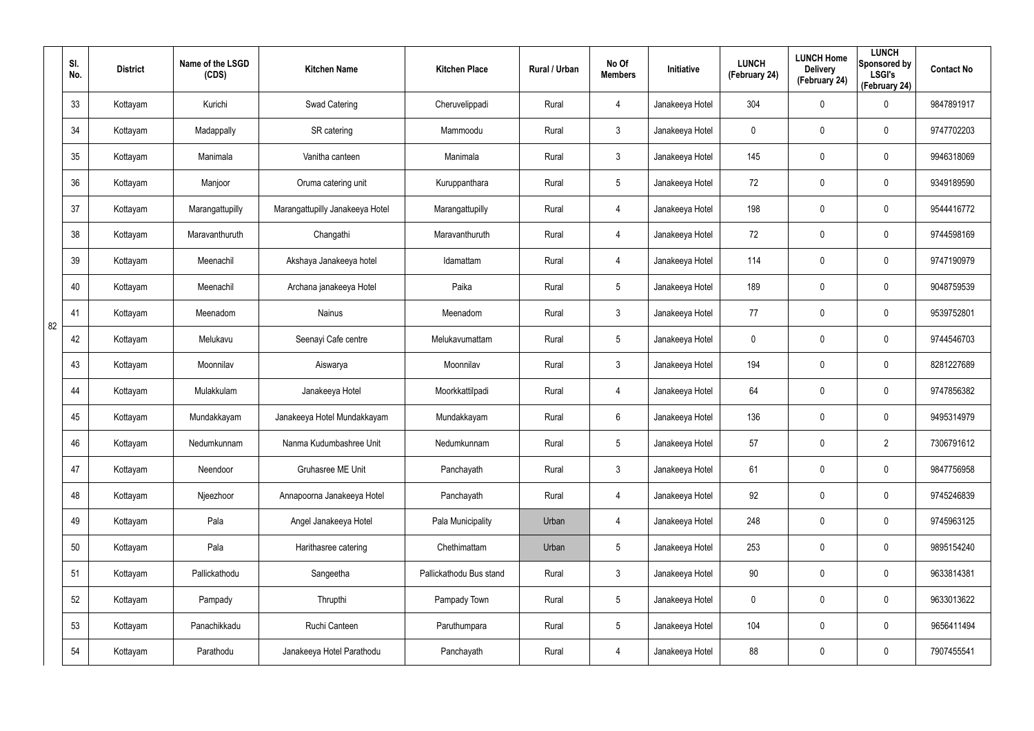| | Sl. No. | District | Name of the LSGD (CDS) | Kitchen Name | Kitchen Place | Rural / Urban | No Of Members | Initiative | LUNCH (February 24) | LUNCH Home Delivery (February 24) | LUNCH Sponsored by LSGI's (February 24) | Contact No |
|---|---|---|---|---|---|---|---|---|---|---|---|---|
| | 33 | Kottayam | Kurichi | Swad Catering | Cheruvelippadi | Rural | 4 | Janakeeya Hotel | 304 | 0 | 0 | 9847891917 |
| | 34 | Kottayam | Madappally | SR catering | Mammoodu | Rural | 3 | Janakeeya Hotel | 0 | 0 | 0 | 9747702203 |
| | 35 | Kottayam | Manimala | Vanitha canteen | Manimala | Rural | 3 | Janakeeya Hotel | 145 | 0 | 0 | 9946318069 |
| | 36 | Kottayam | Manjoor | Oruma catering unit | Kuruppanthara | Rural | 5 | Janakeeya Hotel | 72 | 0 | 0 | 9349189590 |
| | 37 | Kottayam | Marangattupilly | Marangattupilly Janakeeya Hotel | Marangattupilly | Rural | 4 | Janakeeya Hotel | 198 | 0 | 0 | 9544416772 |
| | 38 | Kottayam | Maravanthuruth | Changathi | Maravanthuruth | Rural | 4 | Janakeeya Hotel | 72 | 0 | 0 | 9744598169 |
| | 39 | Kottayam | Meenachil | Akshaya Janakeeya hotel | Idamattam | Rural | 4 | Janakeeya Hotel | 114 | 0 | 0 | 9747190979 |
| | 40 | Kottayam | Meenachil | Archana janakeeya Hotel | Paika | Rural | 5 | Janakeeya Hotel | 189 | 0 | 0 | 9048759539 |
| 82 | 41 | Kottayam | Meenadom | Nainus | Meenadom | Rural | 3 | Janakeeya Hotel | 77 | 0 | 0 | 9539752801 |
| | 42 | Kottayam | Melukavu | Seenayi Cafe centre | Melukavumattam | Rural | 5 | Janakeeya Hotel | 0 | 0 | 0 | 9744546703 |
| | 43 | Kottayam | Moonnilav | Aiswarya | Moonnilav | Rural | 3 | Janakeeya Hotel | 194 | 0 | 0 | 8281227689 |
| | 44 | Kottayam | Mulakkulam | Janakeeya Hotel | Moorkkattilpadi | Rural | 4 | Janakeeya Hotel | 64 | 0 | 0 | 9747856382 |
| | 45 | Kottayam | Mundakkayam | Janakeeya Hotel Mundakkayam | Mundakkayam | Rural | 6 | Janakeeya Hotel | 136 | 0 | 0 | 9495314979 |
| | 46 | Kottayam | Nedumkunnam | Nanma Kudumbashree Unit | Nedumkunnam | Rural | 5 | Janakeeya Hotel | 57 | 0 | 2 | 7306791612 |
| | 47 | Kottayam | Neendoor | Gruhasree ME Unit | Panchayath | Rural | 3 | Janakeeya Hotel | 61 | 0 | 0 | 9847756958 |
| | 48 | Kottayam | Njeezhoor | Annapoorna Janakeeya Hotel | Panchayath | Rural | 4 | Janakeeya Hotel | 92 | 0 | 0 | 9745246839 |
| | 49 | Kottayam | Pala | Angel Janakeeya Hotel | Pala Municipality | Urban | 4 | Janakeeya Hotel | 248 | 0 | 0 | 9745963125 |
| | 50 | Kottayam | Pala | Harithasree catering | Chethimattam | Urban | 5 | Janakeeya Hotel | 253 | 0 | 0 | 9895154240 |
| | 51 | Kottayam | Pallickathodu | Sangeetha | Pallickathodu Bus stand | Rural | 3 | Janakeeya Hotel | 90 | 0 | 0 | 9633814381 |
| | 52 | Kottayam | Pampady | Thrupthi | Pampady Town | Rural | 5 | Janakeeya Hotel | 0 | 0 | 0 | 9633013622 |
| | 53 | Kottayam | Panachikkadu | Ruchi Canteen | Paruthumpara | Rural | 5 | Janakeeya Hotel | 104 | 0 | 0 | 9656411494 |
| | 54 | Kottayam | Parathodu | Janakeeya Hotel Parathodu | Panchayath | Rural | 4 | Janakeeya Hotel | 88 | 0 | 0 | 7907455541 |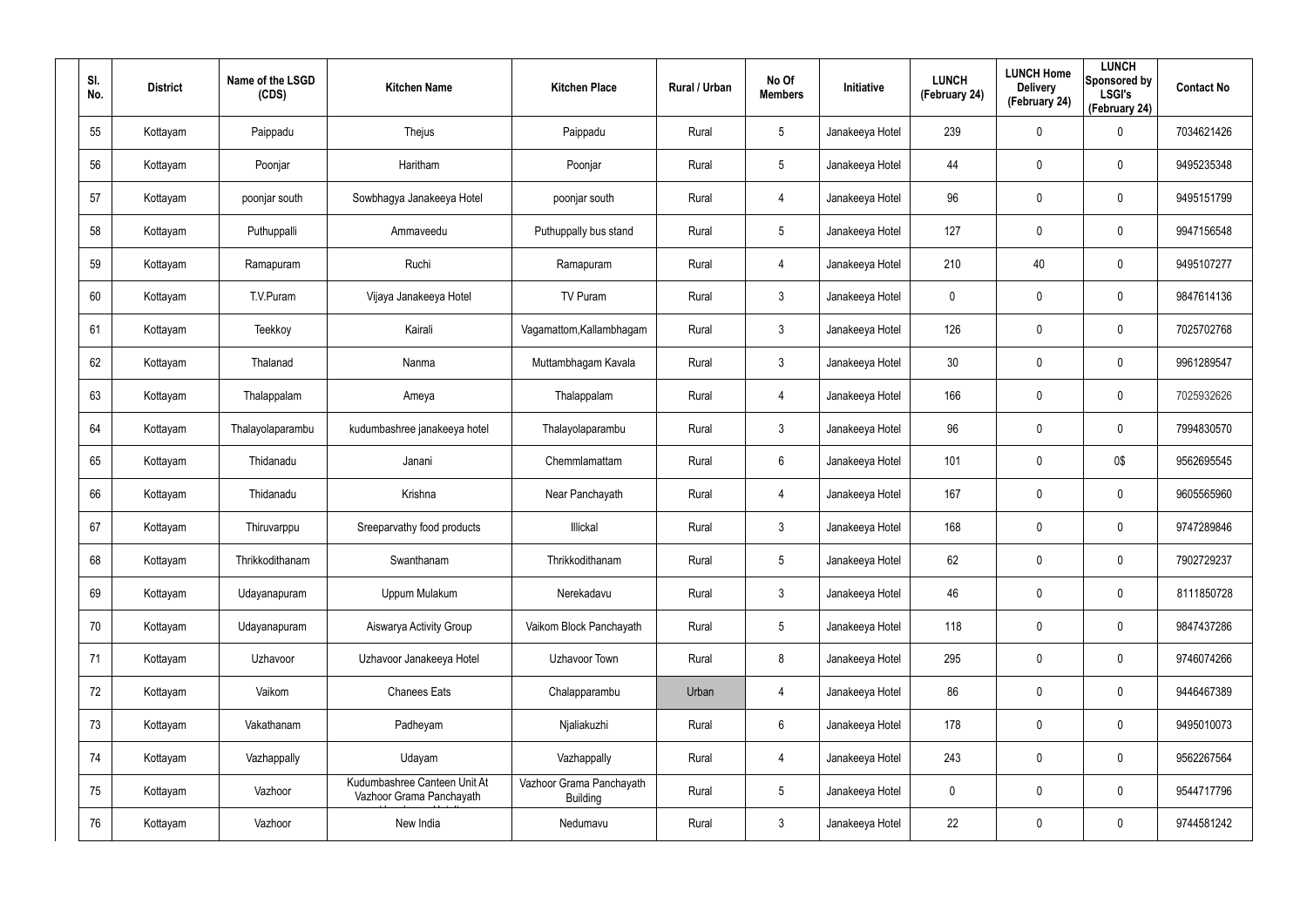| Sl. No. | District | Name of the LSGD (CDS) | Kitchen Name | Kitchen Place | Rural / Urban | No Of Members | Initiative | LUNCH (February 24) | LUNCH Home Delivery (February 24) | LUNCH Sponsored by LSGI's (February 24) | Contact No |
|---|---|---|---|---|---|---|---|---|---|---|---|
| 55 | Kottayam | Paippadu | Thejus | Paippadu | Rural | 5 | Janakeeya Hotel | 239 | 0 | 0 | 7034621426 |
| 56 | Kottayam | Poonjar | Haritham | Poonjar | Rural | 5 | Janakeeya Hotel | 44 | 0 | 0 | 9495235348 |
| 57 | Kottayam | poonjar south | Sowbhagya Janakeeya Hotel | poonjar south | Rural | 4 | Janakeeya Hotel | 96 | 0 | 0 | 9495151799 |
| 58 | Kottayam | Puthuppalli | Ammaveedu | Puthuppally bus stand | Rural | 5 | Janakeeya Hotel | 127 | 0 | 0 | 9947156548 |
| 59 | Kottayam | Ramapuram | Ruchi | Ramapuram | Rural | 4 | Janakeeya Hotel | 210 | 40 | 0 | 9495107277 |
| 60 | Kottayam | T.V.Puram | Vijaya Janakeeya Hotel | TV Puram | Rural | 3 | Janakeeya Hotel | 0 | 0 | 0 | 9847614136 |
| 61 | Kottayam | Teekkoy | Kairali | Vagamattom,Kallambhagam | Rural | 3 | Janakeeya Hotel | 126 | 0 | 0 | 7025702768 |
| 62 | Kottayam | Thalanad | Nanma | Muttambhagam Kavala | Rural | 3 | Janakeeya Hotel | 30 | 0 | 0 | 9961289547 |
| 63 | Kottayam | Thalappalam | Ameya | Thalappalam | Rural | 4 | Janakeeya Hotel | 166 | 0 | 0 | 7025932626 |
| 64 | Kottayam | Thalayolaparambu | kudumbashree janakeeya hotel | Thalayolaparambu | Rural | 3 | Janakeeya Hotel | 96 | 0 | 0 | 7994830570 |
| 65 | Kottayam | Thidanadu | Janani | Chemmlamattam | Rural | 6 | Janakeeya Hotel | 101 | 0 | 0$ | 9562695545 |
| 66 | Kottayam | Thidanadu | Krishna | Near Panchayath | Rural | 4 | Janakeeya Hotel | 167 | 0 | 0 | 9605565960 |
| 67 | Kottayam | Thiruvarppu | Sreeparvathy food products | Illickal | Rural | 3 | Janakeeya Hotel | 168 | 0 | 0 | 9747289846 |
| 68 | Kottayam | Thrikkodithanam | Swanthanam | Thrikkodithanam | Rural | 5 | Janakeeya Hotel | 62 | 0 | 0 | 7902729237 |
| 69 | Kottayam | Udayanapuram | Uppum Mulakum | Nerekadavu | Rural | 3 | Janakeeya Hotel | 46 | 0 | 0 | 8111850728 |
| 70 | Kottayam | Udayanapuram | Aiswarya Activity Group | Vaikom Block Panchayath | Rural | 5 | Janakeeya Hotel | 118 | 0 | 0 | 9847437286 |
| 71 | Kottayam | Uzhavoor | Uzhavoor Janakeeya Hotel | Uzhavoor Town | Rural | 8 | Janakeeya Hotel | 295 | 0 | 0 | 9746074266 |
| 72 | Kottayam | Vaikom | Chanees Eats | Chalapparambu | Urban | 4 | Janakeeya Hotel | 86 | 0 | 0 | 9446467389 |
| 73 | Kottayam | Vakathanam | Padheyam | Njaliakuzhi | Rural | 6 | Janakeeya Hotel | 178 | 0 | 0 | 9495010073 |
| 74 | Kottayam | Vazhappally | Udayam | Vazhappally | Rural | 4 | Janakeeya Hotel | 243 | 0 | 0 | 9562267564 |
| 75 | Kottayam | Vazhoor | Kudumbashree Canteen Unit At Vazhoor Grama Panchayath | Vazhoor Grama Panchayath Building | Rural | 5 | Janakeeya Hotel | 0 | 0 | 0 | 9544717796 |
| 76 | Kottayam | Vazhoor | New India | Nedumavu | Rural | 3 | Janakeeya Hotel | 22 | 0 | 0 | 9744581242 |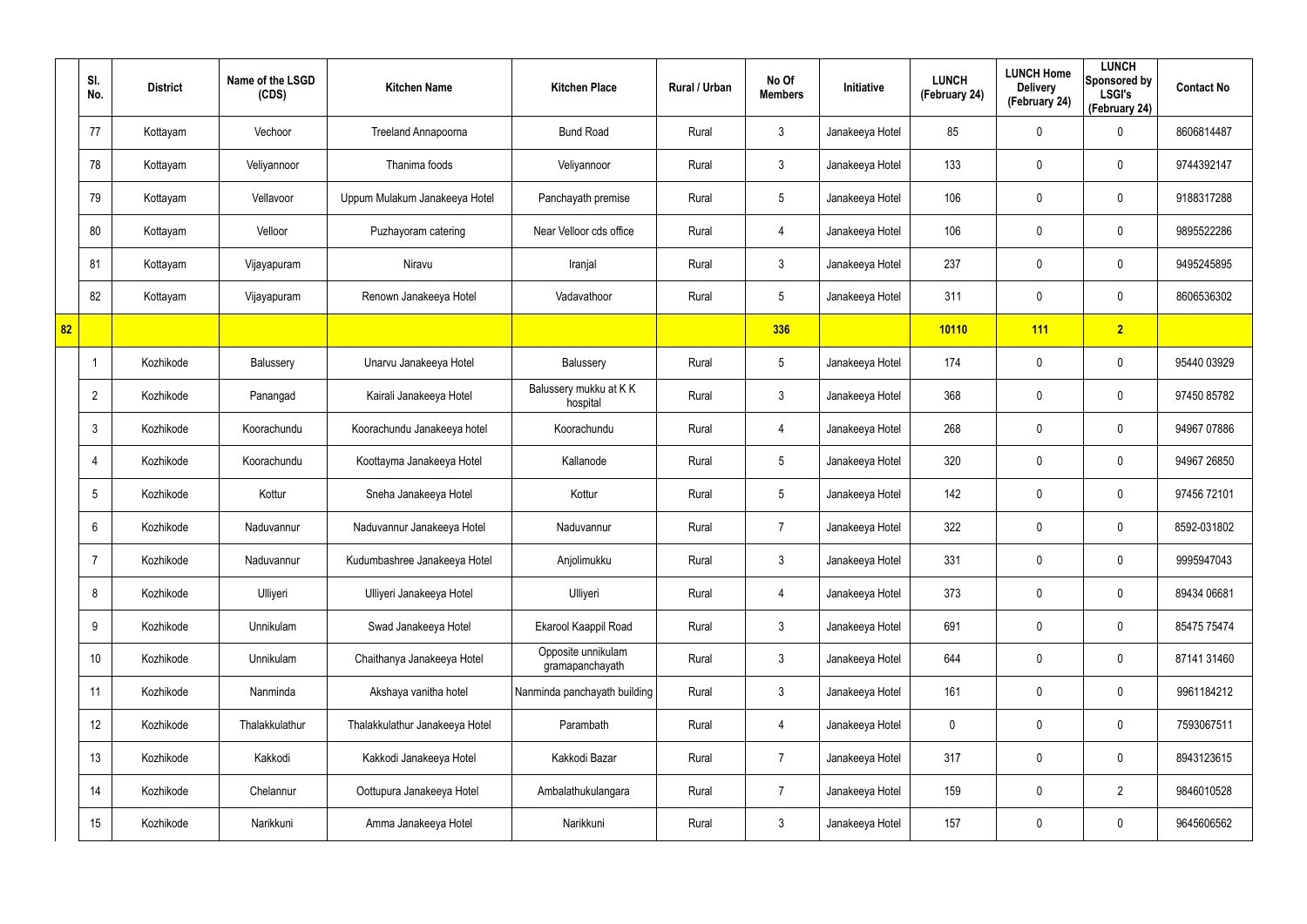| | Sl. No. | District | Name of the LSGD (CDS) | Kitchen Name | Kitchen Place | Rural / Urban | No Of Members | Initiative | LUNCH (February 24) | LUNCH Home Delivery (February 24) | LUNCH Sponsored by LSGI's (February 24) | Contact No |
|---|---|---|---|---|---|---|---|---|---|---|---|---|
| | 77 | Kottayam | Vechoor | Treeland Annapoorna | Bund Road | Rural | 3 | Janakeeya Hotel | 85 | 0 | 0 | 8606814487 |
| | 78 | Kottayam | Veliyannoor | Thanima foods | Veliyannoor | Rural | 3 | Janakeeya Hotel | 133 | 0 | 0 | 9744392147 |
| | 79 | Kottayam | Vellavoor | Uppum Mulakum Janakeeya Hotel | Panchayath premise | Rural | 5 | Janakeeya Hotel | 106 | 0 | 0 | 9188317288 |
| | 80 | Kottayam | Velloor | Puzhayoram catering | Near Velloor cds office | Rural | 4 | Janakeeya Hotel | 106 | 0 | 0 | 9895522286 |
| | 81 | Kottayam | Vijayapuram | Niravu | Iranjal | Rural | 3 | Janakeeya Hotel | 237 | 0 | 0 | 9495245895 |
| | 82 | Kottayam | Vijayapuram | Renown Janakeeya Hotel | Vadavathoor | Rural | 5 | Janakeeya Hotel | 311 | 0 | 0 | 8606536302 |
| 82 | | | | | | | 336 | | 10110 | 111 | 2 | |
| | 1 | Kozhikode | Balussery | Unarvu Janakeeya Hotel | Balussery | Rural | 5 | Janakeeya Hotel | 174 | 0 | 0 | 95440 03929 |
| | 2 | Kozhikode | Panangad | Kairali Janakeeya Hotel | Balussery mukku at K K hospital | Rural | 3 | Janakeeya Hotel | 368 | 0 | 0 | 97450 85782 |
| | 3 | Kozhikode | Koorachundu | Koorachundu Janakeeya hotel | Koorachundu | Rural | 4 | Janakeeya Hotel | 268 | 0 | 0 | 94967 07886 |
| | 4 | Kozhikode | Koorachundu | Koottayma Janakeeya Hotel | Kallanode | Rural | 5 | Janakeeya Hotel | 320 | 0 | 0 | 94967 26850 |
| | 5 | Kozhikode | Kottur | Sneha Janakeeya Hotel | Kottur | Rural | 5 | Janakeeya Hotel | 142 | 0 | 0 | 97456 72101 |
| | 6 | Kozhikode | Naduvannur | Naduvannur Janakeeya Hotel | Naduvannur | Rural | 7 | Janakeeya Hotel | 322 | 0 | 0 | 8592-031802 |
| | 7 | Kozhikode | Naduvannur | Kudumbashree Janakeeya Hotel | Anjolimukku | Rural | 3 | Janakeeya Hotel | 331 | 0 | 0 | 9995947043 |
| | 8 | Kozhikode | Ulliyeri | Ulliyeri Janakeeya Hotel | Ulliyeri | Rural | 4 | Janakeeya Hotel | 373 | 0 | 0 | 89434 06681 |
| | 9 | Kozhikode | Unnikulam | Swad Janakeeya Hotel | Ekarool Kaappil Road | Rural | 3 | Janakeeya Hotel | 691 | 0 | 0 | 85475 75474 |
| | 10 | Kozhikode | Unnikulam | Chaithanya Janakeeya Hotel | Opposite unnikulam gramapanchayath | Rural | 3 | Janakeeya Hotel | 644 | 0 | 0 | 87141 31460 |
| | 11 | Kozhikode | Nanminda | Akshaya vanitha hotel | Nanminda panchayath building | Rural | 3 | Janakeeya Hotel | 161 | 0 | 0 | 9961184212 |
| | 12 | Kozhikode | Thalakkulathur | Thalakkulathur Janakeeya Hotel | Parambath | Rural | 4 | Janakeeya Hotel | 0 | 0 | 0 | 7593067511 |
| | 13 | Kozhikode | Kakkodi | Kakkodi Janakeeya Hotel | Kakkodi Bazar | Rural | 7 | Janakeeya Hotel | 317 | 0 | 0 | 8943123615 |
| | 14 | Kozhikode | Chelannur | Oottupura Janakeeya Hotel | Ambalathukulangara | Rural | 7 | Janakeeya Hotel | 159 | 0 | 2 | 9846010528 |
| | 15 | Kozhikode | Narikkuni | Amma Janakeeya Hotel | Narikkuni | Rural | 3 | Janakeeya Hotel | 157 | 0 | 0 | 9645606562 |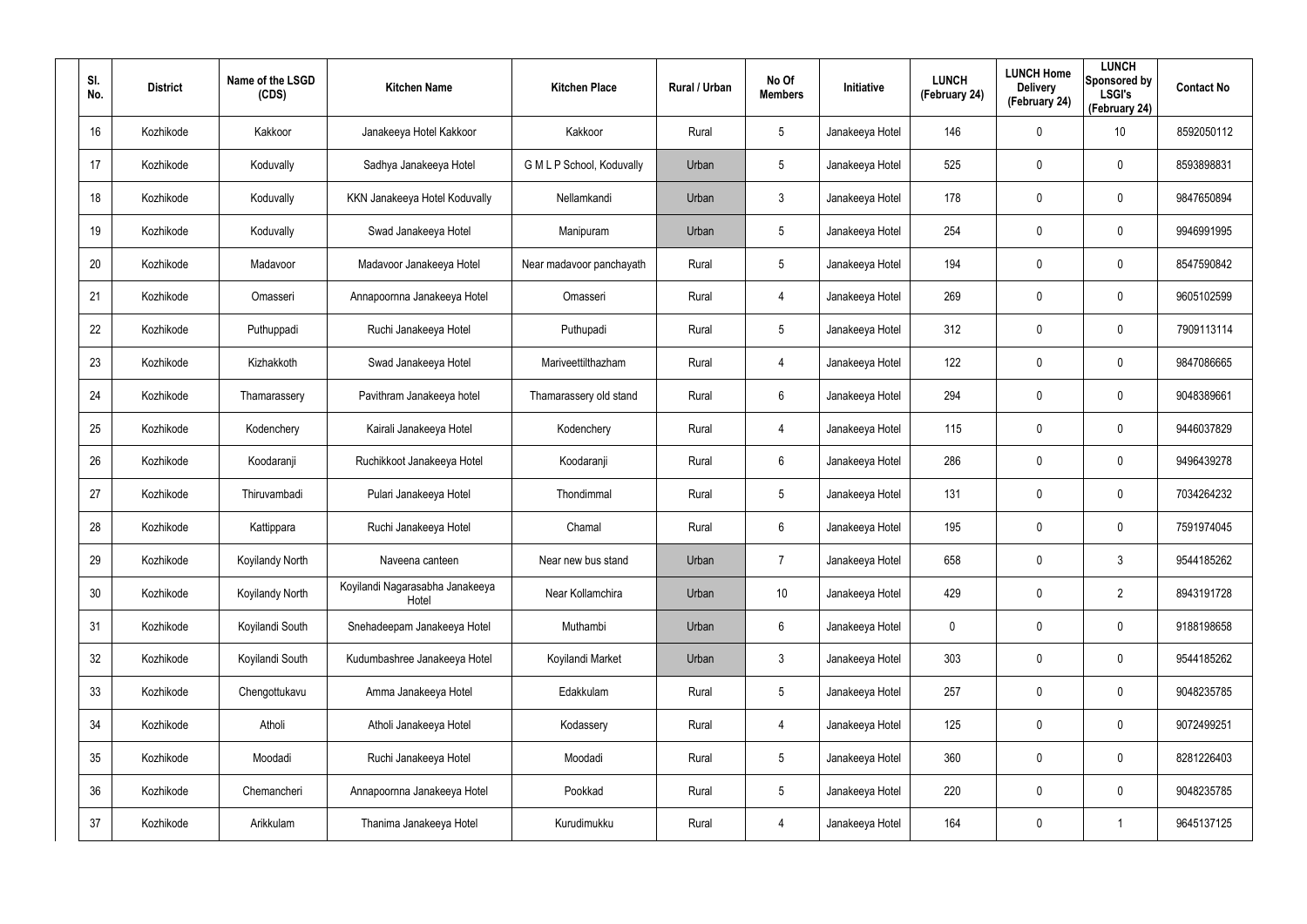| Sl. No. | District | Name of the LSGD (CDS) | Kitchen Name | Kitchen Place | Rural / Urban | No Of Members | Initiative | LUNCH (February 24) | LUNCH Home Delivery (February 24) | LUNCH Sponsored by LSGI's (February 24) | Contact No |
|---|---|---|---|---|---|---|---|---|---|---|---|
| 16 | Kozhikode | Kakkoor | Janakeeya Hotel Kakkoor | Kakkoor | Rural | 5 | Janakeeya Hotel | 146 | 0 | 10 | 8592050112 |
| 17 | Kozhikode | Koduvally | Sadhya Janakeeya Hotel | G M L P School, Koduvally | Urban | 5 | Janakeeya Hotel | 525 | 0 | 0 | 8593898831 |
| 18 | Kozhikode | Koduvally | KKN Janakeeya Hotel Koduvally | Nellamkandi | Urban | 3 | Janakeeya Hotel | 178 | 0 | 0 | 9847650894 |
| 19 | Kozhikode | Koduvally | Swad Janakeeya Hotel | Manipuram | Urban | 5 | Janakeeya Hotel | 254 | 0 | 0 | 9946991995 |
| 20 | Kozhikode | Madavoor | Madavoor Janakeeya Hotel | Near madavoor panchayath | Rural | 5 | Janakeeya Hotel | 194 | 0 | 0 | 8547590842 |
| 21 | Kozhikode | Omasseri | Annapoornna Janakeeya Hotel | Omasseri | Rural | 4 | Janakeeya Hotel | 269 | 0 | 0 | 9605102599 |
| 22 | Kozhikode | Puthuppadi | Ruchi Janakeeya Hotel | Puthupadi | Rural | 5 | Janakeeya Hotel | 312 | 0 | 0 | 7909113114 |
| 23 | Kozhikode | Kizhakkoth | Swad Janakeeya Hotel | Mariveettilthazham | Rural | 4 | Janakeeya Hotel | 122 | 0 | 0 | 9847086665 |
| 24 | Kozhikode | Thamarassery | Pavithram Janakeeya hotel | Thamarassery old stand | Rural | 6 | Janakeeya Hotel | 294 | 0 | 0 | 9048389661 |
| 25 | Kozhikode | Kodenchery | Kairali Janakeeya Hotel | Kodenchery | Rural | 4 | Janakeeya Hotel | 115 | 0 | 0 | 9446037829 |
| 26 | Kozhikode | Koodaranji | Ruchikkoot Janakeeya Hotel | Koodaranji | Rural | 6 | Janakeeya Hotel | 286 | 0 | 0 | 9496439278 |
| 27 | Kozhikode | Thiruvambadi | Pulari Janakeeya Hotel | Thondimmal | Rural | 5 | Janakeeya Hotel | 131 | 0 | 0 | 7034264232 |
| 28 | Kozhikode | Kattippara | Ruchi Janakeeya Hotel | Chamal | Rural | 6 | Janakeeya Hotel | 195 | 0 | 0 | 7591974045 |
| 29 | Kozhikode | Koyilandy North | Naveena canteen | Near new bus stand | Urban | 7 | Janakeeya Hotel | 658 | 0 | 3 | 9544185262 |
| 30 | Kozhikode | Koyilandy North | Koyilandi Nagarasabha Janakeeya Hotel | Near Kollamchira | Urban | 10 | Janakeeya Hotel | 429 | 0 | 2 | 8943191728 |
| 31 | Kozhikode | Koyilandi South | Snehadeepam Janakeeya Hotel | Muthambi | Urban | 6 | Janakeeya Hotel | 0 | 0 | 0 | 9188198658 |
| 32 | Kozhikode | Koyilandi South | Kudumbashree Janakeeya Hotel | Koyilandi Market | Urban | 3 | Janakeeya Hotel | 303 | 0 | 0 | 9544185262 |
| 33 | Kozhikode | Chengottukavu | Amma Janakeeya Hotel | Edakkulam | Rural | 5 | Janakeeya Hotel | 257 | 0 | 0 | 9048235785 |
| 34 | Kozhikode | Atholi | Atholi Janakeeya Hotel | Kodassery | Rural | 4 | Janakeeya Hotel | 125 | 0 | 0 | 9072499251 |
| 35 | Kozhikode | Moodadi | Ruchi Janakeeya Hotel | Moodadi | Rural | 5 | Janakeeya Hotel | 360 | 0 | 0 | 8281226403 |
| 36 | Kozhikode | Chemancheri | Annapoornna Janakeeya Hotel | Pookkad | Rural | 5 | Janakeeya Hotel | 220 | 0 | 0 | 9048235785 |
| 37 | Kozhikode | Arikkulam | Thanima Janakeeya Hotel | Kurudimukku | Rural | 4 | Janakeeya Hotel | 164 | 0 | 1 | 9645137125 |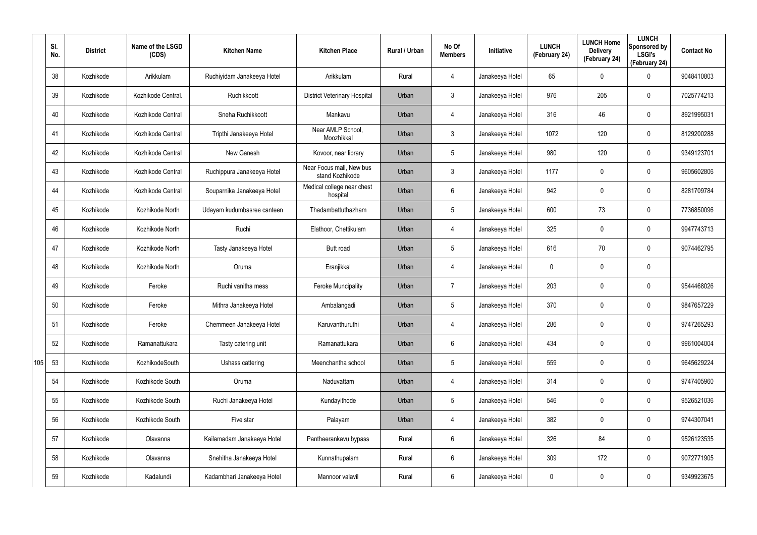| | Sl. No. | District | Name of the LSGD (CDS) | Kitchen Name | Kitchen Place | Rural / Urban | No Of Members | Initiative | LUNCH (February 24) | LUNCH Home Delivery (February 24) | LUNCH Sponsored by LSGI's (February 24) | Contact No |
|---|---|---|---|---|---|---|---|---|---|---|---|---|
| | 38 | Kozhikode | Arikkulam | Ruchiyidam Janakeeya Hotel | Arikkulam | Rural | 4 | Janakeeya Hotel | 65 | 0 | 0 | 9048410803 |
| | 39 | Kozhikode | Kozhikode Central. | Ruchikkoott | District Veterinary Hospital | Urban | 3 | Janakeeya Hotel | 976 | 205 | 0 | 7025774213 |
| | 40 | Kozhikode | Kozhikode Central | Sneha Ruchikkoott | Mankavu | Urban | 4 | Janakeeya Hotel | 316 | 46 | 0 | 8921995031 |
| | 41 | Kozhikode | Kozhikode Central | Tripthi Janakeeya Hotel | Near AMLP School, Moozhikkal | Urban | 3 | Janakeeya Hotel | 1072 | 120 | 0 | 8129200288 |
| | 42 | Kozhikode | Kozhikode Central | New Ganesh | Kovoor, near library | Urban | 5 | Janakeeya Hotel | 980 | 120 | 0 | 9349123701 |
| | 43 | Kozhikode | Kozhikode Central | Ruchippura Janakeeya Hotel | Near Focus mall, New bus stand Kozhikode | Urban | 3 | Janakeeya Hotel | 1177 | 0 | 0 | 9605602806 |
| | 44 | Kozhikode | Kozhikode Central | Souparnika Janakeeya Hotel | Medical college near chest hospital | Urban | 6 | Janakeeya Hotel | 942 | 0 | 0 | 8281709784 |
| | 45 | Kozhikode | Kozhikode North | Udayam kudumbasree canteen | Thadambattuthazham | Urban | 5 | Janakeeya Hotel | 600 | 73 | 0 | 7736850096 |
| | 46 | Kozhikode | Kozhikode North | Ruchi | Elathoor, Chettikulam | Urban | 4 | Janakeeya Hotel | 325 | 0 | 0 | 9947743713 |
| | 47 | Kozhikode | Kozhikode North | Tasty Janakeeya Hotel | Butt road | Urban | 5 | Janakeeya Hotel | 616 | 70 | 0 | 9074462795 |
| | 48 | Kozhikode | Kozhikode North | Oruma | Eranjikkal | Urban | 4 | Janakeeya Hotel | 0 | 0 | 0 | |
| | 49 | Kozhikode | Feroke | Ruchi vanitha mess | Feroke Muncipality | Urban | 7 | Janakeeya Hotel | 203 | 0 | 0 | 9544468026 |
| | 50 | Kozhikode | Feroke | Mithra Janakeeya Hotel | Ambalangadi | Urban | 5 | Janakeeya Hotel | 370 | 0 | 0 | 9847657229 |
| | 51 | Kozhikode | Feroke | Chemmeen Janakeeya Hotel | Karuvanthuruthi | Urban | 4 | Janakeeya Hotel | 286 | 0 | 0 | 9747265293 |
| | 52 | Kozhikode | Ramanattukara | Tasty catering unit | Ramanattukara | Urban | 6 | Janakeeya Hotel | 434 | 0 | 0 | 9961004004 |
| 105 | 53 | Kozhikode | KozhikodeSouth | Ushass cattering | Meenchantha school | Urban | 5 | Janakeeya Hotel | 559 | 0 | 0 | 9645629224 |
| | 54 | Kozhikode | Kozhikode South | Oruma | Naduvattam | Urban | 4 | Janakeeya Hotel | 314 | 0 | 0 | 9747405960 |
| | 55 | Kozhikode | Kozhikode South | Ruchi Janakeeya Hotel | Kundayithode | Urban | 5 | Janakeeya Hotel | 546 | 0 | 0 | 9526521036 |
| | 56 | Kozhikode | Kozhikode South | Five star | Palayam | Urban | 4 | Janakeeya Hotel | 382 | 0 | 0 | 9744307041 |
| | 57 | Kozhikode | Olavanna | Kailamadam Janakeeya Hotel | Pantheerankavu bypass | Rural | 6 | Janakeeya Hotel | 326 | 84 | 0 | 9526123535 |
| | 58 | Kozhikode | Olavanna | Snehitha Janakeeya Hotel | Kunnathupalam | Rural | 6 | Janakeeya Hotel | 309 | 172 | 0 | 9072771905 |
| | 59 | Kozhikode | Kadalundi | Kadambhari Janakeeya Hotel | Mannoor valavil | Rural | 6 | Janakeeya Hotel | 0 | 0 | 0 | 9349923675 |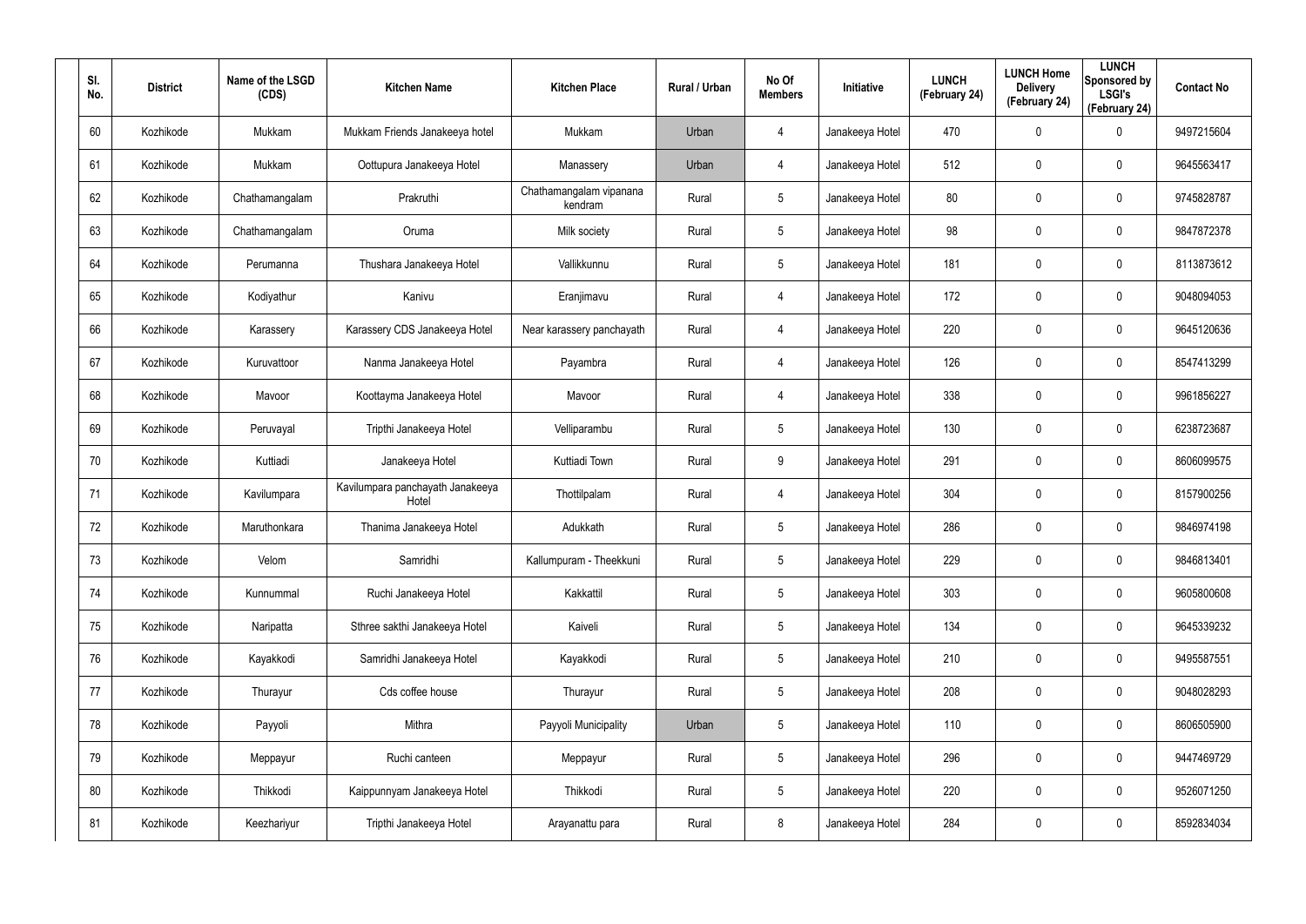| Sl. No. | District | Name of the LSGD (CDS) | Kitchen Name | Kitchen Place | Rural / Urban | No Of Members | Initiative | LUNCH (February 24) | LUNCH Home Delivery (February 24) | LUNCH Sponsored by LSGI's (February 24) | Contact No |
|---|---|---|---|---|---|---|---|---|---|---|---|
| 60 | Kozhikode | Mukkam | Mukkam Friends Janakeeya hotel | Mukkam | Urban | 4 | Janakeeya Hotel | 470 | 0 | 0 | 9497215604 |
| 61 | Kozhikode | Mukkam | Oottupura Janakeeya Hotel | Manassery | Urban | 4 | Janakeeya Hotel | 512 | 0 | 0 | 9645563417 |
| 62 | Kozhikode | Chathamangalam | Prakruthi | Chathamangalam vipanana kendram | Rural | 5 | Janakeeya Hotel | 80 | 0 | 0 | 9745828787 |
| 63 | Kozhikode | Chathamangalam | Oruma | Milk society | Rural | 5 | Janakeeya Hotel | 98 | 0 | 0 | 9847872378 |
| 64 | Kozhikode | Perumanna | Thushara Janakeeya Hotel | Vallikkunnu | Rural | 5 | Janakeeya Hotel | 181 | 0 | 0 | 8113873612 |
| 65 | Kozhikode | Kodiyathur | Kanivu | Eranjimavu | Rural | 4 | Janakeeya Hotel | 172 | 0 | 0 | 9048094053 |
| 66 | Kozhikode | Karassery | Karassery CDS Janakeeya Hotel | Near karassery panchayath | Rural | 4 | Janakeeya Hotel | 220 | 0 | 0 | 9645120636 |
| 67 | Kozhikode | Kuruvattoor | Nanma Janakeeya Hotel | Payambra | Rural | 4 | Janakeeya Hotel | 126 | 0 | 0 | 8547413299 |
| 68 | Kozhikode | Mavoor | Koottayma Janakeeya Hotel | Mavoor | Rural | 4 | Janakeeya Hotel | 338 | 0 | 0 | 9961856227 |
| 69 | Kozhikode | Peruvayal | Tripthi Janakeeya Hotel | Velliparambu | Rural | 5 | Janakeeya Hotel | 130 | 0 | 0 | 6238723687 |
| 70 | Kozhikode | Kuttiadi | Janakeeya Hotel | Kuttiadi Town | Rural | 9 | Janakeeya Hotel | 291 | 0 | 0 | 8606099575 |
| 71 | Kozhikode | Kavilumpara | Kavilumpara panchayath Janakeeya Hotel | Thottilpalam | Rural | 4 | Janakeeya Hotel | 304 | 0 | 0 | 8157900256 |
| 72 | Kozhikode | Maruthonkara | Thanima Janakeeya Hotel | Adukkath | Rural | 5 | Janakeeya Hotel | 286 | 0 | 0 | 9846974198 |
| 73 | Kozhikode | Velom | Samridhi | Kallumpuram - Theekkuni | Rural | 5 | Janakeeya Hotel | 229 | 0 | 0 | 9846813401 |
| 74 | Kozhikode | Kunnummal | Ruchi Janakeeya Hotel | Kakkattil | Rural | 5 | Janakeeya Hotel | 303 | 0 | 0 | 9605800608 |
| 75 | Kozhikode | Naripatta | Sthree sakthi Janakeeya Hotel | Kaiveli | Rural | 5 | Janakeeya Hotel | 134 | 0 | 0 | 9645339232 |
| 76 | Kozhikode | Kayakkodi | Samridhi Janakeeya Hotel | Kayakkodi | Rural | 5 | Janakeeya Hotel | 210 | 0 | 0 | 9495587551 |
| 77 | Kozhikode | Thurayur | Cds coffee house | Thurayur | Rural | 5 | Janakeeya Hotel | 208 | 0 | 0 | 9048028293 |
| 78 | Kozhikode | Payyoli | Mithra | Payyoli Municipality | Urban | 5 | Janakeeya Hotel | 110 | 0 | 0 | 8606505900 |
| 79 | Kozhikode | Meppayur | Ruchi canteen | Meppayur | Rural | 5 | Janakeeya Hotel | 296 | 0 | 0 | 9447469729 |
| 80 | Kozhikode | Thikkodi | Kaippunnyam Janakeeya Hotel | Thikkodi | Rural | 5 | Janakeeya Hotel | 220 | 0 | 0 | 9526071250 |
| 81 | Kozhikode | Keezhariyur | Tripthi Janakeeya Hotel | Arayanattu para | Rural | 8 | Janakeeya Hotel | 284 | 0 | 0 | 8592834034 |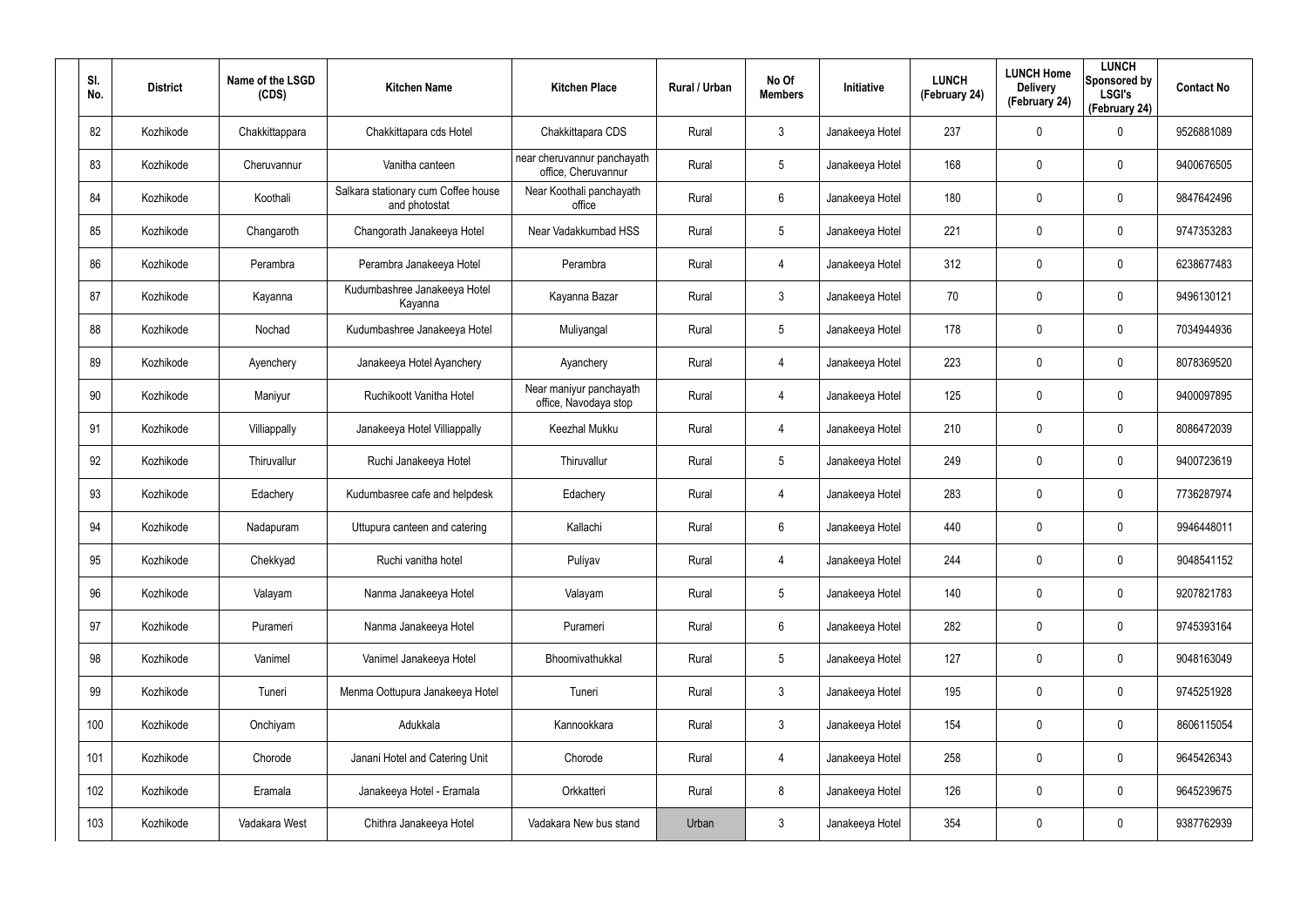| Sl. No. | District | Name of the LSGD (CDS) | Kitchen Name | Kitchen Place | Rural / Urban | No Of Members | Initiative | LUNCH (February 24) | LUNCH Home Delivery (February 24) | LUNCH Sponsored by LSGI's (February 24) | Contact No |
|---|---|---|---|---|---|---|---|---|---|---|---|
| 82 | Kozhikode | Chakkittappara | Chakkittapara cds Hotel | Chakkittapara CDS | Rural | 3 | Janakeeya Hotel | 237 | 0 | 0 | 9526881089 |
| 83 | Kozhikode | Cheruvannur | Vanitha canteen | near cheruvannur panchayath office, Cheruvannur | Rural | 5 | Janakeeya Hotel | 168 | 0 | 0 | 9400676505 |
| 84 | Kozhikode | Koothali | Salkara stationary cum Coffee house and photostat | Near Koothali panchayath office | Rural | 6 | Janakeeya Hotel | 180 | 0 | 0 | 9847642496 |
| 85 | Kozhikode | Changaroth | Changorath Janakeeya Hotel | Near Vadakkumbad HSS | Rural | 5 | Janakeeya Hotel | 221 | 0 | 0 | 9747353283 |
| 86 | Kozhikode | Perambra | Perambra Janakeeya Hotel | Perambra | Rural | 4 | Janakeeya Hotel | 312 | 0 | 0 | 6238677483 |
| 87 | Kozhikode | Kayanna | Kudumbashree Janakeeya Hotel Kayanna | Kayanna Bazar | Rural | 3 | Janakeeya Hotel | 70 | 0 | 0 | 9496130121 |
| 88 | Kozhikode | Nochad | Kudumbashree Janakeeya Hotel | Muliyangal | Rural | 5 | Janakeeya Hotel | 178 | 0 | 0 | 7034944936 |
| 89 | Kozhikode | Ayenchery | Janakeeya Hotel Ayanchery | Ayanchery | Rural | 4 | Janakeeya Hotel | 223 | 0 | 0 | 8078369520 |
| 90 | Kozhikode | Maniyur | Ruchikoott Vanitha Hotel | Near maniyur panchayath office, Navodaya stop | Rural | 4 | Janakeeya Hotel | 125 | 0 | 0 | 9400097895 |
| 91 | Kozhikode | Villiappally | Janakeeya Hotel Villiappally | Keezhal Mukku | Rural | 4 | Janakeeya Hotel | 210 | 0 | 0 | 8086472039 |
| 92 | Kozhikode | Thiruvallur | Ruchi Janakeeya Hotel | Thiruvallur | Rural | 5 | Janakeeya Hotel | 249 | 0 | 0 | 9400723619 |
| 93 | Kozhikode | Edachery | Kudumbasree cafe and helpdesk | Edachery | Rural | 4 | Janakeeya Hotel | 283 | 0 | 0 | 7736287974 |
| 94 | Kozhikode | Nadapuram | Uttupura canteen and catering | Kallachi | Rural | 6 | Janakeeya Hotel | 440 | 0 | 0 | 9946448011 |
| 95 | Kozhikode | Chekkyad | Ruchi vanitha hotel | Puliyav | Rural | 4 | Janakeeya Hotel | 244 | 0 | 0 | 9048541152 |
| 96 | Kozhikode | Valayam | Nanma Janakeeya Hotel | Valayam | Rural | 5 | Janakeeya Hotel | 140 | 0 | 0 | 9207821783 |
| 97 | Kozhikode | Purameri | Nanma Janakeeya Hotel | Purameri | Rural | 6 | Janakeeya Hotel | 282 | 0 | 0 | 9745393164 |
| 98 | Kozhikode | Vanimel | Vanimel Janakeeya Hotel | Bhoomivathukkal | Rural | 5 | Janakeeya Hotel | 127 | 0 | 0 | 9048163049 |
| 99 | Kozhikode | Tuneri | Menma Oottupura Janakeeya Hotel | Tuneri | Rural | 3 | Janakeeya Hotel | 195 | 0 | 0 | 9745251928 |
| 100 | Kozhikode | Onchiyam | Adukkala | Kannookkara | Rural | 3 | Janakeeya Hotel | 154 | 0 | 0 | 8606115054 |
| 101 | Kozhikode | Chorode | Janani Hotel and Catering Unit | Chorode | Rural | 4 | Janakeeya Hotel | 258 | 0 | 0 | 9645426343 |
| 102 | Kozhikode | Eramala | Janakeeya Hotel - Eramala | Orkkatteri | Rural | 8 | Janakeeya Hotel | 126 | 0 | 0 | 9645239675 |
| 103 | Kozhikode | Vadakara West | Chithra Janakeeya Hotel | Vadakara New bus stand | Urban | 3 | Janakeeya Hotel | 354 | 0 | 0 | 9387762939 |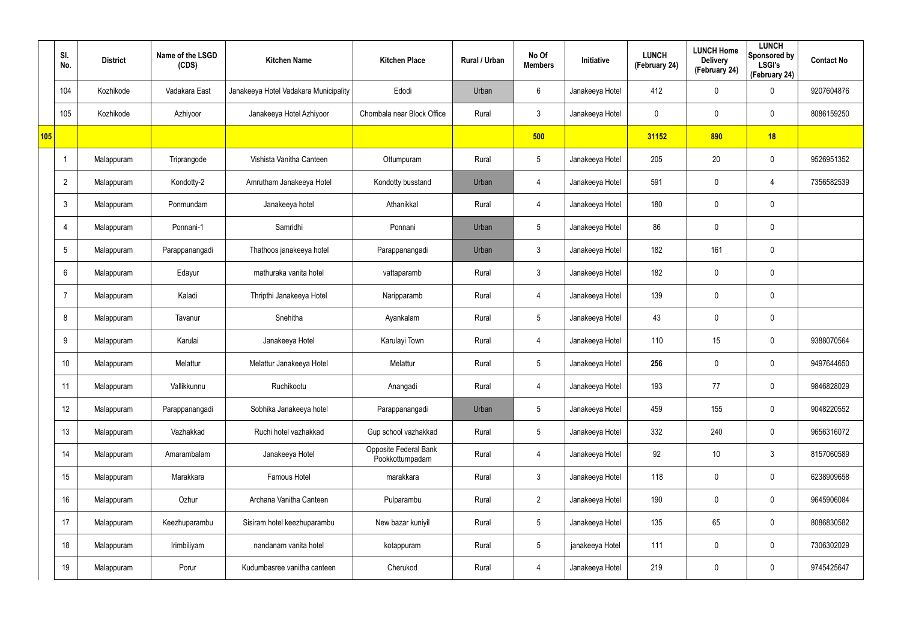| | Sl. No. | District | Name of the LSGD (CDS) | Kitchen Name | Kitchen Place | Rural / Urban | No Of Members | Initiative | LUNCH (February 24) | LUNCH Home Delivery (February 24) | LUNCH Sponsored by LSGI's (February 24) | Contact No |
|---|---|---|---|---|---|---|---|---|---|---|---|---|
| | 104 | Kozhikode | Vadakara East | Janakeeya Hotel Vadakara Municipality | Edodi | Urban | 6 | Janakeeya Hotel | 412 | 0 | 0 | 9207604876 |
| | 105 | Kozhikode | Azhiyoor | Janakeeya Hotel Azhiyoor | Chombala near Block Office | Rural | 3 | Janakeeya Hotel | 0 | 0 | 0 | 8086159250 |
| **105** | | | | | | | **500** | | **31152** | **890** | **18** | |
| | 1 | Malappuram | Triprangode | Vishista Vanitha Canteen | Ottumpuram | Rural | 5 | Janakeeya Hotel | 205 | 20 | 0 | 9526951352 |
| | 2 | Malappuram | Kondotty-2 | Amrutham Janakeeya Hotel | Kondotty busstand | Urban | 4 | Janakeeya Hotel | 591 | 0 | 4 | 7356582539 |
| | 3 | Malappuram | Ponmundam | Janakeeya hotel | Athanikkal | Rural | 4 | Janakeeya Hotel | 180 | 0 | 0 | |
| | 4 | Malappuram | Ponnani-1 | Samridhi | Ponnani | Urban | 5 | Janakeeya Hotel | 86 | 0 | 0 | |
| | 5 | Malappuram | Parappanangadi | Thathoos janakeeya hotel | Parappanangadi | Urban | 3 | Janakeeya Hotel | 182 | 161 | 0 | |
| | 6 | Malappuram | Edayur | mathuraka vanita hotel | vattaparamb | Rural | 3 | Janakeeya Hotel | 182 | 0 | 0 | |
| | 7 | Malappuram | Kaladi | Thripthi Janakeeya Hotel | Naripparamb | Rural | 4 | Janakeeya Hotel | 139 | 0 | 0 | |
| | 8 | Malappuram | Tavanur | Snehitha | Ayankalam | Rural | 5 | Janakeeya Hotel | 43 | 0 | 0 | |
| | 9 | Malappuram | Karulai | Janakeeya Hotel | Karulayi Town | Rural | 4 | Janakeeya Hotel | 110 | 15 | 0 | 9388070564 |
| | 10 | Malappuram | Melattur | Melattur Janakeeya Hotel | Melattur | Rural | 5 | Janakeeya Hotel | **256** | 0 | 0 | 9497644650 |
| | 11 | Malappuram | Vallikkunnu | Ruchikootu | Anangadi | Rural | 4 | Janakeeya Hotel | 193 | 77 | 0 | 9846828029 |
| | 12 | Malappuram | Parappanangadi | Sobhika Janakeeya hotel | Parappanangadi | Urban | 5 | Janakeeya Hotel | 459 | 155 | 0 | 9048220552 |
| | 13 | Malappuram | Vazhakkad | Ruchi hotel vazhakkad | Gup school vazhakkad | Rural | 5 | Janakeeya Hotel | 332 | 240 | 0 | 9656316072 |
| | 14 | Malappuram | Amarambalam | Janakeeya Hotel | Opposite Federal Bank Pookkottumpadam | Rural | 4 | Janakeeya Hotel | 92 | 10 | 3 | 8157060589 |
| | 15 | Malappuram | Marakkara | Famous Hotel | marakkara | Rural | 3 | Janakeeya Hotel | 118 | 0 | 0 | 6238909658 |
| | 16 | Malappuram | Ozhur | Archana Vanitha Canteen | Pulparambu | Rural | 2 | Janakeeya Hotel | 190 | 0 | 0 | 9645906084 |
| | 17 | Malappuram | Keezhuparambu | Sisiram hotel keezhuparambu | New bazar kuniyil | Rural | 5 | Janakeeya Hotel | 135 | 65 | 0 | 8086830582 |
| | 18 | Malappuram | Irimbiliyam | nandanam vanita hotel | kotappuram | Rural | 5 | janakeeya Hotel | 111 | 0 | 0 | 7306302029 |
| | 19 | Malappuram | Porur | Kudumbasree vanitha canteen | Cherukod | Rural | 4 | Janakeeya Hotel | 219 | 0 | 0 | 9745425647 |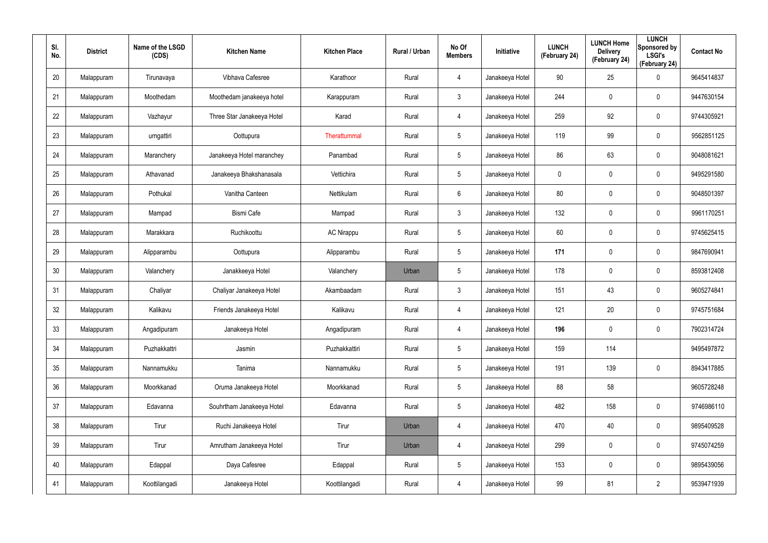| Sl. No. | District | Name of the LSGD (CDS) | Kitchen Name | Kitchen Place | Rural / Urban | No Of Members | Initiative | LUNCH (February 24) | LUNCH Home Delivery (February 24) | LUNCH Sponsored by LSGI's (February 24) | Contact No |
|---|---|---|---|---|---|---|---|---|---|---|---|
| 20 | Malappuram | Tirunavaya | Vibhava Cafesree | Karathoor | Rural | 4 | Janakeeya Hotel | 90 | 25 | 0 | 9645414837 |
| 21 | Malappuram | Moothedam | Moothedam janakeeya hotel | Karappuram | Rural | 3 | Janakeeya Hotel | 244 | 0 | 0 | 9447630154 |
| 22 | Malappuram | Vazhayur | Three Star Janakeeya Hotel | Karad | Rural | 4 | Janakeeya Hotel | 259 | 92 | 0 | 9744305921 |
| 23 | Malappuram | urngattiri | Oottupura | Therattummal | Rural | 5 | Janakeeya Hotel | 119 | 99 | 0 | 9562851125 |
| 24 | Malappuram | Maranchery | Janakeeya Hotel maranchey | Panambad | Rural | 5 | Janakeeya Hotel | 86 | 63 | 0 | 9048081621 |
| 25 | Malappuram | Athavanad | Janakeeya Bhakshanasala | Vettichira | Rural | 5 | Janakeeya Hotel | 0 | 0 | 0 | 9495291580 |
| 26 | Malappuram | Pothukal | Vanitha Canteen | Nettikulam | Rural | 6 | Janakeeya Hotel | 80 | 0 | 0 | 9048501397 |
| 27 | Malappuram | Mampad | Bismi Cafe | Mampad | Rural | 3 | Janakeeya Hotel | 132 | 0 | 0 | 9961170251 |
| 28 | Malappuram | Marakkara | Ruchikoottu | AC Nirappu | Rural | 5 | Janakeeya Hotel | 60 | 0 | 0 | 9745625415 |
| 29 | Malappuram | Alipparambu | Oottupura | Alipparambu | Rural | 5 | Janakeeya Hotel | **171** | 0 | 0 | 9847690941 |
| 30 | Malappuram | Valanchery | Janakkeeya Hotel | Valanchery | Urban | 5 | Janakeeya Hotel | 178 | 0 | 0 | 8593812408 |
| 31 | Malappuram | Chaliyar | Chaliyar Janakeeya Hotel | Akambaadam | Rural | 3 | Janakeeya Hotel | 151 | 43 | 0 | 9605274841 |
| 32 | Malappuram | Kalikavu | Friends Janakeeya Hotel | Kalikavu | Rural | 4 | Janakeeya Hotel | 121 | 20 | 0 | 9745751684 |
| 33 | Malappuram | Angadipuram | Janakeeya Hotel | Angadipuram | Rural | 4 | Janakeeya Hotel | **196** | 0 | 0 | 7902314724 |
| 34 | Malappuram | Puzhakkattri | Jasmin | Puzhakkattiri | Rural | 5 | Janakeeya Hotel | 159 | 114 | | 9495497872 |
| 35 | Malappuram | Nannamukku | Tanima | Nannamukku | Rural | 5 | Janakeeya Hotel | 191 | 139 | 0 | 8943417885 |
| 36 | Malappuram | Moorkkanad | Oruma Janakeeya Hotel | Moorkkanad | Rural | 5 | Janakeeya Hotel | 88 | 58 | | 9605728248 |
| 37 | Malappuram | Edavanna | Souhrtham Janakeeya Hotel | Edavanna | Rural | 5 | Janakeeya Hotel | 482 | 158 | 0 | 9746986110 |
| 38 | Malappuram | Tirur | Ruchi Janakeeya Hotel | Tirur | Urban | 4 | Janakeeya Hotel | 470 | 40 | 0 | 9895409528 |
| 39 | Malappuram | Tirur | Amrutham Janakeeya Hotel | Tirur | Urban | 4 | Janakeeya Hotel | 299 | 0 | 0 | 9745074259 |
| 40 | Malappuram | Edappal | Daya Cafesree | Edappal | Rural | 5 | Janakeeya Hotel | 153 | 0 | 0 | 9895439056 |
| 41 | Malappuram | Koottilangadi | Janakeeya Hotel | Koottilangadi | Rural | 4 | Janakeeya Hotel | 99 | 81 | 2 | 9539471939 |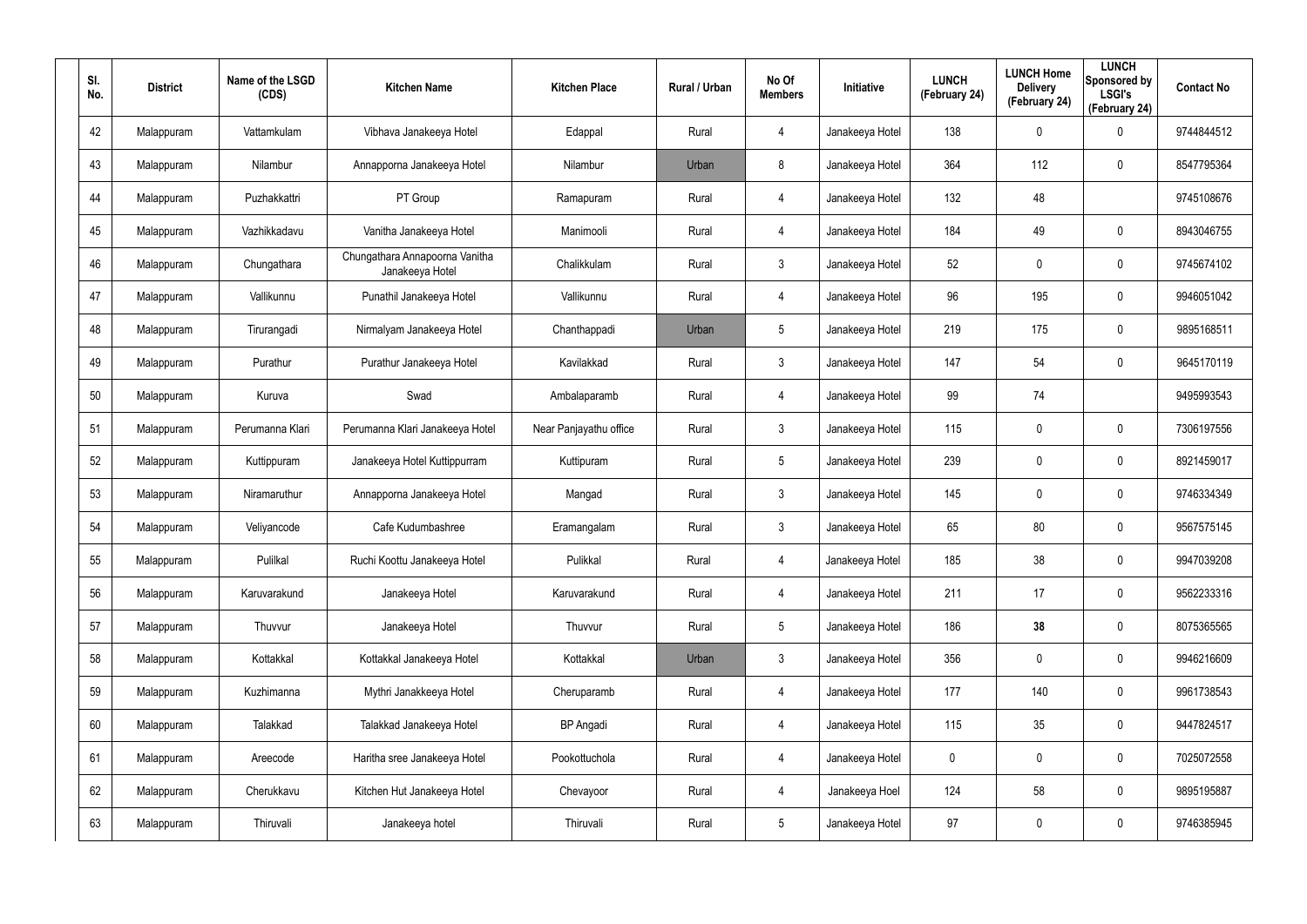| Sl. No. | District | Name of the LSGD (CDS) | Kitchen Name | Kitchen Place | Rural / Urban | No Of Members | Initiative | LUNCH (February 24) | LUNCH Home Delivery (February 24) | LUNCH Sponsored by LSGI's (February 24) | Contact No |
|---|---|---|---|---|---|---|---|---|---|---|---|
| 42 | Malappuram | Vattamkulam | Vibhava Janakeeya Hotel | Edappal | Rural | 4 | Janakeeya Hotel | 138 | 0 | 0 | 9744844512 |
| 43 | Malappuram | Nilambur | Annapporna Janakeeya Hotel | Nilambur | Urban | 8 | Janakeeya Hotel | 364 | 112 | 0 | 8547795364 |
| 44 | Malappuram | Puzhakkattri | PT Group | Ramapuram | Rural | 4 | Janakeeya Hotel | 132 | 48 | | 9745108676 |
| 45 | Malappuram | Vazhikkadavu | Vanitha Janakeeya Hotel | Manimooli | Rural | 4 | Janakeeya Hotel | 184 | 49 | 0 | 8943046755 |
| 46 | Malappuram | Chungathara | Chungathara Annapoorna Vanitha Janakeeya Hotel | Chalikkulam | Rural | 3 | Janakeeya Hotel | 52 | 0 | 0 | 9745674102 |
| 47 | Malappuram | Vallikunnu | Punathil Janakeeya Hotel | Vallikunnu | Rural | 4 | Janakeeya Hotel | 96 | 195 | 0 | 9946051042 |
| 48 | Malappuram | Tirurangadi | Nirmalyam Janakeeya Hotel | Chanthappadi | Urban | 5 | Janakeeya Hotel | 219 | 175 | 0 | 9895168511 |
| 49 | Malappuram | Purathur | Purathur Janakeeya Hotel | Kavilakkad | Rural | 3 | Janakeeya Hotel | 147 | 54 | 0 | 9645170119 |
| 50 | Malappuram | Kuruva | Swad | Ambalaparamb | Rural | 4 | Janakeeya Hotel | 99 | 74 | | 9495993543 |
| 51 | Malappuram | Perumanna Klari | Perumanna Klari Janakeeya Hotel | Near Panjayathu office | Rural | 3 | Janakeeya Hotel | 115 | 0 | 0 | 7306197556 |
| 52 | Malappuram | Kuttippuram | Janakeeya Hotel Kuttippurram | Kuttipuram | Rural | 5 | Janakeeya Hotel | 239 | 0 | 0 | 8921459017 |
| 53 | Malappuram | Niramaruthur | Annapporna Janakeeya Hotel | Mangad | Rural | 3 | Janakeeya Hotel | 145 | 0 | 0 | 9746334349 |
| 54 | Malappuram | Veliyancode | Cafe Kudumbashree | Eramangalam | Rural | 3 | Janakeeya Hotel | 65 | 80 | 0 | 9567575145 |
| 55 | Malappuram | Pulilkal | Ruchi Koottu Janakeeya Hotel | Pulikkal | Rural | 4 | Janakeeya Hotel | 185 | 38 | 0 | 9947039208 |
| 56 | Malappuram | Karuvarakund | Janakeeya Hotel | Karuvarakund | Rural | 4 | Janakeeya Hotel | 211 | 17 | 0 | 9562233316 |
| 57 | Malappuram | Thuvvur | Janakeeya Hotel | Thuvvur | Rural | 5 | Janakeeya Hotel | 186 | **38** | 0 | 8075365565 |
| 58 | Malappuram | Kottakkal | Kottakkal Janakeeya Hotel | Kottakkal | Urban | 3 | Janakeeya Hotel | 356 | 0 | 0 | 9946216609 |
| 59 | Malappuram | Kuzhimanna | Mythri Janakkeeya Hotel | Cheruparamb | Rural | 4 | Janakeeya Hotel | 177 | 140 | 0 | 9961738543 |
| 60 | Malappuram | Talakkad | Talakkad Janakeeya Hotel | BP Angadi | Rural | 4 | Janakeeya Hotel | 115 | 35 | 0 | 9447824517 |
| 61 | Malappuram | Areecode | Haritha sree Janakeeya Hotel | Pookottuchola | Rural | 4 | Janakeeya Hotel | 0 | 0 | 0 | 7025072558 |
| 62 | Malappuram | Cherukkavu | Kitchen Hut Janakeeya Hotel | Chevayoor | Rural | 4 | Janakeeya Hoel | 124 | 58 | 0 | 9895195887 |
| 63 | Malappuram | Thiruvali | Janakeeya hotel | Thiruvali | Rural | 5 | Janakeeya Hotel | 97 | 0 | 0 | 9746385945 |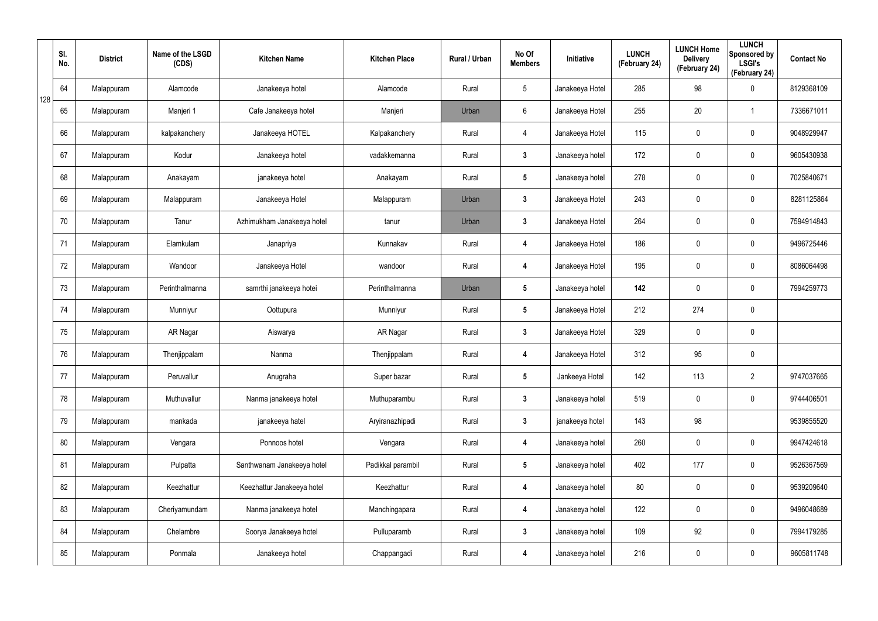| Sl. No. | District | Name of the LSGD (CDS) | Kitchen Name | Kitchen Place | Rural / Urban | No Of Members | Initiative | LUNCH (February 24) | LUNCH Home Delivery (February 24) | LUNCH Sponsored by LSGI's (February 24) | Contact No |
|---|---|---|---|---|---|---|---|---|---|---|---|
| 64 | Malappuram | Alamcode | Janakeeya hotel | Alamcode | Rural | 5 | Janakeeya Hotel | 285 | 98 | 0 | 8129368109 |
| 65 | Malappuram | Manjeri 1 | Cafe Janakeeya hotel | Manjeri | Urban | 6 | Janakeeya Hotel | 255 | 20 | 1 | 7336671011 |
| 66 | Malappuram | kalpakanchery | Janakeeya HOTEL | Kalpakanchery | Rural | 4 | Janakeeya Hotel | 115 | 0 | 0 | 9048929947 |
| 67 | Malappuram | Kodur | Janakeeya hotel | vadakkemanna | Rural | 3 | Janakeeya hotel | 172 | 0 | 0 | 9605430938 |
| 68 | Malappuram | Anakayam | janakeeya hotel | Anakayam | Rural | 5 | Janakeeya hotel | 278 | 0 | 0 | 7025840671 |
| 69 | Malappuram | Malappuram | Janakeeya Hotel | Malappuram | Urban | 3 | Janakeeya Hotel | 243 | 0 | 0 | 8281125864 |
| 70 | Malappuram | Tanur | Azhimukham Janakeeya hotel | tanur | Urban | 3 | Janakeeya Hotel | 264 | 0 | 0 | 7594914843 |
| 71 | Malappuram | Elamkulam | Janapriya | Kunnakav | Rural | 4 | Janakeeya Hotel | 186 | 0 | 0 | 9496725446 |
| 72 | Malappuram | Wandoor | Janakeeya Hotel | wandoor | Rural | 4 | Janakeeya Hotel | 195 | 0 | 0 | 8086064498 |
| 73 | Malappuram | Perinthalmanna | samrthi janakeeya hotei | Perinthalmanna | Urban | 5 | Janakeeya hotel | **142** | 0 | 0 | 7994259773 |
| 74 | Malappuram | Munniyur | Oottupura | Munniyur | Rural | 5 | Janakeeya Hotel | 212 | 274 | 0 | |
| 75 | Malappuram | AR Nagar | Aiswarya | AR Nagar | Rural | 3 | Janakeeya Hotel | 329 | 0 | 0 | |
| 76 | Malappuram | Thenjippalam | Nanma | Thenjippalam | Rural | 4 | Janakeeya Hotel | 312 | 95 | 0 | |
| 77 | Malappuram | Peruvallur | Anugraha | Super bazar | Rural | 5 | Jankeeya Hotel | 142 | 113 | 2 | 9747037665 |
| 78 | Malappuram | Muthuvallur | Nanma janakeeya hotel | Muthuparambu | Rural | 3 | Janakeeya hotel | 519 | 0 | 0 | 9744406501 |
| 79 | Malappuram | mankada | janakeeya hatel | Aryiranazhipadi | Rural | 3 | janakeeya hotel | 143 | 98 | | 9539855520 |
| 80 | Malappuram | Vengara | Ponnoos hotel | Vengara | Rural | 4 | Janakeeya hotel | 260 | 0 | 0 | 9947424618 |
| 81 | Malappuram | Pulpatta | Santhwanam Janakeeya hotel | Padikkal parambil | Rural | 5 | Janakeeya hotel | 402 | 177 | 0 | 9526367569 |
| 82 | Malappuram | Keezhattur | Keezhattur Janakeeya hotel | Keezhattur | Rural | 4 | Janakeeya hotel | 80 | 0 | 0 | 9539209640 |
| 83 | Malappuram | Cheriyamundam | Nanma janakeeya hotel | Manchingapara | Rural | 4 | Janakeeya hotel | 122 | 0 | 0 | 9496048689 |
| 84 | Malappuram | Chelambre | Soorya Janakeeya hotel | Pulluparamb | Rural | 3 | Janakeeya hotel | 109 | 92 | 0 | 7994179285 |
| 85 | Malappuram | Ponmala | Janakeeya hotel | Chappangadi | Rural | 4 | Janakeeya hotel | 216 | 0 | 0 | 9605811748 |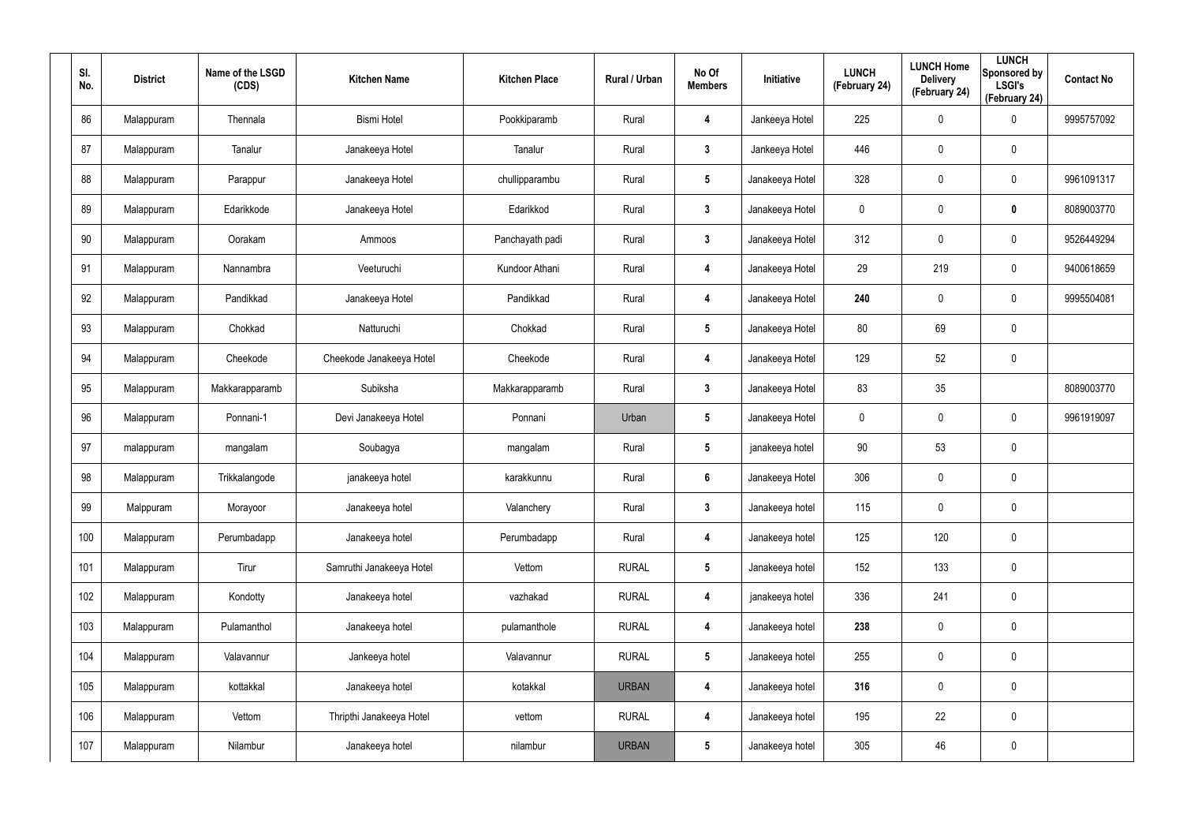| Sl. No. | District | Name of the LSGD (CDS) | Kitchen Name | Kitchen Place | Rural / Urban | No Of Members | Initiative | LUNCH (February 24) | LUNCH Home Delivery (February 24) | LUNCH Sponsored by LSGI's (February 24) | Contact No |
|---|---|---|---|---|---|---|---|---|---|---|---|
| 86 | Malappuram | Thennala | Bismi Hotel | Pookkiparamb | Rural | 4 | Jankeeya Hotel | 225 | 0 | 0 | 9995757092 |
| 87 | Malappuram | Tanalur | Janakeeya Hotel | Tanalur | Rural | 3 | Jankeeya Hotel | 446 | 0 | 0 | |
| 88 | Malappuram | Parappur | Janakeeya Hotel | chullipparambu | Rural | 5 | Janakeeya Hotel | 328 | 0 | 0 | 9961091317 |
| 89 | Malappuram | Edarikkode | Janakeeya Hotel | Edarikkod | Rural | 3 | Janakeeya Hotel | 0 | 0 | **0** | 8089003770 |
| 90 | Malappuram | Oorakam | Ammoos | Panchayath padi | Rural | 3 | Janakeeya Hotel | 312 | 0 | 0 | 9526449294 |
| 91 | Malappuram | Nannambra | Veeturuchi | Kundoor Athani | Rural | 4 | Janakeeya Hotel | 29 | 219 | 0 | 9400618659 |
| 92 | Malappuram | Pandikkad | Janakeeya Hotel | Pandikkad | Rural | 4 | Janakeeya Hotel | **240** | 0 | 0 | 9995504081 |
| 93 | Malappuram | Chokkad | Natturuchi | Chokkad | Rural | 5 | Janakeeya Hotel | 80 | 69 | 0 | |
| 94 | Malappuram | Cheekode | Cheekode Janakeeya Hotel | Cheekode | Rural | 4 | Janakeeya Hotel | 129 | 52 | 0 | |
| 95 | Malappuram | Makkarapparamb | Subiksha | Makkarapparamb | Rural | 3 | Janakeeya Hotel | 83 | 35 | | 8089003770 |
| 96 | Malappuram | Ponnani-1 | Devi Janakeeya Hotel | Ponnani | Urban | 5 | Janakeeya Hotel | 0 | 0 | 0 | 9961919097 |
| 97 | malappuram | mangalam | Soubagya | mangalam | Rural | 5 | janakeeya hotel | 90 | 53 | 0 | |
| 98 | Malappuram | Trikkalangode | janakeeya hotel | karakkunnu | Rural | 6 | Janakeeya Hotel | 306 | 0 | 0 | |
| 99 | Malppuram | Morayoor | Janakeeya hotel | Valanchery | Rural | 3 | Janakeeya hotel | 115 | 0 | 0 | |
| 100 | Malappuram | Perumbadapp | Janakeeya hotel | Perumbadapp | Rural | 4 | Janakeeya hotel | 125 | 120 | 0 | |
| 101 | Malappuram | Tirur | Samruthi Janakeeya Hotel | Vettom | RURAL | 5 | Janakeeya hotel | 152 | 133 | 0 | |
| 102 | Malappuram | Kondotty | Janakeeya hotel | vazhakad | RURAL | 4 | janakeeya hotel | 336 | 241 | 0 | |
| 103 | Malappuram | Pulamanthol | Janakeeya hotel | pulamanthole | RURAL | 4 | Janakeeya hotel | **238** | 0 | 0 | |
| 104 | Malappuram | Valavannur | Jankeeya hotel | Valavannur | RURAL | 5 | Janakeeya hotel | 255 | 0 | 0 | |
| 105 | Malappuram | kottakkal | Janakeeya hotel | kotakkal | URBAN | 4 | Janakeeya hotel | **316** | 0 | 0 | |
| 106 | Malappuram | Vettom | Thripthi Janakeeya Hotel | vettom | RURAL | 4 | Janakeeya hotel | 195 | 22 | 0 | |
| 107 | Malappuram | Nilambur | Janakeeya hotel | nilambur | URBAN | 5 | Janakeeya hotel | 305 | 46 | 0 | |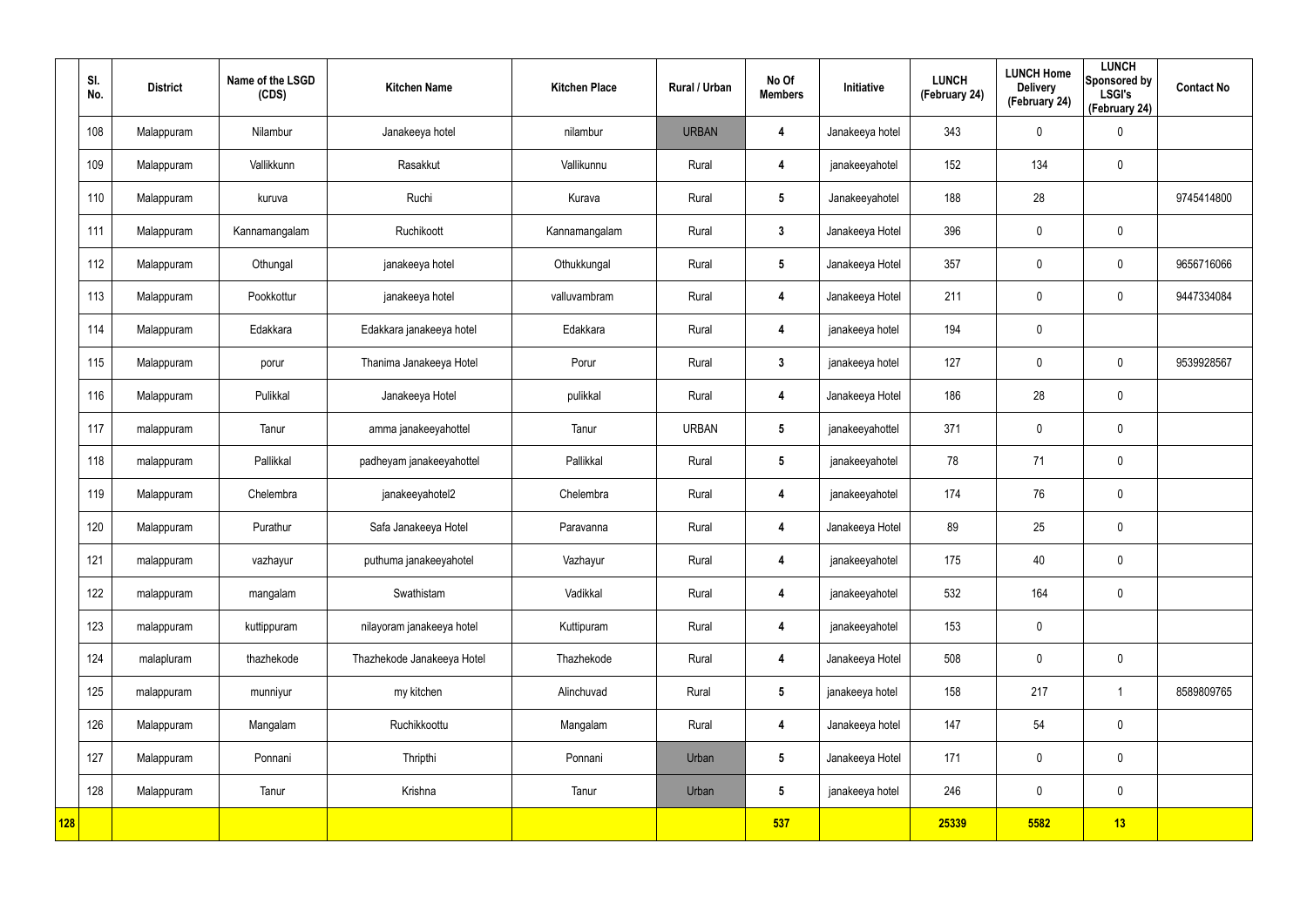| | Sl. No. | District | Name of the LSGD (CDS) | Kitchen Name | Kitchen Place | Rural / Urban | No Of Members | Initiative | LUNCH (February 24) | LUNCH Home Delivery (February 24) | LUNCH Sponsored by LSGI's (February 24) | Contact No |
|---|---|---|---|---|---|---|---|---|---|---|---|---|
| | 108 | Malappuram | Nilambur | Janakeeya hotel | nilambur | URBAN | 4 | Janakeeya hotel | 343 | 0 | 0 | |
| | 109 | Malappuram | Vallikkunn | Rasakkut | Vallikunnu | Rural | 4 | janakeeyahotel | 152 | 134 | 0 | |
| | 110 | Malappuram | kuruva | Ruchi | Kurava | Rural | 5 | Janakeeyahotel | 188 | 28 | | 9745414800 |
| | 111 | Malappuram | Kannamangalam | Ruchikoott | Kannamangalam | Rural | 3 | Janakeeya Hotel | 396 | 0 | 0 | |
| | 112 | Malappuram | Othungal | janakeeya hotel | Othukkungal | Rural | 5 | Janakeeya Hotel | 357 | 0 | 0 | 9656716066 |
| | 113 | Malappuram | Pookkottur | janakeeya hotel | valluvambram | Rural | 4 | Janakeeya Hotel | 211 | 0 | 0 | 9447334084 |
| | 114 | Malappuram | Edakkara | Edakkara janakeeya hotel | Edakkara | Rural | 4 | janakeeya hotel | 194 | 0 | | |
| | 115 | Malappuram | porur | Thanima Janakeeya Hotel | Porur | Rural | 3 | janakeeya hotel | 127 | 0 | 0 | 9539928567 |
| | 116 | Malappuram | Pulikkal | Janakeeya Hotel | pulikkal | Rural | 4 | Janakeeya Hotel | 186 | 28 | 0 | |
| | 117 | malappuram | Tanur | amma janakeeyahottel | Tanur | URBAN | 5 | janakeeyahottel | 371 | 0 | 0 | |
| | 118 | malappuram | Pallikkal | padheyam janakeeyahottel | Pallikkal | Rural | 5 | janakeeyahotel | 78 | 71 | 0 | |
| | 119 | Malappuram | Chelembra | janakeeyahotel2 | Chelembra | Rural | 4 | janakeeyahotel | 174 | 76 | 0 | |
| | 120 | Malappuram | Purathur | Safa Janakeeya Hotel | Paravanna | Rural | 4 | Janakeeya Hotel | 89 | 25 | 0 | |
| | 121 | malappuram | vazhayur | puthuma janakeeyahotel | Vazhayur | Rural | 4 | janakeeyahotel | 175 | 40 | 0 | |
| | 122 | malappuram | mangalam | Swathistam | Vadikkal | Rural | 4 | janakeeyahotel | 532 | 164 | 0 | |
| | 123 | malappuram | kuttippuram | nilayoram janakeeya hotel | Kuttipuram | Rural | 4 | janakeeyahotel | 153 | 0 | | |
| | 124 | malapluram | thazhekode | Thazhekode Janakeeya Hotel | Thazhekode | Rural | 4 | Janakeeya Hotel | 508 | 0 | 0 | |
| | 125 | malappuram | munniyur | my kitchen | Alinchuvad | Rural | 5 | janakeeya hotel | 158 | 217 | 1 | 8589809765 |
| | 126 | Malappuram | Mangalam | Ruchikkoottu | Mangalam | Rural | 4 | Janakeeya hotel | 147 | 54 | 0 | |
| | 127 | Malappuram | Ponnani | Thripthi | Ponnani | Urban | 5 | Janakeeya Hotel | 171 | 0 | 0 | |
| | 128 | Malappuram | Tanur | Krishna | Tanur | Urban | 5 | janakeeya hotel | 246 | 0 | 0 | |
| **128** | | | | | | | **537** | | **25339** | **5582** | **13** | |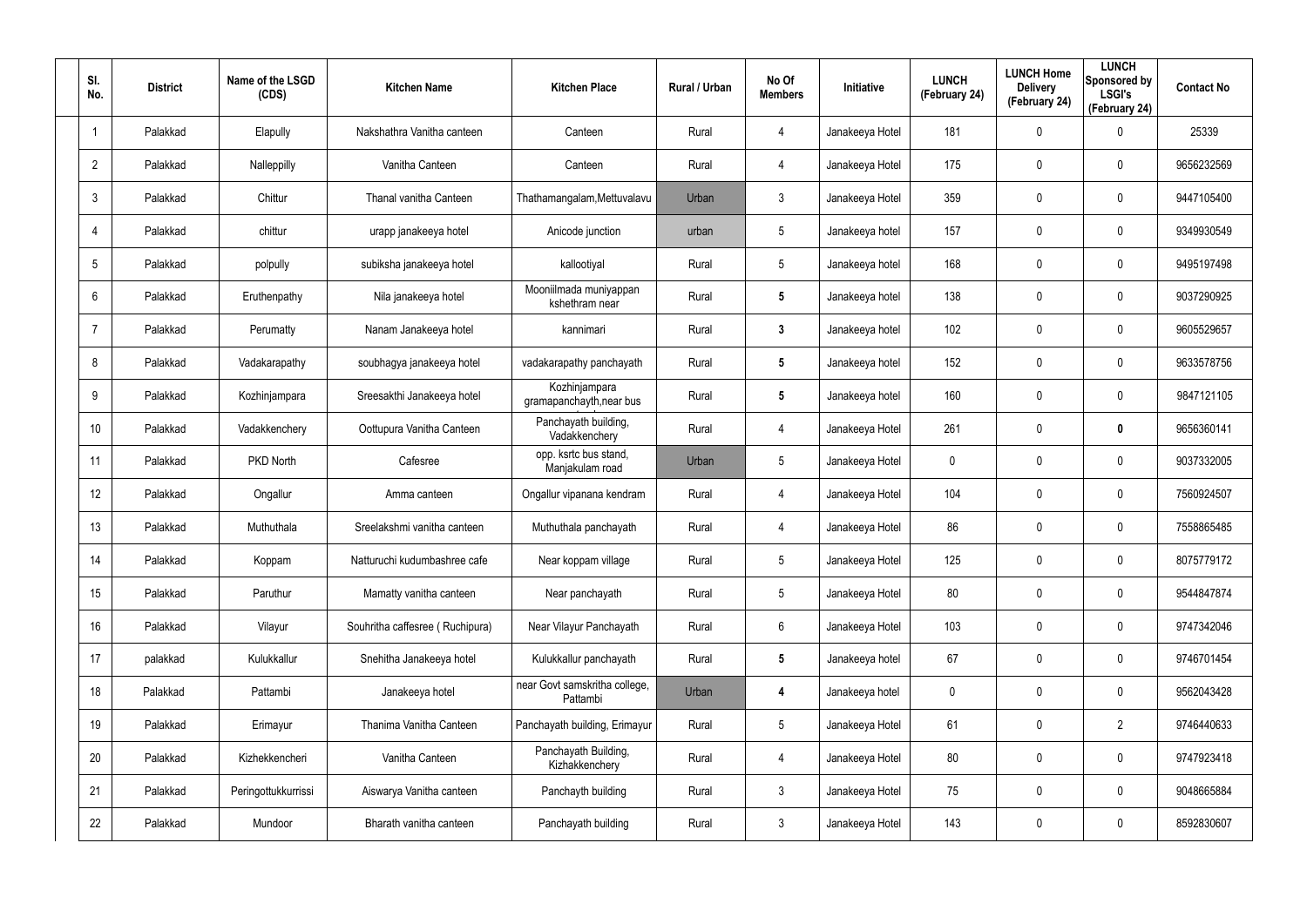| Sl. No. | District | Name of the LSGD (CDS) | Kitchen Name | Kitchen Place | Rural / Urban | No Of Members | Initiative | LUNCH (February 24) | LUNCH Home Delivery (February 24) | LUNCH Sponsored by LSGI's (February 24) | Contact No |
|---|---|---|---|---|---|---|---|---|---|---|---|
| 1 | Palakkad | Elapully | Nakshathra Vanitha canteen | Canteen | Rural | 4 | Janakeeya Hotel | 181 | 0 | 0 | 25339 |
| 2 | Palakkad | Nalleppilly | Vanitha Canteen | Canteen | Rural | 4 | Janakeeya Hotel | 175 | 0 | 0 | 9656232569 |
| 3 | Palakkad | Chittur | Thanal vanitha Canteen | Thathamangalam,Mettuvalavu | Urban | 3 | Janakeeya Hotel | 359 | 0 | 0 | 9447105400 |
| 4 | Palakkad | chittur | urapp janakeeya hotel | Anicode junction | urban | 5 | Janakeeya hotel | 157 | 0 | 0 | 9349930549 |
| 5 | Palakkad | polpully | subiksha janakeeya hotel | kallootiyal | Rural | 5 | Janakeeya hotel | 168 | 0 | 0 | 9495197498 |
| 6 | Palakkad | Eruthenpathy | Nila janakeeya hotel | Mooniilmada muniyappan kshethram near | Rural | 5 | Janakeeya hotel | 138 | 0 | 0 | 9037290925 |
| 7 | Palakkad | Perumatty | Nanam Janakeeya hotel | kannimari | Rural | 3 | Janakeeya hotel | 102 | 0 | 0 | 9605529657 |
| 8 | Palakkad | Vadakarapathy | soubhagya janakeeya hotel | vadakarapathy panchayath | Rural | 5 | Janakeeya hotel | 152 | 0 | 0 | 9633578756 |
| 9 | Palakkad | Kozhinjampara | Sreesakthi Janakeeya hotel | Kozhinjampara gramapanchayth,near bus | Rural | 5 | Janakeeya hotel | 160 | 0 | 0 | 9847121105 |
| 10 | Palakkad | Vadakkenchery | Oottupura Vanitha Canteen | Panchayath building, Vadakkenchery | Rural | 4 | Janakeeya Hotel | 261 | 0 | 0 | 9656360141 |
| 11 | Palakkad | PKD North | Cafesree | opp. ksrtc bus stand, Manjakulam road | Urban | 5 | Janakeeya Hotel | 0 | 0 | 0 | 9037332005 |
| 12 | Palakkad | Ongallur | Amma canteen | Ongallur vipanana kendram | Rural | 4 | Janakeeya Hotel | 104 | 0 | 0 | 7560924507 |
| 13 | Palakkad | Muthuthala | Sreelakshmi vanitha canteen | Muthuthala panchayath | Rural | 4 | Janakeeya Hotel | 86 | 0 | 0 | 7558865485 |
| 14 | Palakkad | Koppam | Natturuchi kudumbashree cafe | Near koppam village | Rural | 5 | Janakeeya Hotel | 125 | 0 | 0 | 8075779172 |
| 15 | Palakkad | Paruthur | Mamatty vanitha canteen | Near panchayath | Rural | 5 | Janakeeya Hotel | 80 | 0 | 0 | 9544847874 |
| 16 | Palakkad | Vilayur | Souhritha caffesree ( Ruchipura) | Near Vilayur Panchayath | Rural | 6 | Janakeeya Hotel | 103 | 0 | 0 | 9747342046 |
| 17 | palakkad | Kulukkallur | Snehitha Janakeeya hotel | Kulukkallur panchayath | Rural | 5 | Janakeeya hotel | 67 | 0 | 0 | 9746701454 |
| 18 | Palakkad | Pattambi | Janakeeya hotel | near Govt samskritha college, Pattambi | Urban | 4 | Janakeeya hotel | 0 | 0 | 0 | 9562043428 |
| 19 | Palakkad | Erimayur | Thanima Vanitha Canteen | Panchayath building, Erimayur | Rural | 5 | Janakeeya Hotel | 61 | 0 | 2 | 9746440633 |
| 20 | Palakkad | Kizhekkencheri | Vanitha Canteen | Panchayath Building, Kizhakkenchery | Rural | 4 | Janakeeya Hotel | 80 | 0 | 0 | 9747923418 |
| 21 | Palakkad | Peringottukkurrissi | Aiswarya Vanitha canteen | Panchayth building | Rural | 3 | Janakeeya Hotel | 75 | 0 | 0 | 9048665884 |
| 22 | Palakkad | Mundoor | Bharath vanitha canteen | Panchayath building | Rural | 3 | Janakeeya Hotel | 143 | 0 | 0 | 8592830607 |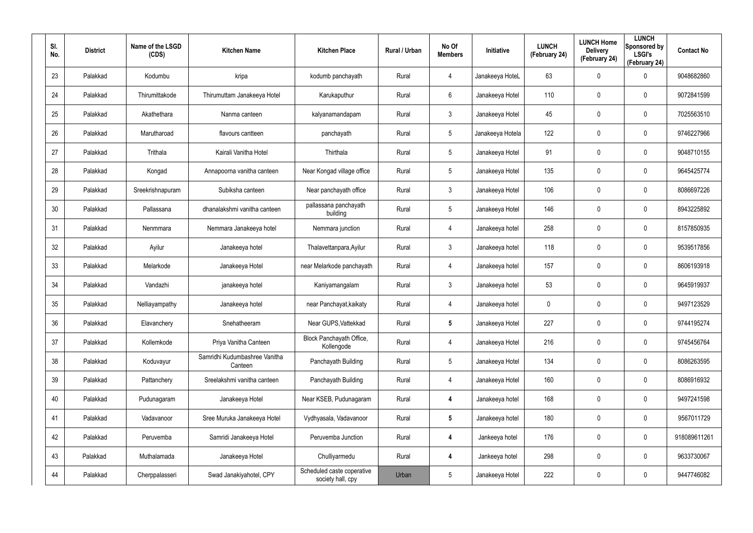| Sl. No. | District | Name of the LSGD (CDS) | Kitchen Name | Kitchen Place | Rural / Urban | No Of Members | Initiative | LUNCH (February 24) | LUNCH Home Delivery (February 24) | LUNCH Sponsored by LSGI's (February 24) | Contact No |
|---|---|---|---|---|---|---|---|---|---|---|---|
| 23 | Palakkad | Kodumbu | kripa | kodumb panchayath | Rural | 4 | Janakeeya HoteL | 63 | 0 | 0 | 9048682860 |
| 24 | Palakkad | Thirumittakode | Thirumuttam Janakeeya Hotel | Karukaputhur | Rural | 6 | Janakeeya Hotel | 110 | 0 | 0 | 9072841599 |
| 25 | Palakkad | Akathethara | Nanma canteen | kalyanamandapam | Rural | 3 | Janakeeya Hotel | 45 | 0 | 0 | 7025563510 |
| 26 | Palakkad | Marutharoad | flavours cantteen | panchayath | Rural | 5 | Janakeeya Hotela | 122 | 0 | 0 | 9746227966 |
| 27 | Palakkad | Trithala | Kairali Vanitha Hotel | Thirthala | Rural | 5 | Janakeeya Hotel | 91 | 0 | 0 | 9048710155 |
| 28 | Palakkad | Kongad | Annapoorna vanitha canteen | Near Kongad village office | Rural | 5 | Janakeeya Hotel | 135 | 0 | 0 | 9645425774 |
| 29 | Palakkad | Sreekrishnapuram | Subiksha canteen | Near panchayath office | Rural | 3 | Janakeeya Hotel | 106 | 0 | 0 | 8086697226 |
| 30 | Palakkad | Pallassana | dhanalakshmi vanitha canteen | pallassana panchayath building | Rural | 5 | Janakeeya Hotel | 146 | 0 | 0 | 8943225892 |
| 31 | Palakkad | Nenmmara | Nemmara Janakeeya hotel | Nemmara junction | Rural | 4 | Janakeeya hotel | 258 | 0 | 0 | 8157850935 |
| 32 | Palakkad | Ayilur | Janakeeya hotel | Thalavettanpara,Ayilur | Rural | 3 | Janakeeya hotel | 118 | 0 | 0 | 9539517856 |
| 33 | Palakkad | Melarkode | Janakeeya Hotel | near Melarkode panchayath | Rural | 4 | Janakeeya hotel | 157 | 0 | 0 | 8606193918 |
| 34 | Palakkad | Vandazhi | janakeeya hotel | Kaniyamangalam | Rural | 3 | Janakeeya hotel | 53 | 0 | 0 | 9645919937 |
| 35 | Palakkad | Nelliayampathy | Janakeeya hotel | near Panchayat,kaikaty | Rural | 4 | Janakeeya hotel | 0 | 0 | 0 | 9497123529 |
| 36 | Palakkad | Elavanchery | Snehatheeram | Near GUPS,Vattekkad | Rural | **5** | Janakeeya Hotel | 227 | 0 | 0 | 9744195274 |
| 37 | Palakkad | Kollemkode | Priya Vanitha Canteen | Block Panchayath Office, Kollengode | Rural | 4 | Janakeeya Hotel | 216 | 0 | 0 | 9745456764 |
| 38 | Palakkad | Koduvayur | Samridhi Kudumbashree Vanitha Canteen | Panchayath Building | Rural | 5 | Janakeeya Hotel | 134 | 0 | 0 | 8086263595 |
| 39 | Palakkad | Pattanchery | Sreelakshmi vanitha canteen | Panchayath Building | Rural | 4 | Janakeeya Hotel | 160 | 0 | 0 | 8086916932 |
| 40 | Palakkad | Pudunagaram | Janakeeya Hotel | Near KSEB, Pudunagaram | Rural | **4** | Janakeeya hotel | 168 | 0 | 0 | 9497241598 |
| 41 | Palakkad | Vadavanoor | Sree Muruka Janakeeya Hotel | Vydhyasala, Vadavanoor | Rural | **5** | Janakeeya hotel | 180 | 0 | 0 | 9567011729 |
| 42 | Palakkad | Peruvemba | Samridi Janakeeya Hotel | Peruvemba Junction | Rural | **4** | Jankeeya hotel | 176 | 0 | 0 | 918089611261 |
| 43 | Palakkad | Muthalamada | Janakeeya Hotel | Chulliyarmedu | Rural | **4** | Jankeeya hotel | 298 | 0 | 0 | 9633730067 |
| 44 | Palakkad | Cherppalasseri | Swad Janakiyahotel, CPY | Scheduled caste coperative society hall, cpy | Urban | 5 | Janakeeya Hotel | 222 | 0 | 0 | 9447746082 |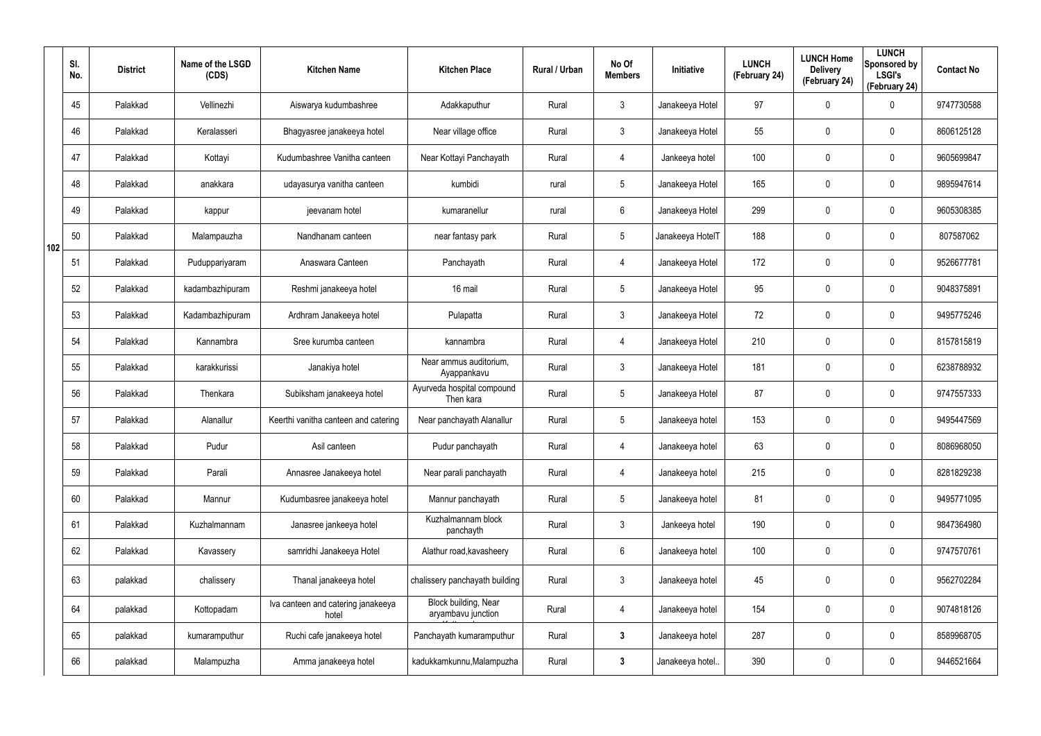| | Sl. No. | District | Name of the LSGD (CDS) | Kitchen Name | Kitchen Place | Rural / Urban | No Of Members | Initiative | LUNCH (February 24) | LUNCH Home Delivery (February 24) | LUNCH Sponsored by LSGI's (February 24) | Contact No |
|---|---|---|---|---|---|---|---|---|---|---|---|---|
| 102 | 45 | Palakkad | Vellinezhi | Aiswarya kudumbashree | Adakkaputhur | Rural | 3 | Janakeeya Hotel | 97 | 0 | 0 | 9747730588 |
| | 46 | Palakkad | Keralasseri | Bhagyasree janakeeya hotel | Near village office | Rural | 3 | Janakeeya Hotel | 55 | 0 | 0 | 8606125128 |
| | 47 | Palakkad | Kottayi | Kudumbashree Vanitha canteen | Near Kottayi Panchayath | Rural | 4 | Jankeeya hotel | 100 | 0 | 0 | 9605699847 |
| | 48 | Palakkad | anakkara | udayasurya vanitha canteen | kumbidi | rural | 5 | Janakeeya Hotel | 165 | 0 | 0 | 9895947614 |
| | 49 | Palakkad | kappur | jeevanam hotel | kumaranellur | rural | 6 | Janakeeya Hotel | 299 | 0 | 0 | 9605308385 |
| | 50 | Palakkad | Malampauzha | Nandhanam canteen | near fantasy park | Rural | 5 | Janakeeya HotelT | 188 | 0 | 0 | 807587062 |
| | 51 | Palakkad | Puduppariyaram | Anaswara Canteen | Panchayath | Rural | 4 | Janakeeya Hotel | 172 | 0 | 0 | 9526677781 |
| | 52 | Palakkad | kadambazhipuram | Reshmi janakeeya hotel | 16 mail | Rural | 5 | Janakeeya Hotel | 95 | 0 | 0 | 9048375891 |
| | 53 | Palakkad | Kadambazhipuram | Ardhram Janakeeya hotel | Pulapatta | Rural | 3 | Janakeeya Hotel | 72 | 0 | 0 | 9495775246 |
| | 54 | Palakkad | Kannambra | Sree kurumba canteen | kannambra | Rural | 4 | Janakeeya Hotel | 210 | 0 | 0 | 8157815819 |
| | 55 | Palakkad | karakkurissi | Janakiya hotel | Near ammus auditorium, Ayappankavu | Rural | 3 | Janakeeya Hotel | 181 | 0 | 0 | 6238788932 |
| | 56 | Palakkad | Thenkara | Subiksham janakeeya hotel | Ayurveda hospital compound Then kara | Rural | 5 | Janakeeya Hotel | 87 | 0 | 0 | 9747557333 |
| | 57 | Palakkad | Alanallur | Keerthi vanitha canteen and catering | Near panchayath Alanallur | Rural | 5 | Janakeeya hotel | 153 | 0 | 0 | 9495447569 |
| | 58 | Palakkad | Pudur | Asil canteen | Pudur panchayath | Rural | 4 | Janakeeya hotel | 63 | 0 | 0 | 8086968050 |
| | 59 | Palakkad | Parali | Annasree Janakeeya hotel | Near parali panchayath | Rural | 4 | Janakeeya hotel | 215 | 0 | 0 | 8281829238 |
| | 60 | Palakkad | Mannur | Kudumbasree janakeeya hotel | Mannur panchayath | Rural | 5 | Janakeeya hotel | 81 | 0 | 0 | 9495771095 |
| | 61 | Palakkad | Kuzhalmannam | Janasree jankeeya hotel | Kuzhalmannam block panchayth | Rural | 3 | Jankeeya hotel | 190 | 0 | 0 | 9847364980 |
| | 62 | Palakkad | Kavassery | samridhi Janakeeya Hotel | Alathur road,kavasheery | Rural | 6 | Janakeeya hotel | 100 | 0 | 0 | 9747570761 |
| | 63 | palakkad | chalissery | Thanal janakeeya hotel | chalissery panchayath building | Rural | 3 | Janakeeya hotel | 45 | 0 | 0 | 9562702284 |
| | 64 | palakkad | Kottopadam | Iva canteen and catering janakeeya hotel | Block building, Near aryambavu junction | Rural | 4 | Janakeeya hotel | 154 | 0 | 0 | 9074818126 |
| | 65 | palakkad | kumaramputhur | Ruchi cafe janakeeya hotel | Panchayath kumaramputhur | Rural | **3** | Janakeeya hotel | 287 | 0 | 0 | 8589968705 |
| | 66 | palakkad | Malampuzha | Amma janakeeya hotel | kadukkamkunnu,Malampuzha | Rural | **3** | Janakeeya hotel.. | 390 | 0 | 0 | 9446521664 |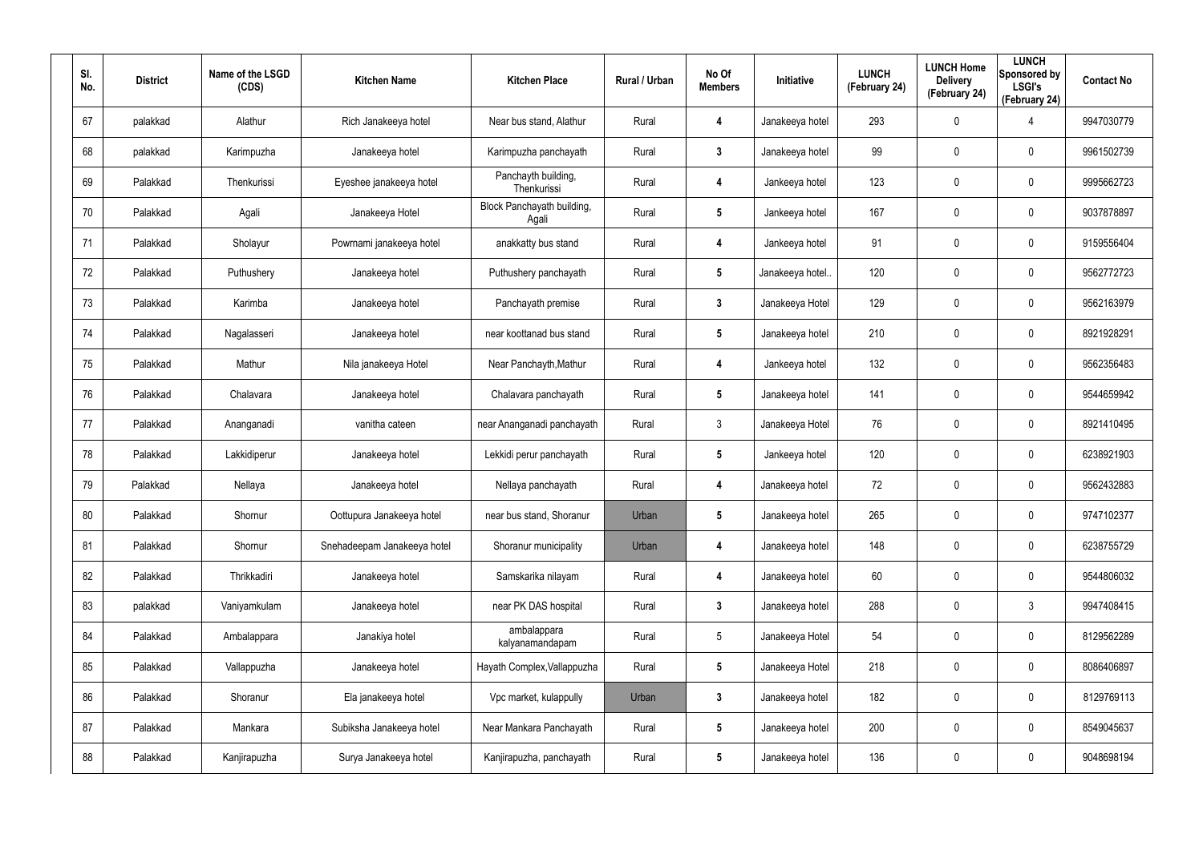| Sl. No. | District | Name of the LSGD (CDS) | Kitchen Name | Kitchen Place | Rural / Urban | No Of Members | Initiative | LUNCH (February 24) | LUNCH Home Delivery (February 24) | LUNCH Sponsored by LSGI's (February 24) | Contact No |
|---|---|---|---|---|---|---|---|---|---|---|---|
| 67 | palakkad | Alathur | Rich Janakeeya hotel | Near bus stand, Alathur | Rural | 4 | Janakeeya hotel | 293 | 0 | 4 | 9947030779 |
| 68 | palakkad | Karimpuzha | Janakeeya hotel | Karimpuzha panchayath | Rural | 3 | Janakeeya hotel | 99 | 0 | 0 | 9961502739 |
| 69 | Palakkad | Thenkurissi | Eyeshee janakeeya hotel | Panchayth building, Thenkurissi | Rural | 4 | Jankeeya hotel | 123 | 0 | 0 | 9995662723 |
| 70 | Palakkad | Agali | Janakeeya Hotel | Block Panchayath building, Agali | Rural | 5 | Jankeeya hotel | 167 | 0 | 0 | 9037878897 |
| 71 | Palakkad | Sholayur | Powrnami janakeeya hotel | anakkatty bus stand | Rural | 4 | Jankeeya hotel | 91 | 0 | 0 | 9159556404 |
| 72 | Palakkad | Puthushery | Janakeeya hotel | Puthushery panchayath | Rural | 5 | Janakeeya hotel.. | 120 | 0 | 0 | 9562772723 |
| 73 | Palakkad | Karimba | Janakeeya hotel | Panchayath premise | Rural | 3 | Janakeeya Hotel | 129 | 0 | 0 | 9562163979 |
| 74 | Palakkad | Nagalasseri | Janakeeya hotel | near koottanad bus stand | Rural | 5 | Janakeeya hotel | 210 | 0 | 0 | 8921928291 |
| 75 | Palakkad | Mathur | Nila janakeeya Hotel | Near Panchayth,Mathur | Rural | 4 | Jankeeya hotel | 132 | 0 | 0 | 9562356483 |
| 76 | Palakkad | Chalavara | Janakeeya hotel | Chalavara panchayath | Rural | 5 | Janakeeya hotel | 141 | 0 | 0 | 9544659942 |
| 77 | Palakkad | Ananganadi | vanitha cateen | near Ananganadi panchayath | Rural | 3 | Janakeeya Hotel | 76 | 0 | 0 | 8921410495 |
| 78 | Palakkad | Lakkidiperur | Janakeeya hotel | Lekkidi perur panchayath | Rural | 5 | Jankeeya hotel | 120 | 0 | 0 | 6238921903 |
| 79 | Palakkad | Nellaya | Janakeeya hotel | Nellaya panchayath | Rural | 4 | Janakeeya hotel | 72 | 0 | 0 | 9562432883 |
| 80 | Palakkad | Shornur | Oottupura Janakeeya hotel | near bus stand, Shoranur | Urban | 5 | Janakeeya hotel | 265 | 0 | 0 | 9747102377 |
| 81 | Palakkad | Shornur | Snehadeepam Janakeeya hotel | Shoranur municipality | Urban | 4 | Janakeeya hotel | 148 | 0 | 0 | 6238755729 |
| 82 | Palakkad | Thrikkadiri | Janakeeya hotel | Samskarika nilayam | Rural | 4 | Janakeeya hotel | 60 | 0 | 0 | 9544806032 |
| 83 | palakkad | Vaniyamkulam | Janakeeya hotel | near PK DAS hospital | Rural | 3 | Janakeeya hotel | 288 | 0 | 3 | 9947408415 |
| 84 | Palakkad | Ambalappara | Janakiya hotel | ambalappara kalyanamandapam | Rural | 5 | Janakeeya Hotel | 54 | 0 | 0 | 8129562289 |
| 85 | Palakkad | Vallappuzha | Janakeeya hotel | Hayath Complex,Vallappuzha | Rural | 5 | Janakeeya Hotel | 218 | 0 | 0 | 8086406897 |
| 86 | Palakkad | Shoranur | Ela janakeeya hotel | Vpc market, kulappully | Urban | 3 | Janakeeya hotel | 182 | 0 | 0 | 8129769113 |
| 87 | Palakkad | Mankara | Subiksha Janakeeya hotel | Near Mankara Panchayath | Rural | 5 | Janakeeya hotel | 200 | 0 | 0 | 8549045637 |
| 88 | Palakkad | Kanjirapuzha | Surya Janakeeya hotel | Kanjirapuzha, panchayath | Rural | 5 | Janakeeya hotel | 136 | 0 | 0 | 9048698194 |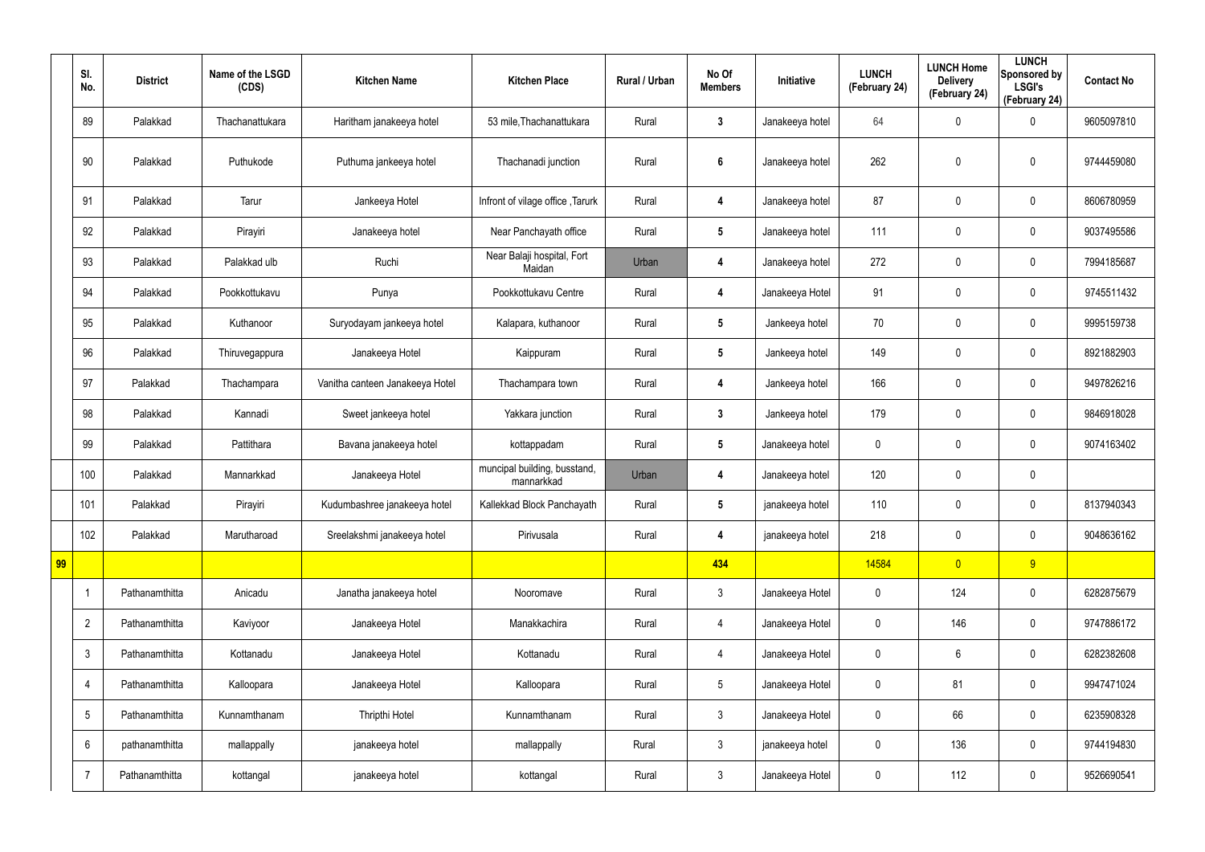| | Sl. No. | District | Name of the LSGD (CDS) | Kitchen Name | Kitchen Place | Rural / Urban | No Of Members | Initiative | LUNCH (February 24) | LUNCH Home Delivery (February 24) | LUNCH Sponsored by LSGI's (February 24) | Contact No |
|---|---|---|---|---|---|---|---|---|---|---|---|---|
| | 89 | Palakkad | Thachanattukara | Haritham janakeeya hotel | 53 mile,Thachanattukara | Rural | 3 | Janakeeya hotel | 64 | 0 | 0 | 9605097810 |
| | 90 | Palakkad | Puthukode | Puthuma jankeeya hotel | Thachanadi junction | Rural | 6 | Janakeeya hotel | 262 | 0 | 0 | 9744459080 |
| | 91 | Palakkad | Tarur | Jankeeya Hotel | Infront of vilage office ,Tarurk | Rural | 4 | Janakeeya hotel | 87 | 0 | 0 | 8606780959 |
| | 92 | Palakkad | Pirayiri | Janakeeya hotel | Near Panchayath office | Rural | 5 | Janakeeya hotel | 111 | 0 | 0 | 9037495586 |
| | 93 | Palakkad | Palakkad ulb | Ruchi | Near Balaji hospital, Fort Maidan | Urban | 4 | Janakeeya hotel | 272 | 0 | 0 | 7994185687 |
| | 94 | Palakkad | Pookkottukavu | Punya | Pookkottukavu Centre | Rural | 4 | Janakeeya Hotel | 91 | 0 | 0 | 9745511432 |
| | 95 | Palakkad | Kuthanoor | Suryodayam jankeeya hotel | Kalapara, kuthanoor | Rural | 5 | Jankeeya hotel | 70 | 0 | 0 | 9995159738 |
| | 96 | Palakkad | Thiruvegappura | Janakeeya Hotel | Kaippuram | Rural | 5 | Jankeeya hotel | 149 | 0 | 0 | 8921882903 |
| | 97 | Palakkad | Thachampara | Vanitha canteen Janakeeya Hotel | Thachampara town | Rural | 4 | Jankeeya hotel | 166 | 0 | 0 | 9497826216 |
| | 98 | Palakkad | Kannadi | Sweet jankeeya hotel | Yakkara junction | Rural | 3 | Jankeeya hotel | 179 | 0 | 0 | 9846918028 |
| | 99 | Palakkad | Pattithara | Bavana janakeeya hotel | kottappadam | Rural | 5 | Janakeeya hotel | 0 | 0 | 0 | 9074163402 |
| | 100 | Palakkad | Mannarkkad | Janakeeya Hotel | muncipal building, busstand, mannarkkad | Urban | 4 | Janakeeya hotel | 120 | 0 | 0 | |
| | 101 | Palakkad | Pirayiri | Kudumbashree janakeeya hotel | Kallekkad Block Panchayath | Rural | 5 | janakeeya hotel | 110 | 0 | 0 | 8137940343 |
| | 102 | Palakkad | Marutharoad | Sreelakshmi janakeeya hotel | Pirivusala | Rural | 4 | janakeeya hotel | 218 | 0 | 0 | 9048636162 |
| 99 | | | | | | | 434 | | 14584 | 0 | 9 | |
| | 1 | Pathanamthitta | Anicadu | Janatha janakeeya hotel | Nooromave | Rural | 3 | Janakeeya Hotel | 0 | 124 | 0 | 6282875679 |
| | 2 | Pathanamthitta | Kaviyoor | Janakeeya Hotel | Manakkachira | Rural | 4 | Janakeeya Hotel | 0 | 146 | 0 | 9747886172 |
| | 3 | Pathanamthitta | Kottanadu | Janakeeya Hotel | Kottanadu | Rural | 4 | Janakeeya Hotel | 0 | 6 | 0 | 6282382608 |
| | 4 | Pathanamthitta | Kalloopara | Janakeeya Hotel | Kalloopara | Rural | 5 | Janakeeya Hotel | 0 | 81 | 0 | 9947471024 |
| | 5 | Pathanamthitta | Kunnamthanam | Thripthi Hotel | Kunnamthanam | Rural | 3 | Janakeeya Hotel | 0 | 66 | 0 | 6235908328 |
| | 6 | pathanamthitta | mallappally | janakeeya hotel | mallappally | Rural | 3 | janakeeya hotel | 0 | 136 | 0 | 9744194830 |
| | 7 | Pathanamthitta | kottangal | janakeeya hotel | kottangal | Rural | 3 | Janakeeya Hotel | 0 | 112 | 0 | 9526690541 |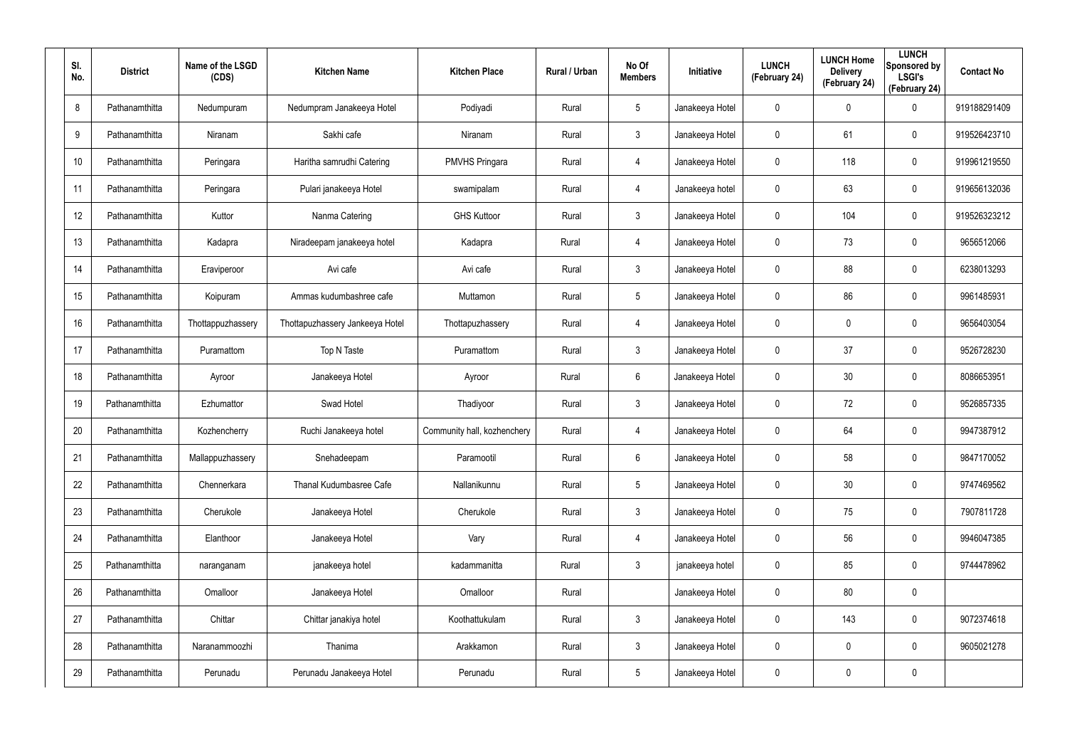| Sl. No. | District | Name of the LSGD (CDS) | Kitchen Name | Kitchen Place | Rural / Urban | No Of Members | Initiative | LUNCH (February 24) | LUNCH Home Delivery (February 24) | LUNCH Sponsored by LSGI's (February 24) | Contact No |
|---|---|---|---|---|---|---|---|---|---|---|---|
| 8 | Pathanamthitta | Nedumpuram | Nedumpram Janakeeya Hotel | Podiyadi | Rural | 5 | Janakeeya Hotel | 0 | 0 | 0 | 919188291409 |
| 9 | Pathanamthitta | Niranam | Sakhi cafe | Niranam | Rural | 3 | Janakeeya Hotel | 0 | 61 | 0 | 919526423710 |
| 10 | Pathanamthitta | Peringara | Haritha samrudhi Catering | PMVHS Pringara | Rural | 4 | Janakeeya Hotel | 0 | 118 | 0 | 919961219550 |
| 11 | Pathanamthitta | Peringara | Pulari janakeeya Hotel | swamipalam | Rural | 4 | Janakeeya hotel | 0 | 63 | 0 | 919656132036 |
| 12 | Pathanamthitta | Kuttor | Nanma Catering | GHS Kuttoor | Rural | 3 | Janakeeya Hotel | 0 | 104 | 0 | 919526323212 |
| 13 | Pathanamthitta | Kadapra | Niradeepam janakeeya hotel | Kadapra | Rural | 4 | Janakeeya Hotel | 0 | 73 | 0 | 9656512066 |
| 14 | Pathanamthitta | Eraviperoor | Avi cafe | Avi cafe | Rural | 3 | Janakeeya Hotel | 0 | 88 | 0 | 6238013293 |
| 15 | Pathanamthitta | Koipuram | Ammas kudumbashree cafe | Muttamon | Rural | 5 | Janakeeya Hotel | 0 | 86 | 0 | 9961485931 |
| 16 | Pathanamthitta | Thottappuzhassery | Thottapuzhassery Jankeeya Hotel | Thottapuzhassery | Rural | 4 | Janakeeya Hotel | 0 | 0 | 0 | 9656403054 |
| 17 | Pathanamthitta | Puramattom | Top N Taste | Puramattom | Rural | 3 | Janakeeya Hotel | 0 | 37 | 0 | 9526728230 |
| 18 | Pathanamthitta | Ayroor | Janakeeya Hotel | Ayroor | Rural | 6 | Janakeeya Hotel | 0 | 30 | 0 | 8086653951 |
| 19 | Pathanamthitta | Ezhumattor | Swad Hotel | Thadiyoor | Rural | 3 | Janakeeya Hotel | 0 | 72 | 0 | 9526857335 |
| 20 | Pathanamthitta | Kozhencherry | Ruchi Janakeeya hotel | Community hall, kozhenchery | Rural | 4 | Janakeeya Hotel | 0 | 64 | 0 | 9947387912 |
| 21 | Pathanamthitta | Mallappuzhassery | Snehadeepam | Paramootil | Rural | 6 | Janakeeya Hotel | 0 | 58 | 0 | 9847170052 |
| 22 | Pathanamthitta | Chennerkara | Thanal Kudumbasree Cafe | Nallanikunnu | Rural | 5 | Janakeeya Hotel | 0 | 30 | 0 | 9747469562 |
| 23 | Pathanamthitta | Cherukole | Janakeeya Hotel | Cherukole | Rural | 3 | Janakeeya Hotel | 0 | 75 | 0 | 7907811728 |
| 24 | Pathanamthitta | Elanthoor | Janakeeya Hotel | Vary | Rural | 4 | Janakeeya Hotel | 0 | 56 | 0 | 9946047385 |
| 25 | Pathanamthitta | naranganam | janakeeya hotel | kadammanitta | Rural | 3 | janakeeya hotel | 0 | 85 | 0 | 9744478962 |
| 26 | Pathanamthitta | Omalloor | Janakeeya Hotel | Omalloor | Rural | | Janakeeya Hotel | 0 | 80 | 0 | |
| 27 | Pathanamthitta | Chittar | Chittar janakiya hotel | Koothattukulam | Rural | 3 | Janakeeya Hotel | 0 | 143 | 0 | 9072374618 |
| 28 | Pathanamthitta | Naranammoozhi | Thanima | Arakkamon | Rural | 3 | Janakeeya Hotel | 0 | 0 | 0 | 9605021278 |
| 29 | Pathanamthitta | Perunadu | Perunadu Janakeeya Hotel | Perunadu | Rural | 5 | Janakeeya Hotel | 0 | 0 | 0 | |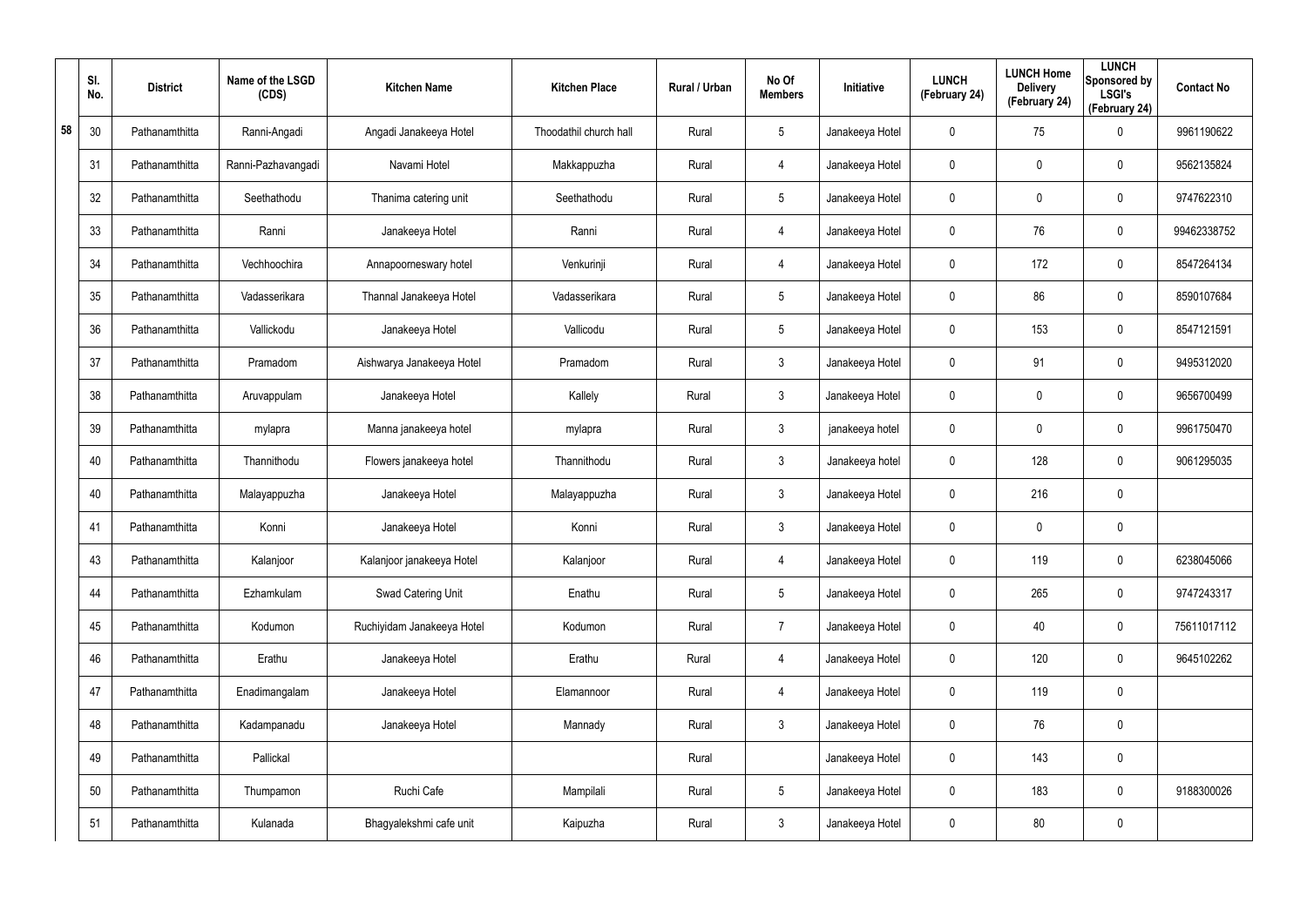| | Sl. No. | District | Name of the LSGD (CDS) | Kitchen Name | Kitchen Place | Rural / Urban | No Of Members | Initiative | LUNCH (February 24) | LUNCH Home Delivery (February 24) | LUNCH Sponsored by LSGI's (February 24) | Contact No |
|---|---|---|---|---|---|---|---|---|---|---|---|---|
| 58 | 30 | Pathanamthitta | Ranni-Angadi | Angadi Janakeeya Hotel | Thoodathil church hall | Rural | 5 | Janakeeya Hotel | 0 | 75 | 0 | 9961190622 |
| | 31 | Pathanamthitta | Ranni-Pazhavangadi | Navami Hotel | Makkappuzha | Rural | 4 | Janakeeya Hotel | 0 | 0 | 0 | 9562135824 |
| | 32 | Pathanamthitta | Seethathodu | Thanima catering unit | Seethathodu | Rural | 5 | Janakeeya Hotel | 0 | 0 | 0 | 9747622310 |
| | 33 | Pathanamthitta | Ranni | Janakeeya Hotel | Ranni | Rural | 4 | Janakeeya Hotel | 0 | 76 | 0 | 99462338752 |
| | 34 | Pathanamthitta | Vechhoochira | Annapoorneswary hotel | Venkurinji | Rural | 4 | Janakeeya Hotel | 0 | 172 | 0 | 8547264134 |
| | 35 | Pathanamthitta | Vadasserikara | Thannal Janakeeya Hotel | Vadasserikara | Rural | 5 | Janakeeya Hotel | 0 | 86 | 0 | 8590107684 |
| | 36 | Pathanamthitta | Vallickodu | Janakeeya Hotel | Vallicodu | Rural | 5 | Janakeeya Hotel | 0 | 153 | 0 | 8547121591 |
| | 37 | Pathanamthitta | Pramadom | Aishwarya Janakeeya Hotel | Pramadom | Rural | 3 | Janakeeya Hotel | 0 | 91 | 0 | 9495312020 |
| | 38 | Pathanamthitta | Aruvappulam | Janakeeya Hotel | Kallely | Rural | 3 | Janakeeya Hotel | 0 | 0 | 0 | 9656700499 |
| | 39 | Pathanamthitta | mylapra | Manna janakeeya hotel | mylapra | Rural | 3 | janakeeya hotel | 0 | 0 | 0 | 9961750470 |
| | 40 | Pathanamthitta | Thannithodu | Flowers janakeeya hotel | Thannithodu | Rural | 3 | Janakeeya hotel | 0 | 128 | 0 | 9061295035 |
| | 40 | Pathanamthitta | Malayappuzha | Janakeeya Hotel | Malayappuzha | Rural | 3 | Janakeeya Hotel | 0 | 216 | 0 | |
| | 41 | Pathanamthitta | Konni | Janakeeya Hotel | Konni | Rural | 3 | Janakeeya Hotel | 0 | 0 | 0 | |
| | 43 | Pathanamthitta | Kalanjoor | Kalanjoor janakeeya Hotel | Kalanjoor | Rural | 4 | Janakeeya Hotel | 0 | 119 | 0 | 6238045066 |
| | 44 | Pathanamthitta | Ezhamkulam | Swad Catering Unit | Enathu | Rural | 5 | Janakeeya Hotel | 0 | 265 | 0 | 9747243317 |
| | 45 | Pathanamthitta | Kodumon | Ruchiyidam Janakeeya Hotel | Kodumon | Rural | 7 | Janakeeya Hotel | 0 | 40 | 0 | 75611017112 |
| | 46 | Pathanamthitta | Erathu | Janakeeya Hotel | Erathu | Rural | 4 | Janakeeya Hotel | 0 | 120 | 0 | 9645102262 |
| | 47 | Pathanamthitta | Enadimangalam | Janakeeya Hotel | Elamannoor | Rural | 4 | Janakeeya Hotel | 0 | 119 | 0 | |
| | 48 | Pathanamthitta | Kadampanadu | Janakeeya Hotel | Mannady | Rural | 3 | Janakeeya Hotel | 0 | 76 | 0 | |
| | 49 | Pathanamthitta | Pallickal | | | Rural | | Janakeeya Hotel | 0 | 143 | 0 | |
| | 50 | Pathanamthitta | Thumpamon | Ruchi Cafe | Mampilali | Rural | 5 | Janakeeya Hotel | 0 | 183 | 0 | 9188300026 |
| | 51 | Pathanamthitta | Kulanada | Bhagyalekshmi cafe unit | Kaipuzha | Rural | 3 | Janakeeya Hotel | 0 | 80 | 0 | |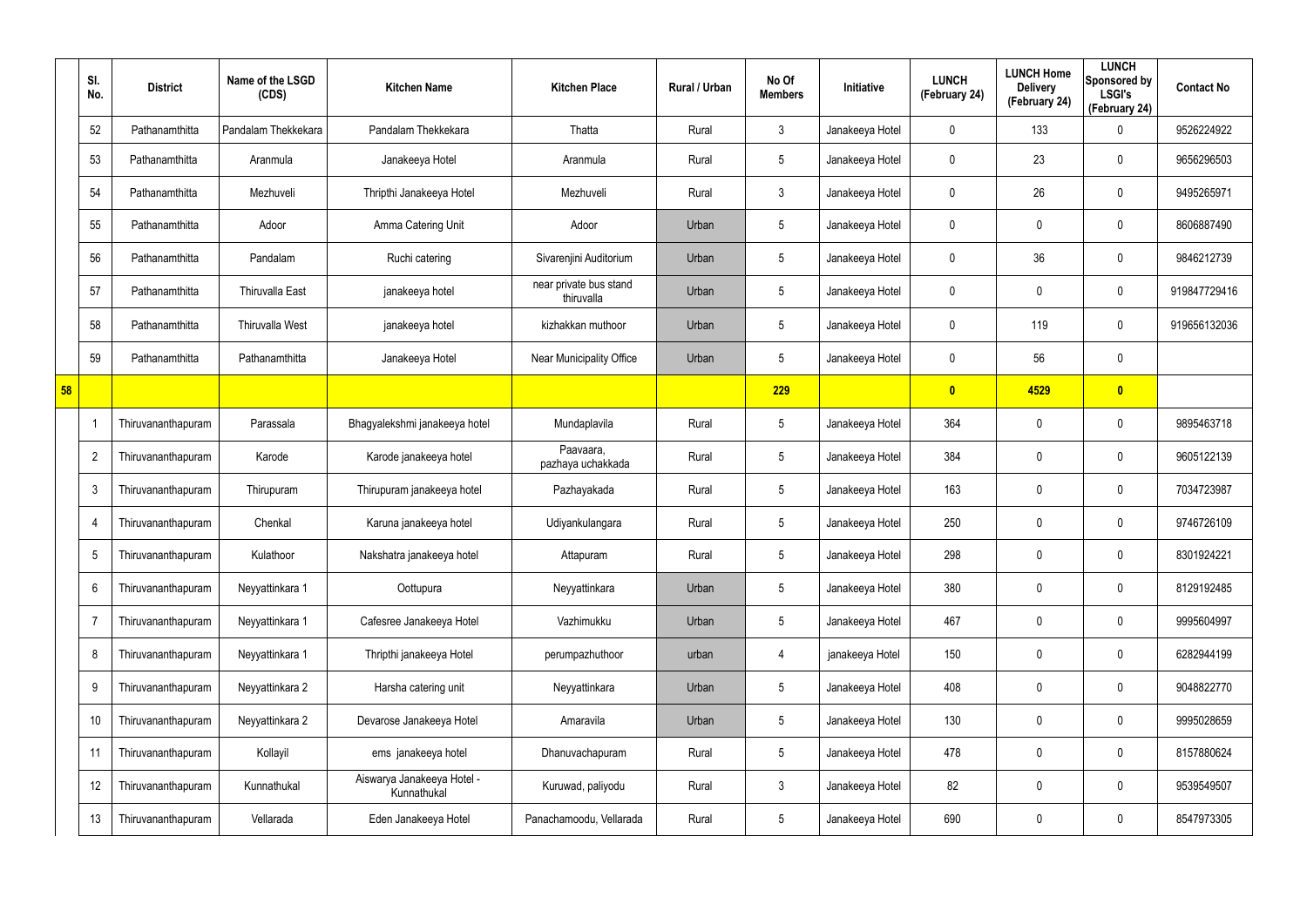| | Sl. No. | District | Name of the LSGD (CDS) | Kitchen Name | Kitchen Place | Rural / Urban | No Of Members | Initiative | LUNCH (February 24) | LUNCH Home Delivery (February 24) | LUNCH Sponsored by LSGI's (February 24) | Contact No |
|---|---|---|---|---|---|---|---|---|---|---|---|---|
| | 52 | Pathanamthitta | Pandalam Thekkekara | Pandalam Thekkekara | Thatta | Rural | 3 | Janakeeya Hotel | 0 | 133 | 0 | 9526224922 |
| | 53 | Pathanamthitta | Aranmula | Janakeeya Hotel | Aranmula | Rural | 5 | Janakeeya Hotel | 0 | 23 | 0 | 9656296503 |
| | 54 | Pathanamthitta | Mezhuveli | Thripthi Janakeeya Hotel | Mezhuveli | Rural | 3 | Janakeeya Hotel | 0 | 26 | 0 | 9495265971 |
| | 55 | Pathanamthitta | Adoor | Amma Catering Unit | Adoor | Urban | 5 | Janakeeya Hotel | 0 | 0 | 0 | 8606887490 |
| | 56 | Pathanamthitta | Pandalam | Ruchi catering | Sivarenjini Auditorium | Urban | 5 | Janakeeya Hotel | 0 | 36 | 0 | 9846212739 |
| | 57 | Pathanamthitta | Thiruvalla East | janakeeya hotel | near private bus stand thiruvalla | Urban | 5 | Janakeeya Hotel | 0 | 0 | 0 | 919847729416 |
| | 58 | Pathanamthitta | Thiruvalla West | janakeeya hotel | kizhakkan muthoor | Urban | 5 | Janakeeya Hotel | 0 | 119 | 0 | 919656132036 |
| | 59 | Pathanamthitta | Pathanamthitta | Janakeeya Hotel | Near Municipality Office | Urban | 5 | Janakeeya Hotel | 0 | 56 | 0 | |
| **58** | | | | | | | **229** | | **0** | **4529** | **0** | |
| | 1 | Thiruvananthapuram | Parassala | Bhagyalekshmi janakeeya hotel | Mundaplavila | Rural | 5 | Janakeeya Hotel | 364 | 0 | 0 | 9895463718 |
| | 2 | Thiruvananthapuram | Karode | Karode janakeeya hotel | Paavaara, pazhaya uchakkada | Rural | 5 | Janakeeya Hotel | 384 | 0 | 0 | 9605122139 |
| | 3 | Thiruvananthapuram | Thirupuram | Thirupuram janakeeya hotel | Pazhayakada | Rural | 5 | Janakeeya Hotel | 163 | 0 | 0 | 7034723987 |
| | 4 | Thiruvananthapuram | Chenkal | Karuna janakeeya hotel | Udiyankulangara | Rural | 5 | Janakeeya Hotel | 250 | 0 | 0 | 9746726109 |
| | 5 | Thiruvananthapuram | Kulathoor | Nakshatra janakeeya hotel | Attapuram | Rural | 5 | Janakeeya Hotel | 298 | 0 | 0 | 8301924221 |
| | 6 | Thiruvananthapuram | Neyyattinkara 1 | Oottupura | Neyyattinkara | Urban | 5 | Janakeeya Hotel | 380 | 0 | 0 | 8129192485 |
| | 7 | Thiruvananthapuram | Neyyattinkara 1 | Cafesree Janakeeya Hotel | Vazhimukku | Urban | 5 | Janakeeya Hotel | 467 | 0 | 0 | 9995604997 |
| | 8 | Thiruvananthapuram | Neyyattinkara 1 | Thripthi janakeeya Hotel | perumpazhuthoor | urban | 4 | janakeeya Hotel | 150 | 0 | 0 | 6282944199 |
| | 9 | Thiruvananthapuram | Neyyattinkara 2 | Harsha catering unit | Neyyattinkara | Urban | 5 | Janakeeya Hotel | 408 | 0 | 0 | 9048822770 |
| | 10 | Thiruvananthapuram | Neyyattinkara 2 | Devarose Janakeeya Hotel | Amaravila | Urban | 5 | Janakeeya Hotel | 130 | 0 | 0 | 9995028659 |
| | 11 | Thiruvananthapuram | Kollayil | ems janakeeya hotel | Dhanuvachapuram | Rural | 5 | Janakeeya Hotel | 478 | 0 | 0 | 8157880624 |
| | 12 | Thiruvananthapuram | Kunnathukal | Aiswarya Janakeeya Hotel - Kunnathukal | Kuruwad, paliyodu | Rural | 3 | Janakeeya Hotel | 82 | 0 | 0 | 9539549507 |
| | 13 | Thiruvananthapuram | Vellarada | Eden Janakeeya Hotel | Panachamoodu, Vellarada | Rural | 5 | Janakeeya Hotel | 690 | 0 | 0 | 8547973305 |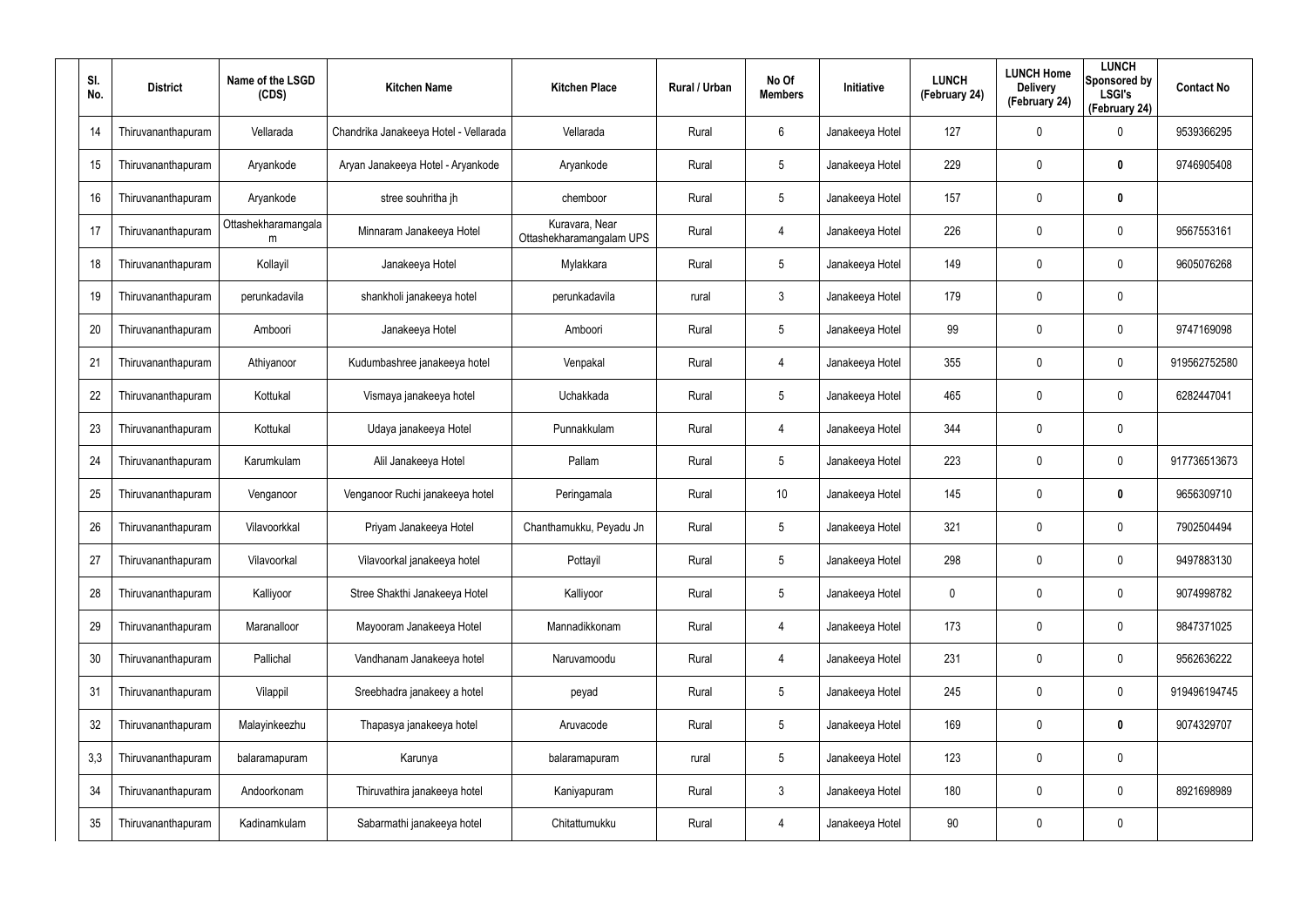| Sl. No. | District | Name of the LSGD (CDS) | Kitchen Name | Kitchen Place | Rural / Urban | No Of Members | Initiative | LUNCH (February 24) | LUNCH Home Delivery (February 24) | LUNCH Sponsored by LSGI's (February 24) | Contact No |
|---|---|---|---|---|---|---|---|---|---|---|---|
| 14 | Thiruvananthapuram | Vellarada | Chandrika Janakeeya Hotel - Vellarada | Vellarada | Rural | 6 | Janakeeya Hotel | 127 | 0 | 0 | 9539366295 |
| 15 | Thiruvananthapuram | Aryankode | Aryan Janakeeya Hotel - Aryankode | Aryankode | Rural | 5 | Janakeeya Hotel | 229 | 0 | **0** | 9746905408 |
| 16 | Thiruvananthapuram | Aryankode | stree souhritha jh | chemboor | Rural | 5 | Janakeeya Hotel | 157 | 0 | **0** | |
| 17 | Thiruvananthapuram | Ottashekharamangalam | Minnaram Janakeeya Hotel | Kuravara, Near Ottashekharamangalam UPS | Rural | 4 | Janakeeya Hotel | 226 | 0 | 0 | 9567553161 |
| 18 | Thiruvananthapuram | Kollayil | Janakeeya Hotel | Mylakkara | Rural | 5 | Janakeeya Hotel | 149 | 0 | 0 | 9605076268 |
| 19 | Thiruvananthapuram | perunkadavila | shankholi janakeeya hotel | perunkadavila | rural | 3 | Janakeeya Hotel | 179 | 0 | 0 | |
| 20 | Thiruvananthapuram | Amboori | Janakeeya Hotel | Amboori | Rural | 5 | Janakeeya Hotel | 99 | 0 | 0 | 9747169098 |
| 21 | Thiruvananthapuram | Athiyanoor | Kudumbashree janakeeya hotel | Venpakal | Rural | 4 | Janakeeya Hotel | 355 | 0 | 0 | 919562752580 |
| 22 | Thiruvananthapuram | Kottukal | Vismaya janakeeya hotel | Uchakkada | Rural | 5 | Janakeeya Hotel | 465 | 0 | 0 | 6282447041 |
| 23 | Thiruvananthapuram | Kottukal | Udaya janakeeya Hotel | Punnakkulam | Rural | 4 | Janakeeya Hotel | 344 | 0 | 0 | |
| 24 | Thiruvananthapuram | Karumkulam | Alil Janakeeya Hotel | Pallam | Rural | 5 | Janakeeya Hotel | 223 | 0 | 0 | 917736513673 |
| 25 | Thiruvananthapuram | Venganoor | Venganoor Ruchi janakeeya hotel | Peringamala | Rural | 10 | Janakeeya Hotel | 145 | 0 | **0** | 9656309710 |
| 26 | Thiruvananthapuram | Vilavoorkkal | Priyam Janakeeya Hotel | Chanthamukku, Peyadu Jn | Rural | 5 | Janakeeya Hotel | 321 | 0 | 0 | 7902504494 |
| 27 | Thiruvananthapuram | Vilavoorkal | Vilavoorkal janakeeya hotel | Pottayil | Rural | 5 | Janakeeya Hotel | 298 | 0 | 0 | 9497883130 |
| 28 | Thiruvananthapuram | Kalliyoor | Stree Shakthi Janakeeya Hotel | Kalliyoor | Rural | 5 | Janakeeya Hotel | 0 | 0 | 0 | 9074998782 |
| 29 | Thiruvananthapuram | Maranalloor | Mayooram Janakeeya Hotel | Mannadikkonam | Rural | 4 | Janakeeya Hotel | 173 | 0 | 0 | 9847371025 |
| 30 | Thiruvananthapuram | Pallichal | Vandhanam Janakeeya hotel | Naruvamoodu | Rural | 4 | Janakeeya Hotel | 231 | 0 | 0 | 9562636222 |
| 31 | Thiruvananthapuram | Vilappil | Sreebhadra janakeey a hotel | peyad | Rural | 5 | Janakeeya Hotel | 245 | 0 | 0 | 919496194745 |
| 32 | Thiruvananthapuram | Malayinkeezhu | Thapasya janakeeya hotel | Aruvacode | Rural | 5 | Janakeeya Hotel | 169 | 0 | **0** | 9074329707 |
| 3,3 | Thiruvananthapuram | balaramapuram | Karunya | balaramapuram | rural | 5 | Janakeeya Hotel | 123 | 0 | 0 | |
| 34 | Thiruvananthapuram | Andoorkonam | Thiruvathira janakeeya hotel | Kaniyapuram | Rural | 3 | Janakeeya Hotel | 180 | 0 | 0 | 8921698989 |
| 35 | Thiruvananthapuram | Kadinamkulam | Sabarmathi janakeeya hotel | Chitattumukku | Rural | 4 | Janakeeya Hotel | 90 | 0 | 0 | |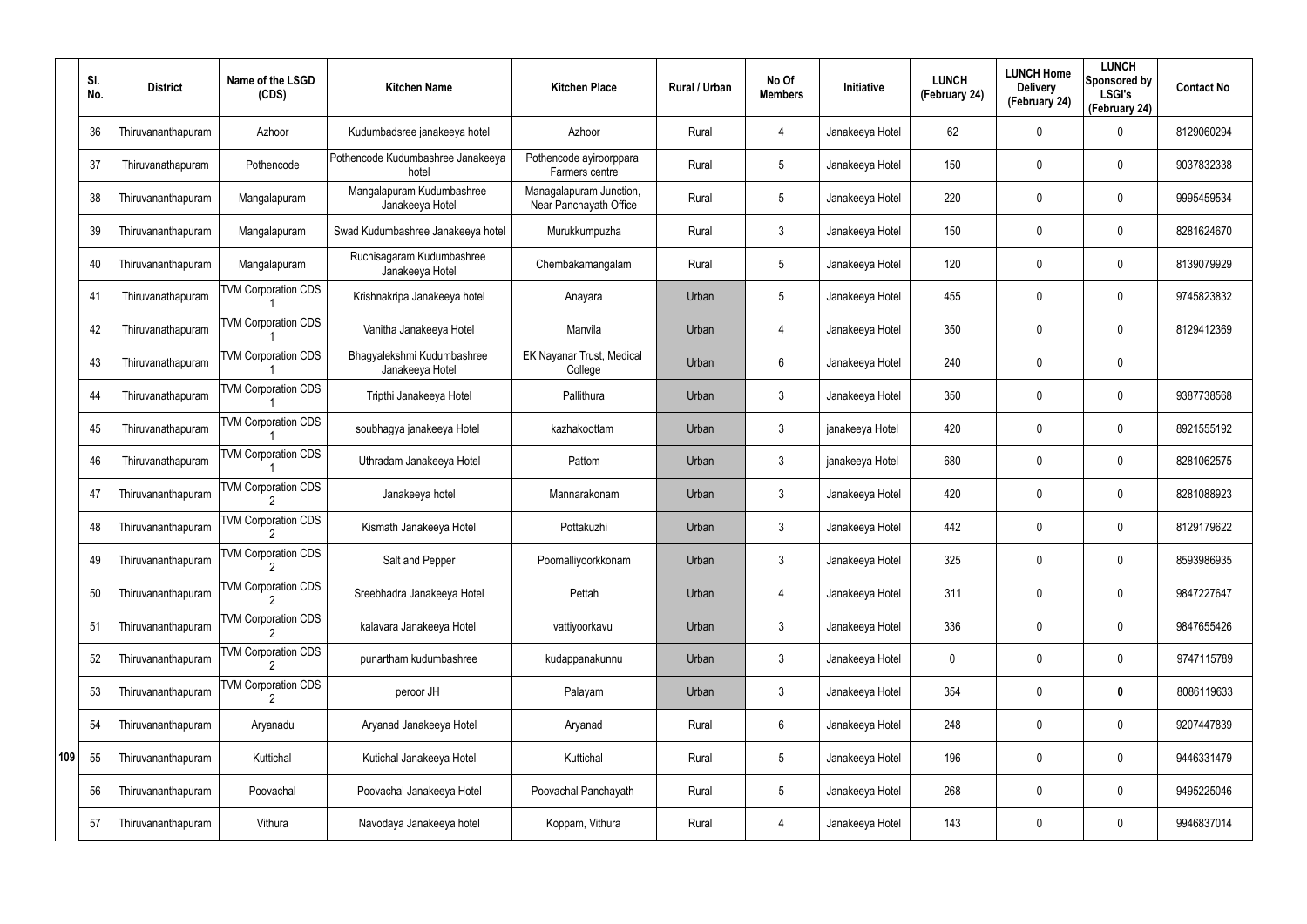| | Sl. No. | District | Name of the LSGD (CDS) | Kitchen Name | Kitchen Place | Rural / Urban | No Of Members | Initiative | LUNCH (February 24) | LUNCH Home Delivery (February 24) | LUNCH Sponsored by LSGI's (February 24) | Contact No |
|---|---|---|---|---|---|---|---|---|---|---|---|---|
| | 36 | Thiruvananthapuram | Azhoor | Kudumbadsree janakeeya hotel | Azhoor | Rural | 4 | Janakeeya Hotel | 62 | 0 | 0 | 8129060294 |
| | 37 | Thiruvanathapuram | Pothencode | Pothencode Kudumbashree Janakeeya hotel | Pothencode ayiroorppara Farmers centre | Rural | 5 | Janakeeya Hotel | 150 | 0 | 0 | 9037832338 |
| | 38 | Thiruvananthapuram | Mangalapuram | Mangalapuram Kudumbashree Janakeeya Hotel | Managalapuram Junction, Near Panchayath Office | Rural | 5 | Janakeeya Hotel | 220 | 0 | 0 | 9995459534 |
| | 39 | Thiruvananthapuram | Mangalapuram | Swad Kudumbashree Janakeeya hotel | Murukkumpuzha | Rural | 3 | Janakeeya Hotel | 150 | 0 | 0 | 8281624670 |
| | 40 | Thiruvananthapuram | Mangalapuram | Ruchisagaram Kudumbashree Janakeeya Hotel | Chembakamangalam | Rural | 5 | Janakeeya Hotel | 120 | 0 | 0 | 8139079929 |
| | 41 | Thiruvanathapuram | TVM Corporation CDS 1 | Krishnakripa Janakeeya hotel | Anayara | Urban | 5 | Janakeeya Hotel | 455 | 0 | 0 | 9745823832 |
| | 42 | Thiruvanathapuram | TVM Corporation CDS 1 | Vanitha Janakeeya Hotel | Manvila | Urban | 4 | Janakeeya Hotel | 350 | 0 | 0 | 8129412369 |
| | 43 | Thiruvanathapuram | TVM Corporation CDS 1 | Bhagyalekshmi Kudumbashree Janakeeya Hotel | EK Nayanar Trust, Medical College | Urban | 6 | Janakeeya Hotel | 240 | 0 | 0 | |
| | 44 | Thiruvanathapuram | TVM Corporation CDS 1 | Tripthi Janakeeya Hotel | Pallithura | Urban | 3 | Janakeeya Hotel | 350 | 0 | 0 | 9387738568 |
| | 45 | Thiruvanathapuram | TVM Corporation CDS 1 | soubhagya janakeeya Hotel | kazhakoottam | Urban | 3 | janakeeya Hotel | 420 | 0 | 0 | 8921555192 |
| | 46 | Thiruvanathapuram | TVM Corporation CDS 1 | Uthradam Janakeeya Hotel | Pattom | Urban | 3 | janakeeya Hotel | 680 | 0 | 0 | 8281062575 |
| | 47 | Thiruvananthapuram | TVM Corporation CDS 2 | Janakeeya hotel | Mannarakonam | Urban | 3 | Janakeeya Hotel | 420 | 0 | 0 | 8281088923 |
| | 48 | Thiruvananthapuram | TVM Corporation CDS 2 | Kismath Janakeeya Hotel | Pottakuzhi | Urban | 3 | Janakeeya Hotel | 442 | 0 | 0 | 8129179622 |
| | 49 | Thiruvananthapuram | TVM Corporation CDS 2 | Salt and Pepper | Poomalliyoorkkonam | Urban | 3 | Janakeeya Hotel | 325 | 0 | 0 | 8593986935 |
| | 50 | Thiruvananthapuram | TVM Corporation CDS 2 | Sreebhadra Janakeeya Hotel | Pettah | Urban | 4 | Janakeeya Hotel | 311 | 0 | 0 | 9847227647 |
| | 51 | Thiruvananthapuram | TVM Corporation CDS 2 | kalavara Janakeeya Hotel | vattiyoorkavu | Urban | 3 | Janakeeya Hotel | 336 | 0 | 0 | 9847655426 |
| | 52 | Thiruvananthapuram | TVM Corporation CDS 2 | punartham kudumbashree | kudappanakunnu | Urban | 3 | Janakeeya Hotel | 0 | 0 | 0 | 9747115789 |
| | 53 | Thiruvananthapuram | TVM Corporation CDS 2 | peroor JH | Palayam | Urban | 3 | Janakeeya Hotel | 354 | 0 | **0** | 8086119633 |
| | 54 | Thiruvananthapuram | Aryanadu | Aryanad Janakeeya Hotel | Aryanad | Rural | 6 | Janakeeya Hotel | 248 | 0 | 0 | 9207447839 |
| 109 | 55 | Thiruvananthapuram | Kuttichal | Kutichal Janakeeya Hotel | Kuttichal | Rural | 5 | Janakeeya Hotel | 196 | 0 | 0 | 9446331479 |
| | 56 | Thiruvananthapuram | Poovachal | Poovachal Janakeeya Hotel | Poovachal Panchayath | Rural | 5 | Janakeeya Hotel | 268 | 0 | 0 | 9495225046 |
| | 57 | Thiruvananthapuram | Vithura | Navodaya Janakeeya hotel | Koppam, Vithura | Rural | 4 | Janakeeya Hotel | 143 | 0 | 0 | 9946837014 |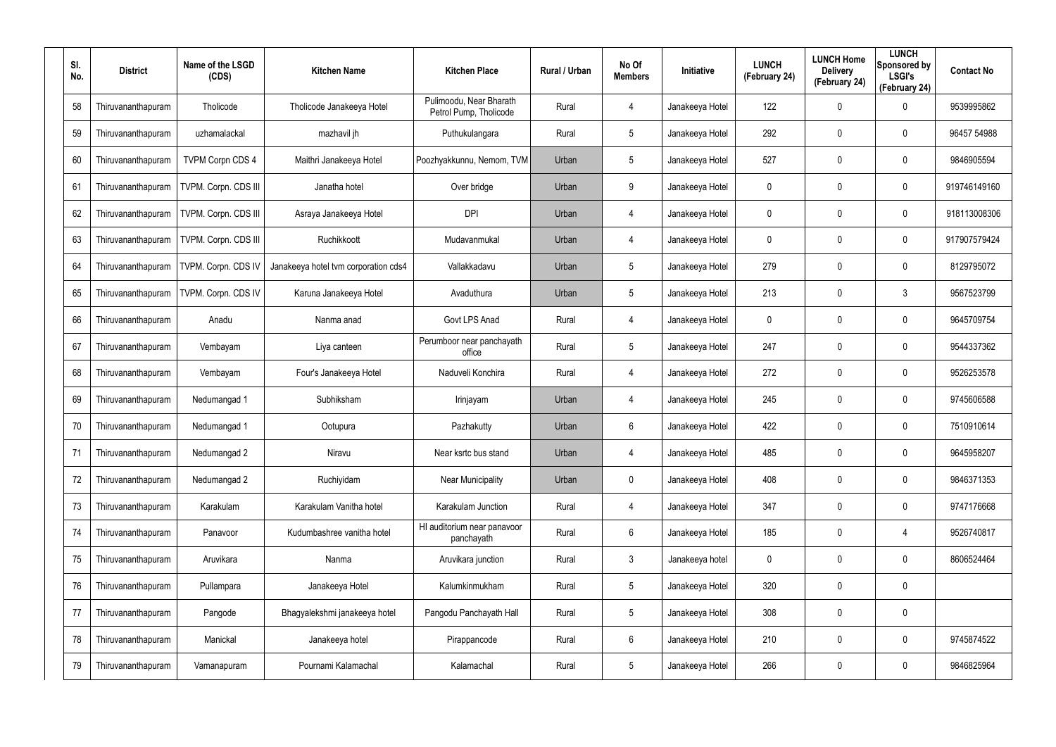| Sl. No. | District | Name of the LSGD (CDS) | Kitchen Name | Kitchen Place | Rural / Urban | No Of Members | Initiative | LUNCH (February 24) | LUNCH Home Delivery (February 24) | LUNCH Sponsored by LSGI's (February 24) | Contact No |
|---|---|---|---|---|---|---|---|---|---|---|---|
| 58 | Thiruvananthapuram | Tholicode | Tholicode Janakeeya Hotel | Pulimoodu, Near Bharath Petrol Pump, Tholicode | Rural | 4 | Janakeeya Hotel | 122 | 0 | 0 | 9539995862 |
| 59 | Thiruvananthapuram | uzhamalackal | mazhavil jh | Puthukulangara | Rural | 5 | Janakeeya Hotel | 292 | 0 | 0 | 96457 54988 |
| 60 | Thiruvananthapuram | TVPM Corpn CDS 4 | Maithri Janakeeya Hotel | Poozhyakkunnu, Nemom, TVM | Urban | 5 | Janakeeya Hotel | 527 | 0 | 0 | 9846905594 |
| 61 | Thiruvananthapuram | TVPM. Corpn. CDS III | Janatha hotel | Over bridge | Urban | 9 | Janakeeya Hotel | 0 | 0 | 0 | 919746149160 |
| 62 | Thiruvananthapuram | TVPM. Corpn. CDS III | Asraya Janakeeya Hotel | DPI | Urban | 4 | Janakeeya Hotel | 0 | 0 | 0 | 918113008306 |
| 63 | Thiruvananthapuram | TVPM. Corpn. CDS III | Ruchikkoott | Mudavanmukal | Urban | 4 | Janakeeya Hotel | 0 | 0 | 0 | 917907579424 |
| 64 | Thiruvananthapuram | TVPM. Corpn. CDS IV | Janakeeya hotel tvm corporation cds4 | Vallakkadavu | Urban | 5 | Janakeeya Hotel | 279 | 0 | 0 | 8129795072 |
| 65 | Thiruvananthapuram | TVPM. Corpn. CDS IV | Karuna Janakeeya Hotel | Avaduthura | Urban | 5 | Janakeeya Hotel | 213 | 0 | 3 | 9567523799 |
| 66 | Thiruvananthapuram | Anadu | Nanma anad | Govt LPS Anad | Rural | 4 | Janakeeya Hotel | 0 | 0 | 0 | 9645709754 |
| 67 | Thiruvananthapuram | Vembayam | Liya canteen | Perumboor near panchayath office | Rural | 5 | Janakeeya Hotel | 247 | 0 | 0 | 9544337362 |
| 68 | Thiruvananthapuram | Vembayam | Four's Janakeeya Hotel | Naduveli Konchira | Rural | 4 | Janakeeya Hotel | 272 | 0 | 0 | 9526253578 |
| 69 | Thiruvananthapuram | Nedumangad 1 | Subhiksham | Irinjayam | Urban | 4 | Janakeeya Hotel | 245 | 0 | 0 | 9745606588 |
| 70 | Thiruvananthapuram | Nedumangad 1 | Ootupura | Pazhakutty | Urban | 6 | Janakeeya Hotel | 422 | 0 | 0 | 7510910614 |
| 71 | Thiruvananthapuram | Nedumangad 2 | Niravu | Near ksrtc bus stand | Urban | 4 | Janakeeya Hotel | 485 | 0 | 0 | 9645958207 |
| 72 | Thiruvananthapuram | Nedumangad 2 | Ruchiyidam | Near Municipality | Urban | 0 | Janakeeya Hotel | 408 | 0 | 0 | 9846371353 |
| 73 | Thiruvananthapuram | Karakulam | Karakulam Vanitha hotel | Karakulam Junction | Rural | 4 | Janakeeya Hotel | 347 | 0 | 0 | 9747176668 |
| 74 | Thiruvananthapuram | Panavoor | Kudumbashree vanitha hotel | HI auditorium near panavoor panchayath | Rural | 6 | Janakeeya Hotel | 185 | 0 | 4 | 9526740817 |
| 75 | Thiruvananthapuram | Aruvikara | Nanma | Aruvikara junction | Rural | 3 | Janakeeya hotel | 0 | 0 | 0 | 8606524464 |
| 76 | Thiruvananthapuram | Pullampara | Janakeeya Hotel | Kalumkinmukham | Rural | 5 | Janakeeya Hotel | 320 | 0 | 0 | |
| 77 | Thiruvananthapuram | Pangode | Bhagyalekshmi janakeeya hotel | Pangodu Panchayath Hall | Rural | 5 | Janakeeya Hotel | 308 | 0 | 0 | |
| 78 | Thiruvananthapuram | Manickal | Janakeeya hotel | Pirappancode | Rural | 6 | Janakeeya Hotel | 210 | 0 | 0 | 9745874522 |
| 79 | Thiruvananthapuram | Vamanapuram | Pournami Kalamachal | Kalamachal | Rural | 5 | Janakeeya Hotel | 266 | 0 | 0 | 9846825964 |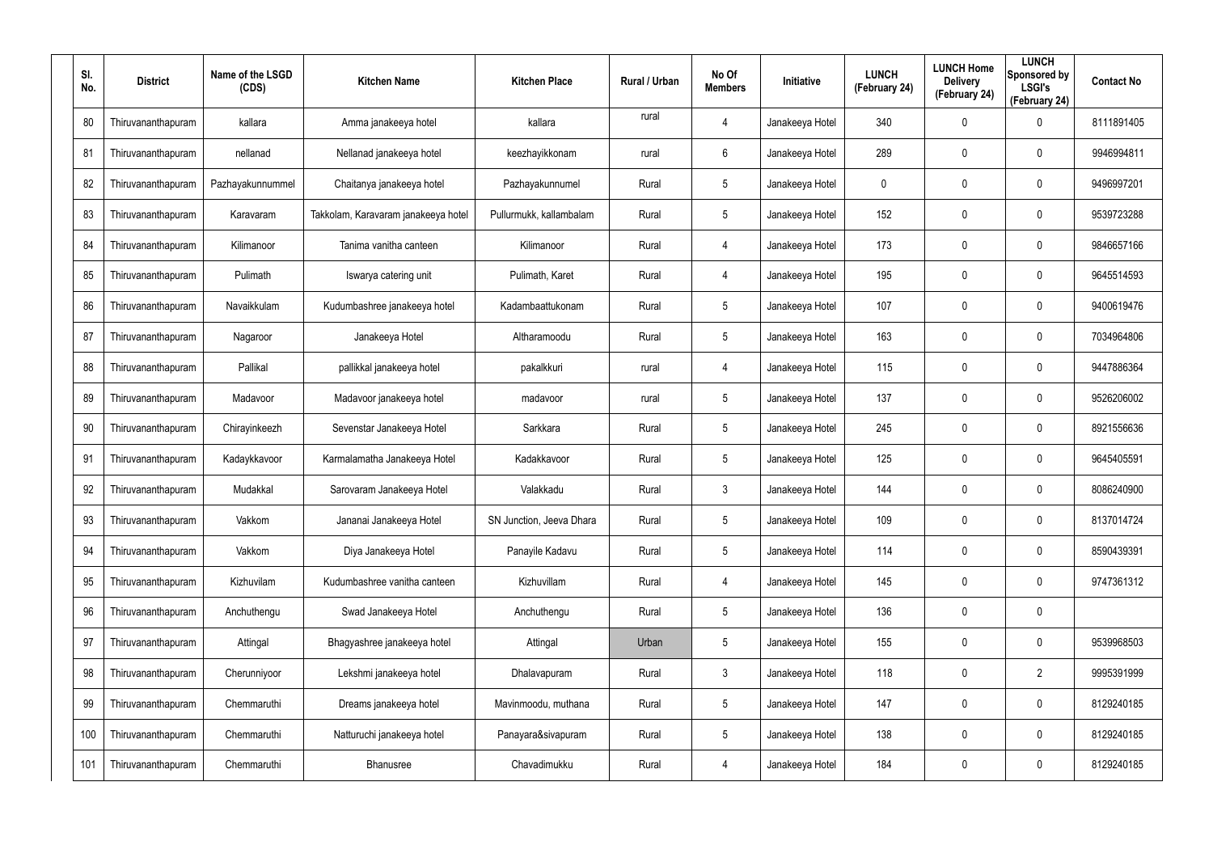| Sl. No. | District | Name of the LSGD (CDS) | Kitchen Name | Kitchen Place | Rural / Urban | No Of Members | Initiative | LUNCH (February 24) | LUNCH Home Delivery (February 24) | LUNCH Sponsored by LSGI's (February 24) | Contact No |
|---|---|---|---|---|---|---|---|---|---|---|---|
| 80 | Thiruvananthapuram | kallara | Amma janakeeya hotel | kallara | rural | 4 | Janakeeya Hotel | 340 | 0 | 0 | 8111891405 |
| 81 | Thiruvananthapuram | nellanad | Nellanad janakeeya hotel | keezhayikkonam | rural | 6 | Janakeeya Hotel | 289 | 0 | 0 | 9946994811 |
| 82 | Thiruvananthapuram | Pazhayakunnummel | Chaitanya janakeeya hotel | Pazhayakunnumel | Rural | 5 | Janakeeya Hotel | 0 | 0 | 0 | 9496997201 |
| 83 | Thiruvananthapuram | Karavaram | Takkolam, Karavaram janakeeya hotel | Pullurmukk, kallambalam | Rural | 5 | Janakeeya Hotel | 152 | 0 | 0 | 9539723288 |
| 84 | Thiruvananthapuram | Kilimanoor | Tanima vanitha canteen | Kilimanoor | Rural | 4 | Janakeeya Hotel | 173 | 0 | 0 | 9846657166 |
| 85 | Thiruvananthapuram | Pulimath | Iswarya catering unit | Pulimath, Karet | Rural | 4 | Janakeeya Hotel | 195 | 0 | 0 | 9645514593 |
| 86 | Thiruvananthapuram | Navaikkulam | Kudumbashree janakeeya hotel | Kadambaattukonam | Rural | 5 | Janakeeya Hotel | 107 | 0 | 0 | 9400619476 |
| 87 | Thiruvananthapuram | Nagaroor | Janakeeya Hotel | Altharamoodu | Rural | 5 | Janakeeya Hotel | 163 | 0 | 0 | 7034964806 |
| 88 | Thiruvananthapuram | Pallikal | pallikkal janakeeya hotel | pakalkkuri | rural | 4 | Janakeeya Hotel | 115 | 0 | 0 | 9447886364 |
| 89 | Thiruvananthapuram | Madavoor | Madavoor janakeeya hotel | madavoor | rural | 5 | Janakeeya Hotel | 137 | 0 | 0 | 9526206002 |
| 90 | Thiruvananthapuram | Chirayinkeezh | Sevenstar Janakeeya Hotel | Sarkkara | Rural | 5 | Janakeeya Hotel | 245 | 0 | 0 | 8921556636 |
| 91 | Thiruvananthapuram | Kadaykkavoor | Karmalamatha Janakeeya Hotel | Kadakkavoor | Rural | 5 | Janakeeya Hotel | 125 | 0 | 0 | 9645405591 |
| 92 | Thiruvananthapuram | Mudakkal | Sarovaram Janakeeya Hotel | Valakkadu | Rural | 3 | Janakeeya Hotel | 144 | 0 | 0 | 8086240900 |
| 93 | Thiruvananthapuram | Vakkom | Jananai Janakeeya Hotel | SN Junction, Jeeva Dhara | Rural | 5 | Janakeeya Hotel | 109 | 0 | 0 | 8137014724 |
| 94 | Thiruvananthapuram | Vakkom | Diya Janakeeya Hotel | Panayile Kadavu | Rural | 5 | Janakeeya Hotel | 114 | 0 | 0 | 8590439391 |
| 95 | Thiruvananthapuram | Kizhuvilam | Kudumbashree vanitha canteen | Kizhuvillam | Rural | 4 | Janakeeya Hotel | 145 | 0 | 0 | 9747361312 |
| 96 | Thiruvananthapuram | Anchuthengu | Swad Janakeeya Hotel | Anchuthengu | Rural | 5 | Janakeeya Hotel | 136 | 0 | 0 | |
| 97 | Thiruvananthapuram | Attingal | Bhagyashree janakeeya hotel | Attingal | Urban | 5 | Janakeeya Hotel | 155 | 0 | 0 | 9539968503 |
| 98 | Thiruvananthapuram | Cherunniyoor | Lekshmi janakeeya hotel | Dhalavapuram | Rural | 3 | Janakeeya Hotel | 118 | 0 | 2 | 9995391999 |
| 99 | Thiruvananthapuram | Chemmaruthi | Dreams janakeeya hotel | Mavinmoodu, muthana | Rural | 5 | Janakeeya Hotel | 147 | 0 | 0 | 8129240185 |
| 100 | Thiruvananthapuram | Chemmaruthi | Natturuchi janakeeya hotel | Panayara&sivapuram | Rural | 5 | Janakeeya Hotel | 138 | 0 | 0 | 8129240185 |
| 101 | Thiruvananthapuram | Chemmaruthi | Bhanusree | Chavadimukku | Rural | 4 | Janakeeya Hotel | 184 | 0 | 0 | 8129240185 |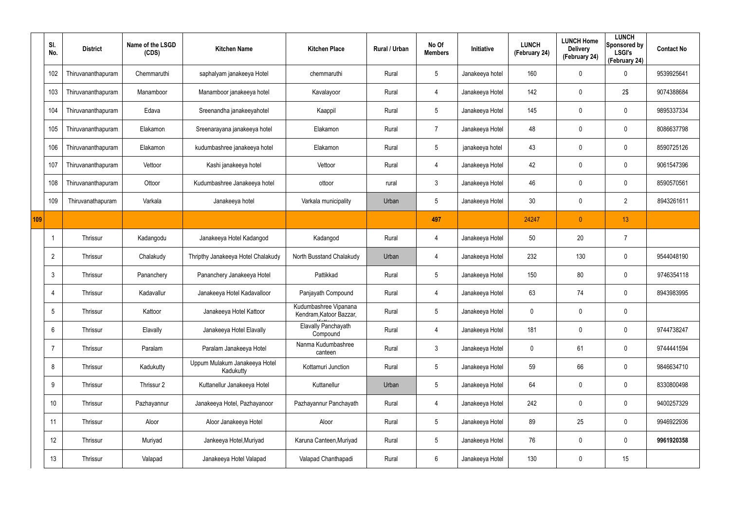| | Sl. No. | District | Name of the LSGD (CDS) | Kitchen Name | Kitchen Place | Rural / Urban | No Of Members | Initiative | LUNCH (February 24) | LUNCH Home Delivery (February 24) | LUNCH Sponsored by LSGI's (February 24) | Contact No |
|---|---|---|---|---|---|---|---|---|---|---|---|---|
| | 102 | Thiruvananthapuram | Chemmaruthi | saphalyam janakeeya Hotel | chemmaruthi | Rural | 5 | Janakeeya hotel | 160 | 0 | 0 | 9539925641 |
| | 103 | Thiruvananthapuram | Manamboor | Manamboor janakeeya hotel | Kavalayoor | Rural | 4 | Janakeeya Hotel | 142 | 0 | 2$ | 9074388684 |
| | 104 | Thiruvananthapuram | Edava | Sreenandha janakeeyahotel | Kaappil | Rural | 5 | Janakeeya Hotel | 145 | 0 | 0 | 9895337334 |
| | 105 | Thiruvananthapuram | Elakamon | Sreenarayana janakeeya hotel | Elakamon | Rural | 7 | Janakeeya Hotel | 48 | 0 | 0 | 8086637798 |
| | 106 | Thiruvananthapuram | Elakamon | kudumbashree janakeeya hotel | Elakamon | Rural | 5 | janakeeya hotel | 43 | 0 | 0 | 8590725126 |
| | 107 | Thiruvananthapuram | Vettoor | Kashi janakeeya hotel | Vettoor | Rural | 4 | Janakeeya Hotel | 42 | 0 | 0 | 9061547396 |
| | 108 | Thiruvananthapuram | Ottoor | Kudumbashree Janakeeya hotel | ottoor | rural | 3 | Janakeeya Hotel | 46 | 0 | 0 | 8590570561 |
| | 109 | Thiruvanathapuram | Varkala | Janakeeya hotel | Varkala municipality | Urban | 5 | Janakeeya Hotel | 30 | 0 | 2 | 8943261611 |
| 109 | | | | | | | 497 | | 24247 | 0 | 13 | |
| | 1 | Thrissur | Kadangodu | Janakeeya Hotel Kadangod | Kadangod | Rural | 4 | Janakeeya Hotel | 50 | 20 | 7 | |
| | 2 | Thrissur | Chalakudy | Thripthy Janakeeya Hotel Chalakudy | North Busstand Chalakudy | Urban | 4 | Janakeeya Hotel | 232 | 130 | 0 | 9544048190 |
| | 3 | Thrissur | Pananchery | Pananchery Janakeeya Hotel | Pattikkad | Rural | 5 | Janakeeya Hotel | 150 | 80 | 0 | 9746354118 |
| | 4 | Thrissur | Kadavallur | Janakeeya Hotel Kadavalloor | Panjayath Compound | Rural | 4 | Janakeeya Hotel | 63 | 74 | 0 | 8943983995 |
| | 5 | Thrissur | Kattoor | Janakeeya Hotel Kattoor | Kudumbashree Vipanana Kendram,Katoor Bazzar, | Rural | 5 | Janakeeya Hotel | 0 | 0 | 0 | |
| | 6 | Thrissur | Elavally | Janakeeya Hotel Elavally | Elavally Panchayath Compound | Rural | 4 | Janakeeya Hotel | 181 | 0 | 0 | 9744738247 |
| | 7 | Thrissur | Paralam | Paralam Janakeeya Hotel | Nanma Kudumbashree canteen | Rural | 3 | Janakeeya Hotel | 0 | 61 | 0 | 9744441594 |
| | 8 | Thrissur | Kadukutty | Uppum Mulakum Janakeeya Hotel Kadukutty | Kottamuri Junction | Rural | 5 | Janakeeya Hotel | 59 | 66 | 0 | 9846634710 |
| | 9 | Thrissur | Thrissur 2 | Kuttanellur Janakeeya Hotel | Kuttanellur | Urban | 5 | Janakeeya Hotel | 64 | 0 | 0 | 8330800498 |
| | 10 | Thrissur | Pazhayannur | Janakeeya Hotel, Pazhayanoor | Pazhayannur Panchayath | Rural | 4 | Janakeeya Hotel | 242 | 0 | 0 | 9400257329 |
| | 11 | Thrissur | Aloor | Aloor Janakeeya Hotel | Aloor | Rural | 5 | Janakeeya Hotel | 89 | 25 | 0 | 9946922936 |
| | 12 | Thrissur | Muriyad | Jankeeya Hotel,Muriyad | Karuna Canteen,Muriyad | Rural | 5 | Janakeeya Hotel | 76 | 0 | 0 | **9961920358** |
| | 13 | Thrissur | Valapad | Janakeeya Hotel Valapad | Valapad Chanthapadi | Rural | 6 | Janakeeya Hotel | 130 | 0 | 15 | |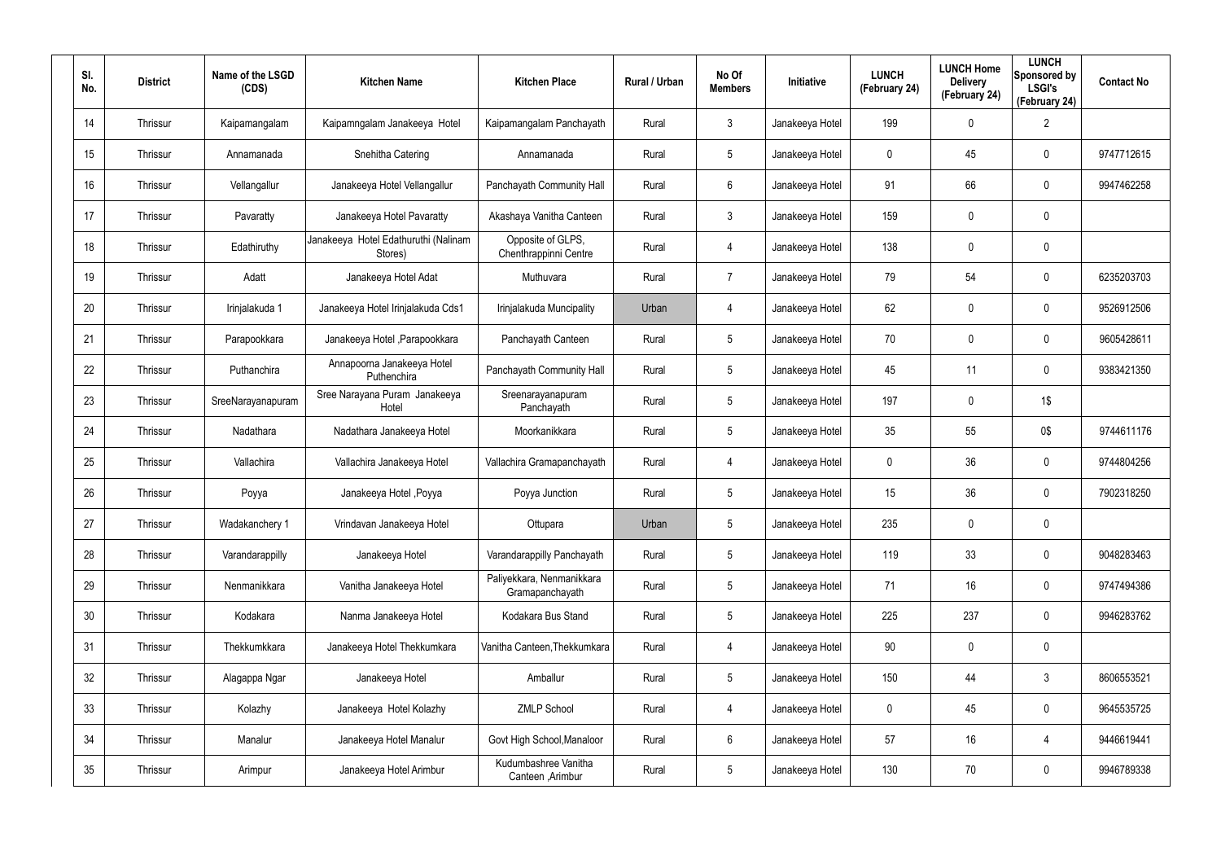| Sl. No. | District | Name of the LSGD (CDS) | Kitchen Name | Kitchen Place | Rural / Urban | No Of Members | Initiative | LUNCH (February 24) | LUNCH Home Delivery (February 24) | LUNCH Sponsored by LSGI's (February 24) | Contact No |
|---|---|---|---|---|---|---|---|---|---|---|---|
| 14 | Thrissur | Kaipamangalam | Kaipamngalam Janakeeya Hotel | Kaipamangalam Panchayath | Rural | 3 | Janakeeya Hotel | 199 | 0 | 2 | |
| 15 | Thrissur | Annamanada | Snehitha Catering | Annamanada | Rural | 5 | Janakeeya Hotel | 0 | 45 | 0 | 9747712615 |
| 16 | Thrissur | Vellangallur | Janakeeya Hotel Vellangallur | Panchayath Community Hall | Rural | 6 | Janakeeya Hotel | 91 | 66 | 0 | 9947462258 |
| 17 | Thrissur | Pavaratty | Janakeeya Hotel Pavaratty | Akashaya Vanitha Canteen | Rural | 3 | Janakeeya Hotel | 159 | 0 | 0 | |
| 18 | Thrissur | Edathiruthy | Janakeeya Hotel Edathuruthi (Nalinam Stores) | Opposite of GLPS, Chenthrappinni Centre | Rural | 4 | Janakeeya Hotel | 138 | 0 | 0 | |
| 19 | Thrissur | Adatt | Janakeeya Hotel Adat | Muthuvara | Rural | 7 | Janakeeya Hotel | 79 | 54 | 0 | 6235203703 |
| 20 | Thrissur | Irinjalakuda 1 | Janakeeya Hotel Irinjalakuda Cds1 | Irinjalakuda Muncipality | Urban | 4 | Janakeeya Hotel | 62 | 0 | 0 | 9526912506 |
| 21 | Thrissur | Parapookkara | Janakeeya Hotel ,Parapookkara | Panchayath Canteen | Rural | 5 | Janakeeya Hotel | 70 | 0 | 0 | 9605428611 |
| 22 | Thrissur | Puthanchira | Annapoorna Janakeeya Hotel Puthenchira | Panchayath Community Hall | Rural | 5 | Janakeeya Hotel | 45 | 11 | 0 | 9383421350 |
| 23 | Thrissur | SreeNarayanapuram | Sree Narayana Puram Janakeeya Hotel | Sreenarayanapuram Panchayath | Rural | 5 | Janakeeya Hotel | 197 | 0 | 1$ | |
| 24 | Thrissur | Nadathara | Nadathara Janakeeya Hotel | Moorkanikkara | Rural | 5 | Janakeeya Hotel | 35 | 55 | 0$ | 9744611176 |
| 25 | Thrissur | Vallachira | Vallachira Janakeeya Hotel | Vallachira Gramapanchayath | Rural | 4 | Janakeeya Hotel | 0 | 36 | 0 | 9744804256 |
| 26 | Thrissur | Poyya | Janakeeya Hotel ,Poyya | Poyya Junction | Rural | 5 | Janakeeya Hotel | 15 | 36 | 0 | 7902318250 |
| 27 | Thrissur | Wadakanchery 1 | Vrindavan Janakeeya Hotel | Ottupara | Urban | 5 | Janakeeya Hotel | 235 | 0 | 0 | |
| 28 | Thrissur | Varandarappilly | Janakeeya Hotel | Varandarappilly Panchayath | Rural | 5 | Janakeeya Hotel | 119 | 33 | 0 | 9048283463 |
| 29 | Thrissur | Nenmanikkara | Vanitha Janakeeya Hotel | Paliyekkara, Nenmanikkara Gramapanchayath | Rural | 5 | Janakeeya Hotel | 71 | 16 | 0 | 9747494386 |
| 30 | Thrissur | Kodakara | Nanma Janakeeya Hotel | Kodakara Bus Stand | Rural | 5 | Janakeeya Hotel | 225 | 237 | 0 | 9946283762 |
| 31 | Thrissur | Thekkumkkara | Janakeeya Hotel Thekkumkara | Vanitha Canteen,Thekkumkara | Rural | 4 | Janakeeya Hotel | 90 | 0 | 0 | |
| 32 | Thrissur | Alagappa Ngar | Janakeeya Hotel | Amballur | Rural | 5 | Janakeeya Hotel | 150 | 44 | 3 | 8606553521 |
| 33 | Thrissur | Kolazhy | Janakeeya Hotel Kolazhy | ZMLP School | Rural | 4 | Janakeeya Hotel | 0 | 45 | 0 | 9645535725 |
| 34 | Thrissur | Manalur | Janakeeya Hotel Manalur | Govt High School,Manaloor | Rural | 6 | Janakeeya Hotel | 57 | 16 | 4 | 9446619441 |
| 35 | Thrissur | Arimpur | Janakeeya Hotel Arimbur | Kudumbashree Vanitha Canteen ,Arimbur | Rural | 5 | Janakeeya Hotel | 130 | 70 | 0 | 9946789338 |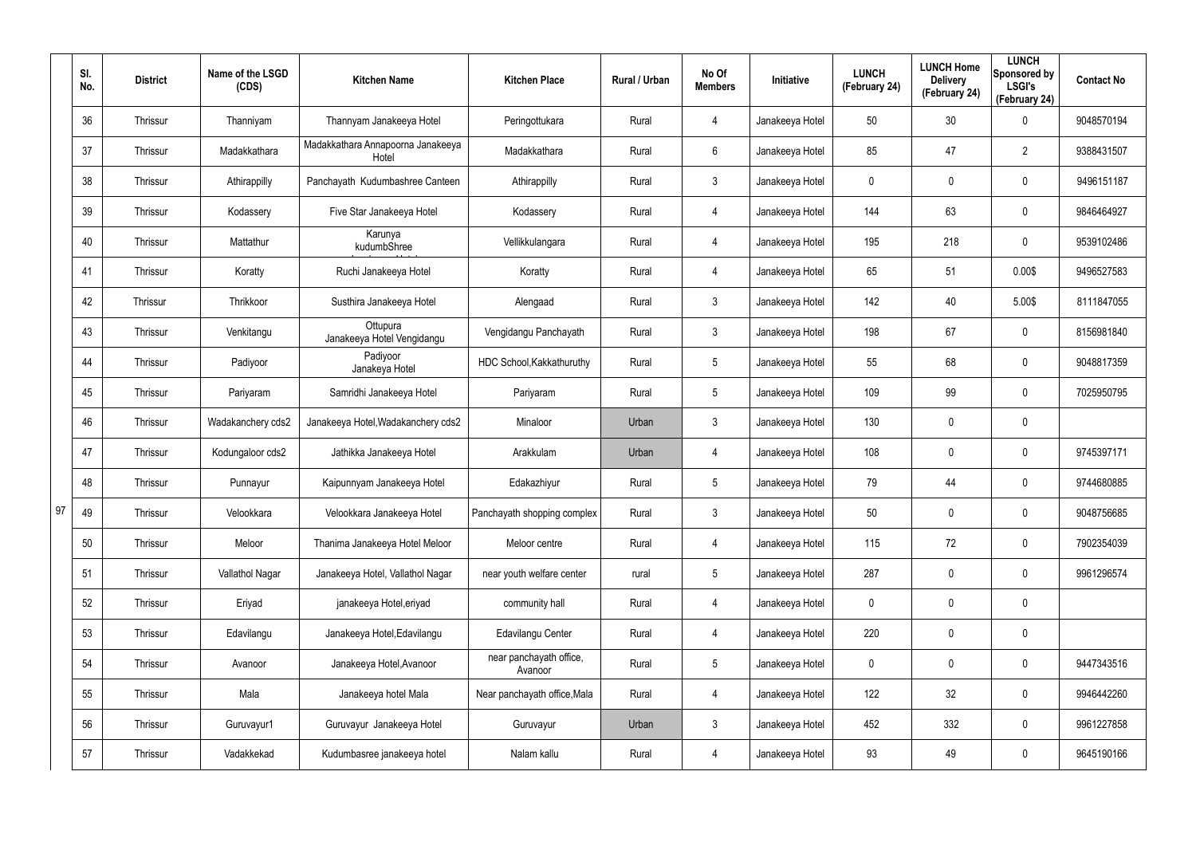| Sl. No. | District | Name of the LSGD (CDS) | Kitchen Name | Kitchen Place | Rural / Urban | No Of Members | Initiative | LUNCH (February 24) | LUNCH Home Delivery (February 24) | LUNCH Sponsored by LSGI's (February 24) | Contact No |
|---|---|---|---|---|---|---|---|---|---|---|---|
| 36 | Thrissur | Thanniyam | Thannyam Janakeeya Hotel | Peringottukara | Rural | 4 | Janakeeya Hotel | 50 | 30 | 0 | 9048570194 |
| 37 | Thrissur | Madakkathara | Madakkathara Annapoorna Janakeeya Hotel | Madakkathara | Rural | 6 | Janakeeya Hotel | 85 | 47 | 2 | 9388431507 |
| 38 | Thrissur | Athirappilly | Panchayath Kudumbashree Canteen | Athirappilly | Rural | 3 | Janakeeya Hotel | 0 | 0 | 0 | 9496151187 |
| 39 | Thrissur | Kodassery | Five Star Janakeeya Hotel | Kodassery | Rural | 4 | Janakeeya Hotel | 144 | 63 | 0 | 9846464927 |
| 40 | Thrissur | Mattathur | Karunya kudumbShree | Vellikkulangara | Rural | 4 | Janakeeya Hotel | 195 | 218 | 0 | 9539102486 |
| 41 | Thrissur | Koratty | Ruchi Janakeeya Hotel | Koratty | Rural | 4 | Janakeeya Hotel | 65 | 51 | 0.00$ | 9496527583 |
| 42 | Thrissur | Thrikkoor | Susthira Janakeeya Hotel | Alengaad | Rural | 3 | Janakeeya Hotel | 142 | 40 | 5.00$ | 8111847055 |
| 43 | Thrissur | Venkitangu | Ottupura Janakeeya Hotel Vengidangu | Vengidangu Panchayath | Rural | 3 | Janakeeya Hotel | 198 | 67 | 0 | 8156981840 |
| 44 | Thrissur | Padiyoor | Padiyoor Janakeya Hotel | HDC School,Kakkathuruthy | Rural | 5 | Janakeeya Hotel | 55 | 68 | 0 | 9048817359 |
| 45 | Thrissur | Pariyaram | Samridhi Janakeeya Hotel | Pariyaram | Rural | 5 | Janakeeya Hotel | 109 | 99 | 0 | 7025950795 |
| 46 | Thrissur | Wadakanchery cds2 | Janakeeya Hotel,Wadakanchery cds2 | Minaloor | Urban | 3 | Janakeeya Hotel | 130 | 0 | 0 | |
| 47 | Thrissur | Kodungaloor cds2 | Jathikka Janakeeya Hotel | Arakkulam | Urban | 4 | Janakeeya Hotel | 108 | 0 | 0 | 9745397171 |
| 48 | Thrissur | Punnayur | Kaipunnyam Janakeeya Hotel | Edakazhiyur | Rural | 5 | Janakeeya Hotel | 79 | 44 | 0 | 9744680885 |
| 49 | Thrissur | Velookkara | Velookkara Janakeeya Hotel | Panchayath shopping complex | Rural | 3 | Janakeeya Hotel | 50 | 0 | 0 | 9048756685 |
| 50 | Thrissur | Meloor | Thanima Janakeeya Hotel Meloor | Meloor centre | Rural | 4 | Janakeeya Hotel | 115 | 72 | 0 | 7902354039 |
| 51 | Thrissur | Vallathol Nagar | Janakeeya Hotel, Vallathol Nagar | near youth welfare center | rural | 5 | Janakeeya Hotel | 287 | 0 | 0 | 9961296574 |
| 52 | Thrissur | Eriyad | janakeeya Hotel,eriyad | community hall | Rural | 4 | Janakeeya Hotel | 0 | 0 | 0 | |
| 53 | Thrissur | Edavilangu | Janakeeya Hotel,Edavilangu | Edavilangu Center | Rural | 4 | Janakeeya Hotel | 220 | 0 | 0 | |
| 54 | Thrissur | Avanoor | Janakeeya Hotel,Avanoor | near panchayath office, Avanoor | Rural | 5 | Janakeeya Hotel | 0 | 0 | 0 | 9447343516 |
| 55 | Thrissur | Mala | Janakeeya hotel Mala | Near panchayath office,Mala | Rural | 4 | Janakeeya Hotel | 122 | 32 | 0 | 9946442260 |
| 56 | Thrissur | Guruvayur1 | Guruvayur Janakeeya Hotel | Guruvayur | Urban | 3 | Janakeeya Hotel | 452 | 332 | 0 | 9961227858 |
| 57 | Thrissur | Vadakkekad | Kudumbasree janakeeya hotel | Nalam kallu | Rural | 4 | Janakeeya Hotel | 93 | 49 | 0 | 9645190166 |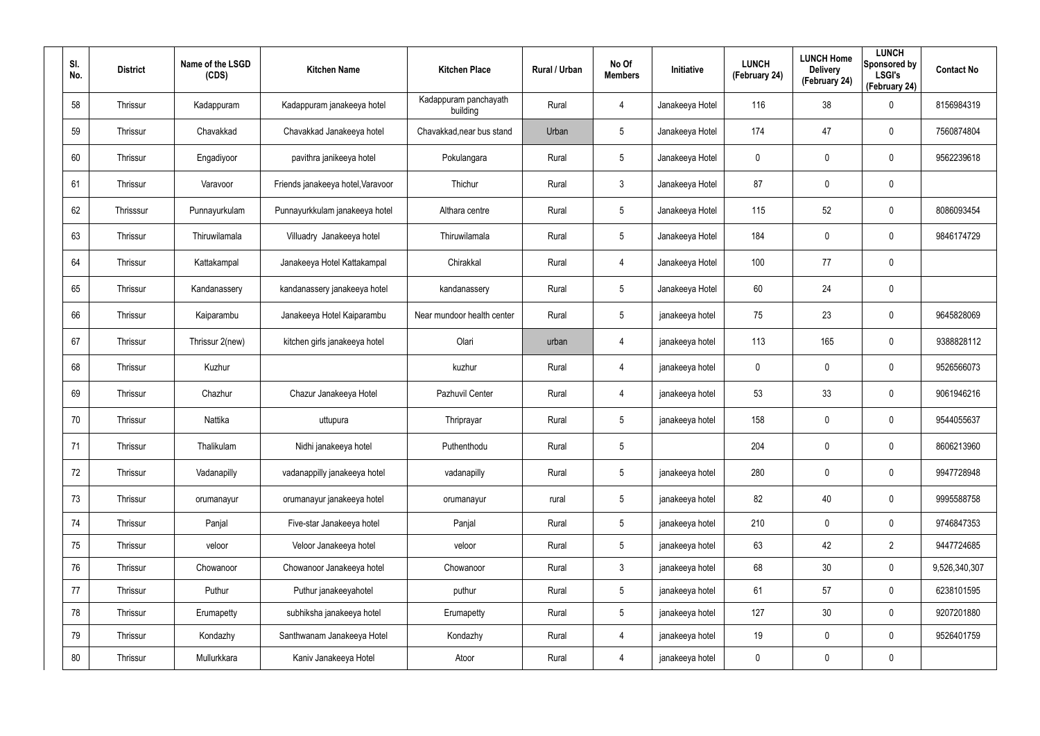| Sl. No. | District | Name of the LSGD (CDS) | Kitchen Name | Kitchen Place | Rural / Urban | No Of Members | Initiative | LUNCH (February 24) | LUNCH Home Delivery (February 24) | LUNCH Sponsored by LSGI's (February 24) | Contact No |
|---|---|---|---|---|---|---|---|---|---|---|---|
| 58 | Thrissur | Kadappuram | Kadappuram janakeeya hotel | Kadappuram panchayath building | Rural | 4 | Janakeeya Hotel | 116 | 38 | 0 | 8156984319 |
| 59 | Thrissur | Chavakkad | Chavakkad Janakeeya hotel | Chavakkad,near bus stand | Urban | 5 | Janakeeya Hotel | 174 | 47 | 0 | 7560874804 |
| 60 | Thrissur | Engadiyoor | pavithra janikeeya hotel | Pokulangara | Rural | 5 | Janakeeya Hotel | 0 | 0 | 0 | 9562239618 |
| 61 | Thrissur | Varavoor | Friends janakeeya hotel,Varavoor | Thichur | Rural | 3 | Janakeeya Hotel | 87 | 0 | 0 | |
| 62 | Thrisssur | Punnayurkulam | Punnayurkkulam janakeeya hotel | Althara centre | Rural | 5 | Janakeeya Hotel | 115 | 52 | 0 | 8086093454 |
| 63 | Thrissur | Thiruwilamala | Villuadry Janakeeya hotel | Thiruwilamala | Rural | 5 | Janakeeya Hotel | 184 | 0 | 0 | 9846174729 |
| 64 | Thrissur | Kattakampal | Janakeeya Hotel Kattakampal | Chirakkal | Rural | 4 | Janakeeya Hotel | 100 | 77 | 0 | |
| 65 | Thrissur | Kandanassery | kandanassery janakeeya hotel | kandanassery | Rural | 5 | Janakeeya Hotel | 60 | 24 | 0 | |
| 66 | Thrissur | Kaiparambu | Janakeeya Hotel Kaiparambu | Near mundoor health center | Rural | 5 | janakeeya hotel | 75 | 23 | 0 | 9645828069 |
| 67 | Thrissur | Thrissur 2(new) | kitchen girls janakeeya hotel | Olari | urban | 4 | janakeeya hotel | 113 | 165 | 0 | 9388828112 |
| 68 | Thrissur | Kuzhur | | kuzhur | Rural | 4 | janakeeya hotel | 0 | 0 | 0 | 9526566073 |
| 69 | Thrissur | Chazhur | Chazur Janakeeya Hotel | Pazhuvil Center | Rural | 4 | janakeeya hotel | 53 | 33 | 0 | 9061946216 |
| 70 | Thrissur | Nattika | uttupura | Thriprayar | Rural | 5 | janakeeya hotel | 158 | 0 | 0 | 9544055637 |
| 71 | Thrissur | Thalikulam | Nidhi janakeeya hotel | Puthenthodu | Rural | 5 | | 204 | 0 | 0 | 8606213960 |
| 72 | Thrissur | Vadanapilly | vadanappilly janakeeya hotel | vadanapilly | Rural | 5 | janakeeya hotel | 280 | 0 | 0 | 9947728948 |
| 73 | Thrissur | orumanayur | orumanayur janakeeya hotel | orumanayur | rural | 5 | janakeeya hotel | 82 | 40 | 0 | 9995588758 |
| 74 | Thrissur | Panjal | Five-star Janakeeya hotel | Panjal | Rural | 5 | janakeeya hotel | 210 | 0 | 0 | 9746847353 |
| 75 | Thrissur | veloor | Veloor Janakeeya hotel | veloor | Rural | 5 | janakeeya hotel | 63 | 42 | 2 | 9447724685 |
| 76 | Thrissur | Chowanoor | Chowanoor Janakeeya hotel | Chowanoor | Rural | 3 | janakeeya hotel | 68 | 30 | 0 | 9,526,340,307 |
| 77 | Thrissur | Puthur | Puthur janakeeyahotel | puthur | Rural | 5 | janakeeya hotel | 61 | 57 | 0 | 6238101595 |
| 78 | Thrissur | Erumapetty | subhiksha janakeeya hotel | Erumapetty | Rural | 5 | janakeeya hotel | 127 | 30 | 0 | 9207201880 |
| 79 | Thrissur | Kondazhy | Santhwanam Janakeeya Hotel | Kondazhy | Rural | 4 | janakeeya hotel | 19 | 0 | 0 | 9526401759 |
| 80 | Thrissur | Mullurkkara | Kaniv Janakeeya Hotel | Atoor | Rural | 4 | janakeeya hotel | 0 | 0 | 0 | |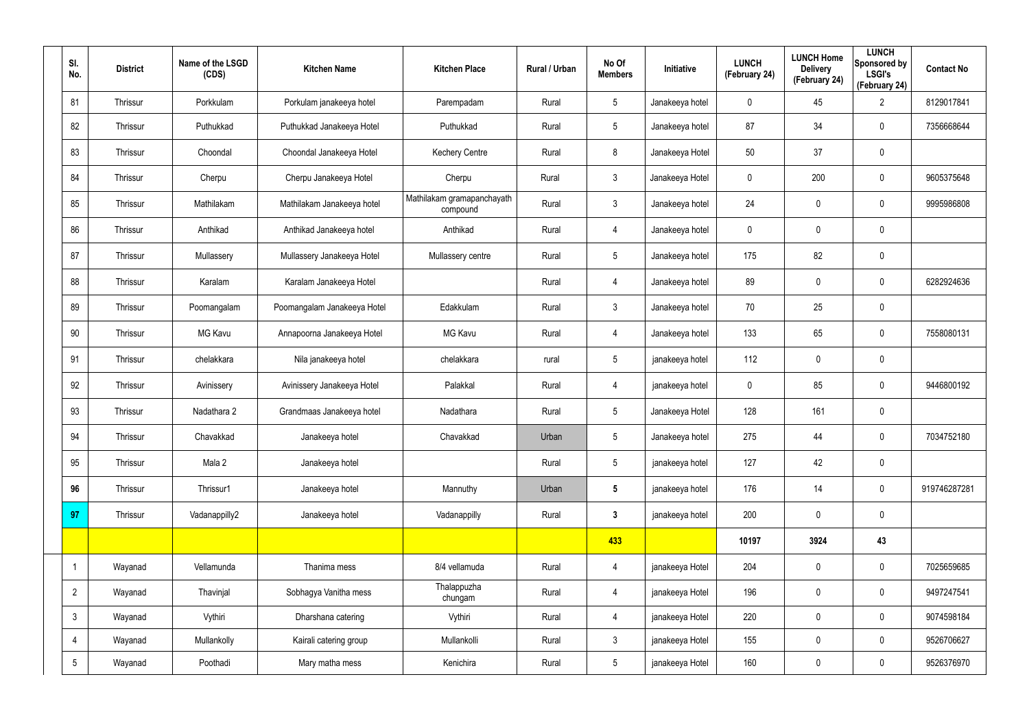| Sl. No. | District | Name of the LSGD (CDS) | Kitchen Name | Kitchen Place | Rural / Urban | No Of Members | Initiative | LUNCH (February 24) | LUNCH Home Delivery (February 24) | LUNCH Sponsored by LSGI's (February 24) | Contact No |
|---|---|---|---|---|---|---|---|---|---|---|---|
| 81 | Thrissur | Porkkulam | Porkulam janakeeya hotel | Parempadam | Rural | 5 | Janakeeya hotel | 0 | 45 | 2 | 8129017841 |
| 82 | Thrissur | Puthukkad | Puthukkad Janakeeya Hotel | Puthukkad | Rural | 5 | Janakeeya hotel | 87 | 34 | 0 | 7356668644 |
| 83 | Thrissur | Choondal | Choondal Janakeeya Hotel | Kechery Centre | Rural | 8 | Janakeeya Hotel | 50 | 37 | 0 | |
| 84 | Thrissur | Cherpu | Cherpu Janakeeya Hotel | Cherpu | Rural | 3 | Janakeeya Hotel | 0 | 200 | 0 | 9605375648 |
| 85 | Thrissur | Mathilakam | Mathilakam Janakeeya hotel | Mathilakam gramapanchayath compound | Rural | 3 | Janakeeya hotel | 24 | 0 | 0 | 9995986808 |
| 86 | Thrissur | Anthikad | Anthikad Janakeeya hotel | Anthikad | Rural | 4 | Janakeeya hotel | 0 | 0 | 0 | |
| 87 | Thrissur | Mullassery | Mullassery Janakeeya Hotel | Mullassery centre | Rural | 5 | Janakeeya hotel | 175 | 82 | 0 | |
| 88 | Thrissur | Karalam | Karalam Janakeeya Hotel | | Rural | 4 | Janakeeya hotel | 89 | 0 | 0 | 6282924636 |
| 89 | Thrissur | Poomangalam | Poomangalam Janakeeya Hotel | Edakkulam | Rural | 3 | Janakeeya hotel | 70 | 25 | 0 | |
| 90 | Thrissur | MG Kavu | Annapoorna Janakeeya Hotel | MG Kavu | Rural | 4 | Janakeeya hotel | 133 | 65 | 0 | 7558080131 |
| 91 | Thrissur | chelakkara | Nila janakeeya hotel | chelakkara | rural | 5 | janakeeya hotel | 112 | 0 | 0 | |
| 92 | Thrissur | Avinissery | Avinissery Janakeeya Hotel | Palakkal | Rural | 4 | janakeeya hotel | 0 | 85 | 0 | 9446800192 |
| 93 | Thrissur | Nadathara 2 | Grandmaas Janakeeya hotel | Nadathara | Rural | 5 | Janakeeya Hotel | 128 | 161 | 0 | |
| 94 | Thrissur | Chavakkad | Janakeeya hotel | Chavakkad | Urban | 5 | Janakeeya hotel | 275 | 44 | 0 | 7034752180 |
| 95 | Thrissur | Mala 2 | Janakeeya hotel | | Rural | 5 | janakeeya hotel | 127 | 42 | 0 | |
| **96** | Thrissur | Thrissur1 | Janakeeya hotel | Mannuthy | Urban | **5** | janakeeya hotel | 176 | 14 | 0 | 919746287281 |
| **97** | Thrissur | Vadanappilly2 | Janakeeya hotel | Vadanappilly | Rural | **3** | janakeeya hotel | 200 | 0 | 0 | |
| | | | | | | **433** | | **10197** | **3924** | **43** | |
| 1 | Wayanad | Vellamunda | Thanima mess | 8/4 vellamuda | Rural | 4 | janakeeya Hotel | 204 | 0 | 0 | 7025659685 |
| 2 | Wayanad | Thavinjal | Sobhagya Vanitha mess | Thalappuzha chungam | Rural | 4 | janakeeya Hotel | 196 | 0 | 0 | 9497247541 |
| 3 | Wayanad | Vythiri | Dharshana catering | Vythiri | Rural | 4 | janakeeya Hotel | 220 | 0 | 0 | 9074598184 |
| 4 | Wayanad | Mullankolly | Kairali catering group | Mullankolli | Rural | 3 | janakeeya Hotel | 155 | 0 | 0 | 9526706627 |
| 5 | Wayanad | Poothadi | Mary matha mess | Kenichira | Rural | 5 | janakeeya Hotel | 160 | 0 | 0 | 9526376970 |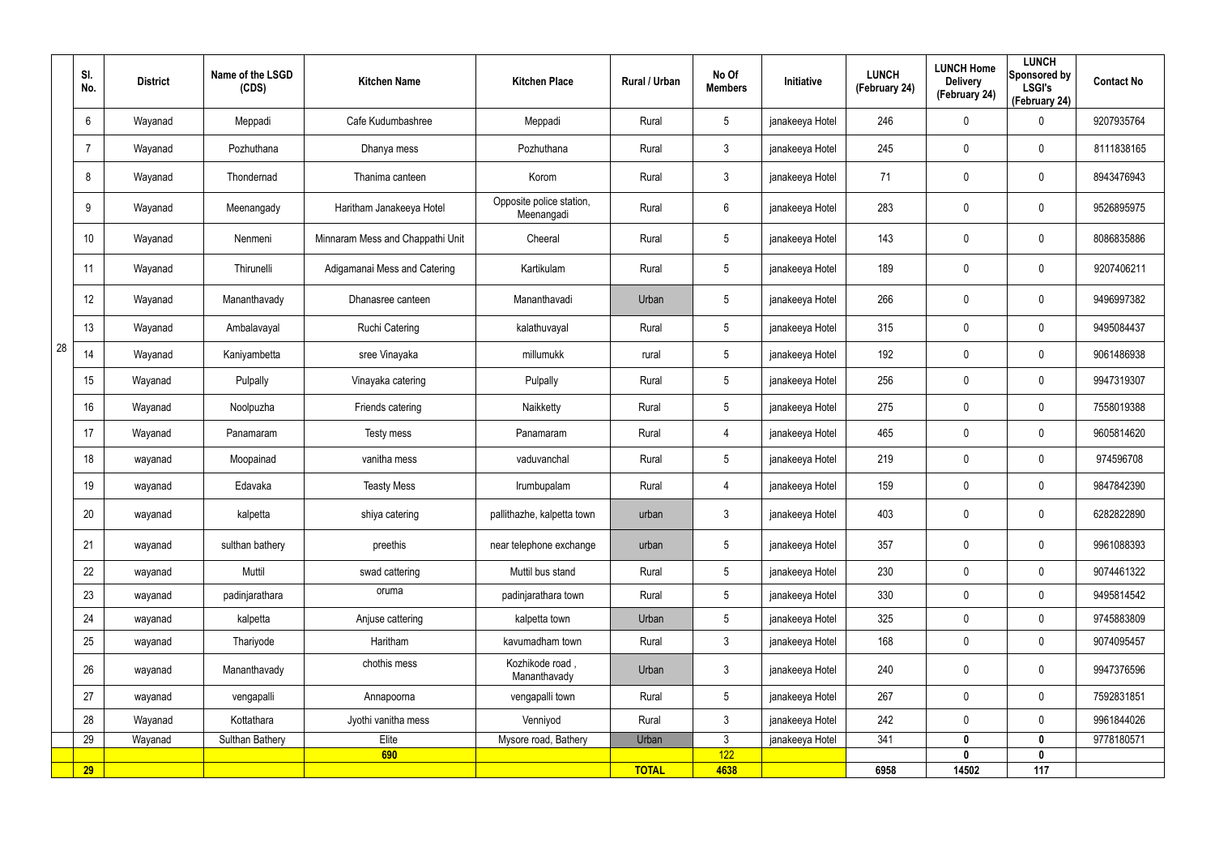| | Sl. No. | District | Name of the LSGD (CDS) | Kitchen Name | Kitchen Place | Rural / Urban | No Of Members | Initiative | LUNCH (February 24) | LUNCH Home Delivery (February 24) | LUNCH Sponsored by LSGI's (February 24) | Contact No |
|---|---|---|---|---|---|---|---|---|---|---|---|---|
| 28 | 6 | Wayanad | Meppadi | Cafe Kudumbashree | Meppadi | Rural | 5 | janakeeya Hotel | 246 | 0 | 0 | 9207935764 |
| | 7 | Wayanad | Pozhuthana | Dhanya mess | Pozhuthana | Rural | 3 | janakeeya Hotel | 245 | 0 | 0 | 8111838165 |
| | 8 | Wayanad | Thondernad | Thanima canteen | Korom | Rural | 3 | janakeeya Hotel | 71 | 0 | 0 | 8943476943 |
| | 9 | Wayanad | Meenangady | Haritham Janakeeya Hotel | Opposite police station, Meenangadi | Rural | 6 | janakeeya Hotel | 283 | 0 | 0 | 9526895975 |
| | 10 | Wayanad | Nenmeni | Minnaram Mess and Chappathi Unit | Cheeral | Rural | 5 | janakeeya Hotel | 143 | 0 | 0 | 8086835886 |
| | 11 | Wayanad | Thirunelli | Adigamanai Mess and Catering | Kartikulam | Rural | 5 | janakeeya Hotel | 189 | 0 | 0 | 9207406211 |
| | 12 | Wayanad | Mananthavady | Dhanasree canteen | Mananthavadi | Urban | 5 | janakeeya Hotel | 266 | 0 | 0 | 9496997382 |
| | 13 | Wayanad | Ambalavayal | Ruchi Catering | kalathuvayal | Rural | 5 | janakeeya Hotel | 315 | 0 | 0 | 9495084437 |
| | 14 | Wayanad | Kaniyambetta | sree Vinayaka | millumukk | rural | 5 | janakeeya Hotel | 192 | 0 | 0 | 9061486938 |
| | 15 | Wayanad | Pulpally | Vinayaka catering | Pulpally | Rural | 5 | janakeeya Hotel | 256 | 0 | 0 | 9947319307 |
| | 16 | Wayanad | Noolpuzha | Friends catering | Naikketty | Rural | 5 | janakeeya Hotel | 275 | 0 | 0 | 7558019388 |
| | 17 | Wayanad | Panamaram | Testy mess | Panamaram | Rural | 4 | janakeeya Hotel | 465 | 0 | 0 | 9605814620 |
| | 18 | wayanad | Moopainad | vanitha mess | vaduvanchal | Rural | 5 | janakeeya Hotel | 219 | 0 | 0 | 974596708 |
| | 19 | wayanad | Edavaka | Teasty Mess | Irumbupalam | Rural | 4 | janakeeya Hotel | 159 | 0 | 0 | 9847842390 |
| | 20 | wayanad | kalpetta | shiya catering | pallithazhe, kalpetta town | urban | 3 | janakeeya Hotel | 403 | 0 | 0 | 6282822890 |
| | 21 | wayanad | sulthan bathery | preethis | near telephone exchange | urban | 5 | janakeeya Hotel | 357 | 0 | 0 | 9961088393 |
| | 22 | wayanad | Muttil | swad cattering | Muttil bus stand | Rural | 5 | janakeeya Hotel | 230 | 0 | 0 | 9074461322 |
| | 23 | wayanad | padinjarathara | oruma | padinjarathara town | Rural | 5 | janakeeya Hotel | 330 | 0 | 0 | 9495814542 |
| | 24 | wayanad | kalpetta | Anjuse cattering | kalpetta town | Urban | 5 | janakeeya Hotel | 325 | 0 | 0 | 9745883809 |
| | 25 | wayanad | Thariyode | Haritham | kavumadham town | Rural | 3 | janakeeya Hotel | 168 | 0 | 0 | 9074095457 |
| | 26 | wayanad | Mananthavady | chothis mess | Kozhikode road , Mananthavady | Urban | 3 | janakeeya Hotel | 240 | 0 | 0 | 9947376596 |
| | 27 | wayanad | vengapalli | Annapoorna | vengapalli town | Rural | 5 | janakeeya Hotel | 267 | 0 | 0 | 7592831851 |
| | 28 | Wayanad | Kottathara | Jyothi vanitha mess | Venniyod | Rural | 3 | janakeeya Hotel | 242 | 0 | 0 | 9961844026 |
| | 29 | Wayanad | Sulthan Bathery | Elite | Mysore road, Bathery | Urban | 3 | janakeeya Hotel | 341 | **0** | **0** | 9778180571 |
| | | | | **690** | | | 122 | | | **0** | **0** | |
| | **29** | | | | | **TOTAL** | **4638** | | **6958** | **14502** | **117** | |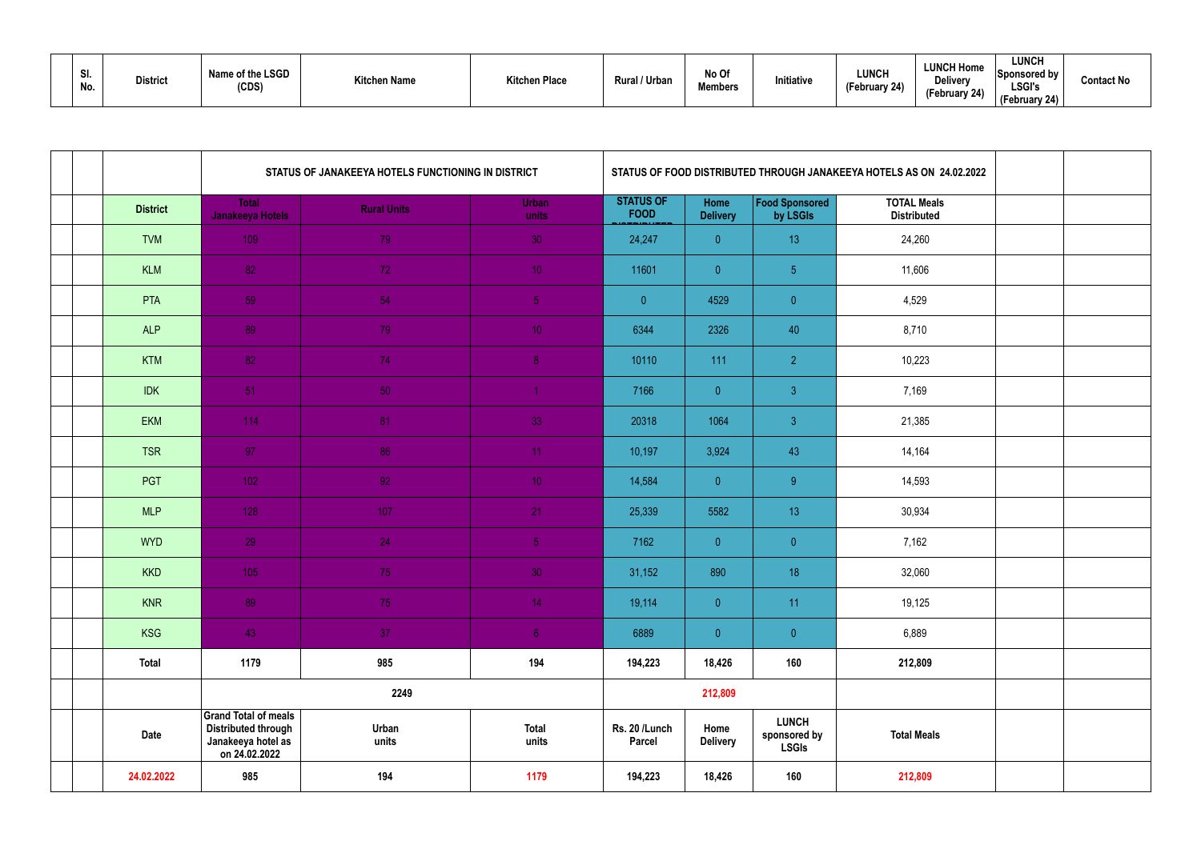| | Sl. No. | District | Name of the LSGD (CDS) | Kitchen Name | Kitchen Place | Rural / Urban | No Of Members | Initiative | LUNCH (February 24) | LUNCH Home Delivery (February 24) | LUNCH Sponsored by LSGI's (February 24) | Contact No |
|---|---|---|---|---|---|---|---|---|---|---|---|---|

| | | | STATUS OF JANAKEEYA HOTELS FUNCTIONING IN DISTRICT | | | STATUS OF FOOD DISTRIBUTED THROUGH JANAKEEYA HOTELS AS ON 24.02.2022 | | | | | |
|---|---|---|---|---|---|---|---|---|---|---|---|
| | | District | Total Janakeeya Hotels | Rural Units | Urban units | STATUS OF FOOD DISTRIBUTED | Home Delivery | Food Sponsored by LSGIs | TOTAL Meals Distributed | | |
| | | TVM | 109 | 79 | 30 | 24,247 | 0 | 13 | 24,260 | | |
| | | KLM | 82 | 72 | 10 | 11601 | 0 | 5 | 11,606 | | |
| | | PTA | 59 | 54 | 5 | 0 | 4529 | 0 | 4,529 | | |
| | | ALP | 89 | 79 | 10 | 6344 | 2326 | 40 | 8,710 | | |
| | | KTM | 82 | 74 | 8 | 10110 | 111 | 2 | 10,223 | | |
| | | IDK | 51 | 50 | 1 | 7166 | 0 | 3 | 7,169 | | |
| | | EKM | 114 | 81 | 33 | 20318 | 1064 | 3 | 21,385 | | |
| | | TSR | 97 | 86 | 11 | 10,197 | 3,924 | 43 | 14,164 | | |
| | | PGT | 102 | 92 | 10 | 14,584 | 0 | 9 | 14,593 | | |
| | | MLP | 128 | 107 | 21 | 25,339 | 5582 | 13 | 30,934 | | |
| | | WYD | 29 | 24 | 5 | 7162 | 0 | 0 | 7,162 | | |
| | | KKD | 105 | 75 | 30 | 31,152 | 890 | 18 | 32,060 | | |
| | | KNR | 89 | 75 | 14 | 19,114 | 0 | 11 | 19,125 | | |
| | | KSG | 43 | 37 | 6 | 6889 | 0 | 0 | 6,889 | | |
| | | Total | 1179 | 985 | 194 | 194,223 | 18,426 | 160 | 212,809 | | |
| | | | 2249 | | | 212,809 | | | | | |
| | | Date | Grand Total of meals Distributed through Janakeeya hotel as on 24.02.2022 | Urban units | Total units | Rs. 20 /Lunch Parcel | Home Delivery | LUNCH sponsored by LSGIs | Total Meals | | |
| | | 24.02.2022 | 985 | 194 | 1179 | 194,223 | 18,426 | 160 | 212,809 | | |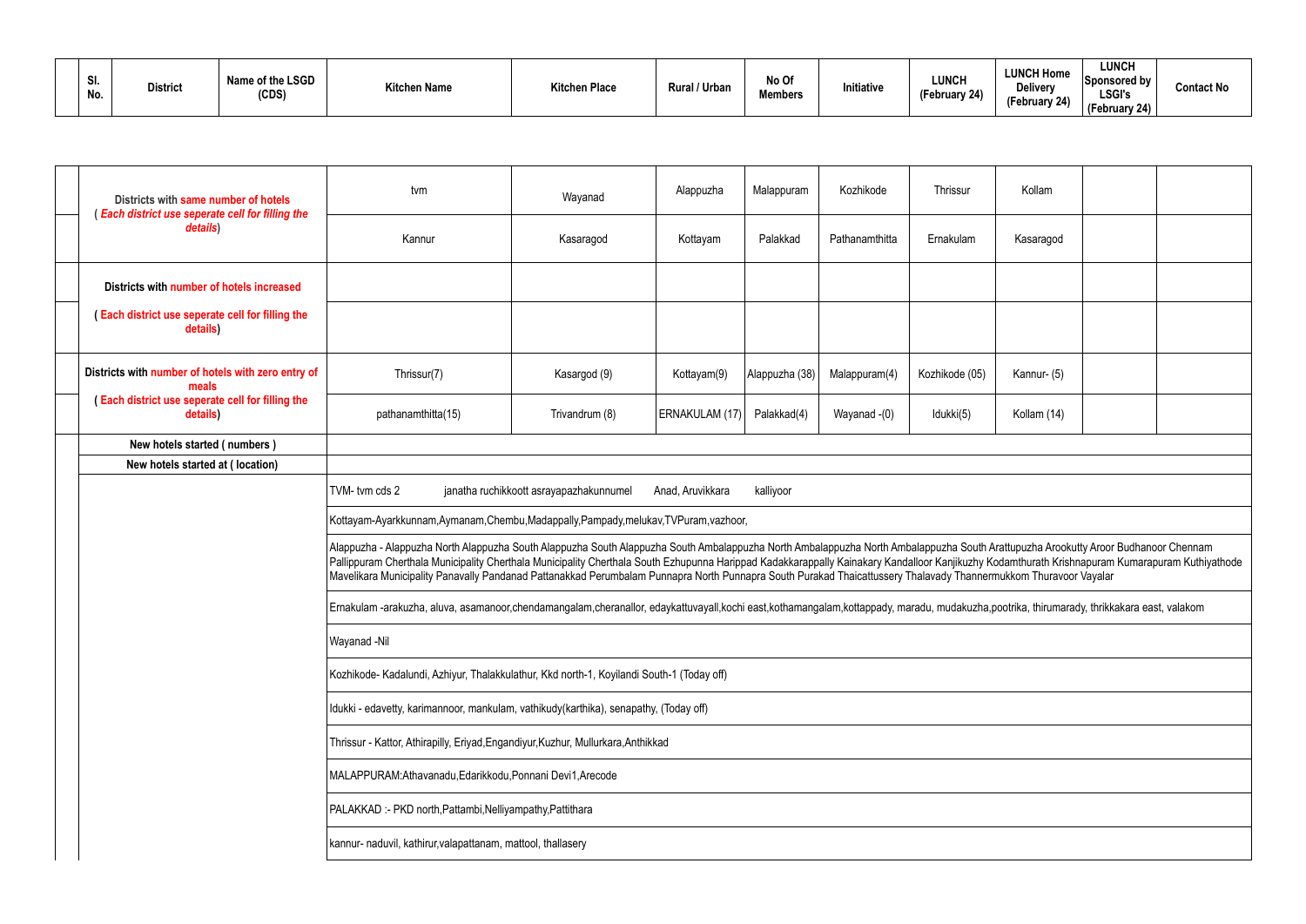| Sl. No. | District | Name of the LSGD (CDS) | Kitchen Name | Kitchen Place | Rural / Urban | No Of Members | Initiative | LUNCH (February 24) | LUNCH Home Delivery (February 24) | LUNCH Sponsored by LSGI's (February 24) | Contact No |
|---|---|---|---|---|---|---|---|---|---|---|---|

| | | | | | | | | | |
|---|---|---|---|---|---|---|---|---|---|
| **Districts with same number of hotels** ( ***Each district use seperate cell for filling the details***) | tvm | Wayanad | Alappuzha | Malappuram | Kozhikode | Thrissur | Kollam | | |
| | Kannur | Kasaragod | Kottayam | Palakkad | Pathanamthitta | Ernakulam | Kasaragod | | |
| **Districts with number of hotels increased** | | | | | | | | | |
| **( Each district use seperate cell for filling the details)** | | | | | | | | | |
| **Districts with number of hotels with zero entry of meals** **( Each district use seperate cell for filling the details)** | Thrissur(7) | Kasargod (9) | Kottayam(9) | Alappuzha (38) | Malappuram(4) | Kozhikode (05) | Kannur- (5) | | |
| | pathanamthitta(15) | Trivandrum (8) | ERNAKULAM (17) | Palakkad(4) | Wayanad -(0) | Idukki(5) | Kollam (14) | | |
| **New hotels started ( numbers )** | | | | | | | | | |
| **New hotels started at ( location)** | | | | | | | | | |

TVM- tvm cds 2 janatha ruchikkoott asrayapazhakunnumel Anad, Aruvikkara kalliyoor

Kottayam-Ayarkkunnam,Aymanam,Chembu,Madappally,Pampady,melukav,TVPuram,vazhoor,

Alappuzha - Alappuzha North Alappuzha South Alappuzha South Alappuzha South Ambalappuzha North Ambalappuzha North Ambalappuzha South Arattupuzha Arookutty Aroor Budhanoor Chennam Pallippuram Cherthala Municipality Cherthala Municipality Cherthala South Ezhupunna Harippad Kadakkarappally Kainakary Kandalloor Kanjikuzhy Kodamthurath Krishnapuram Kumarapuram Kuthiyathode Mavelikara Municipality Panavally Pandanad Pattanakkad Perumbalam Punnapra North Punnapra South Purakad Thaicattussery Thalavady Thannermukkom Thuravoor Vayalar

Ernakulam -arakuzha, aluva, asamanoor,chendamangalam,cheranallor, edaykattuvayall,kochi east,kothamangalam,kottappady, maradu, mudakuzha,pootrika, thirumarady, thrikkakara east, valakom

Wayanad -Nil

Kozhikode- Kadalundi, Azhiyur, Thalakkulathur, Kkd north-1, Koyilandi South-1 (Today off)

Idukki - edavetty, karimannoor, mankulam, vathikudy(karthika), senapathy, (Today off)

Thrissur - Kattor, Athirapilly, Eriyad,Engandiyur,Kuzhur, Mullurkara,Anthikkad

MALAPPURAM:Athavanadu,Edarikkodu,Ponnani Devi1,Arecode

PALAKKAD :- PKD north,Pattambi,Nelliyampathy,Pattithara

kannur- naduvil, kathirur,valapattanam, mattool, thallasery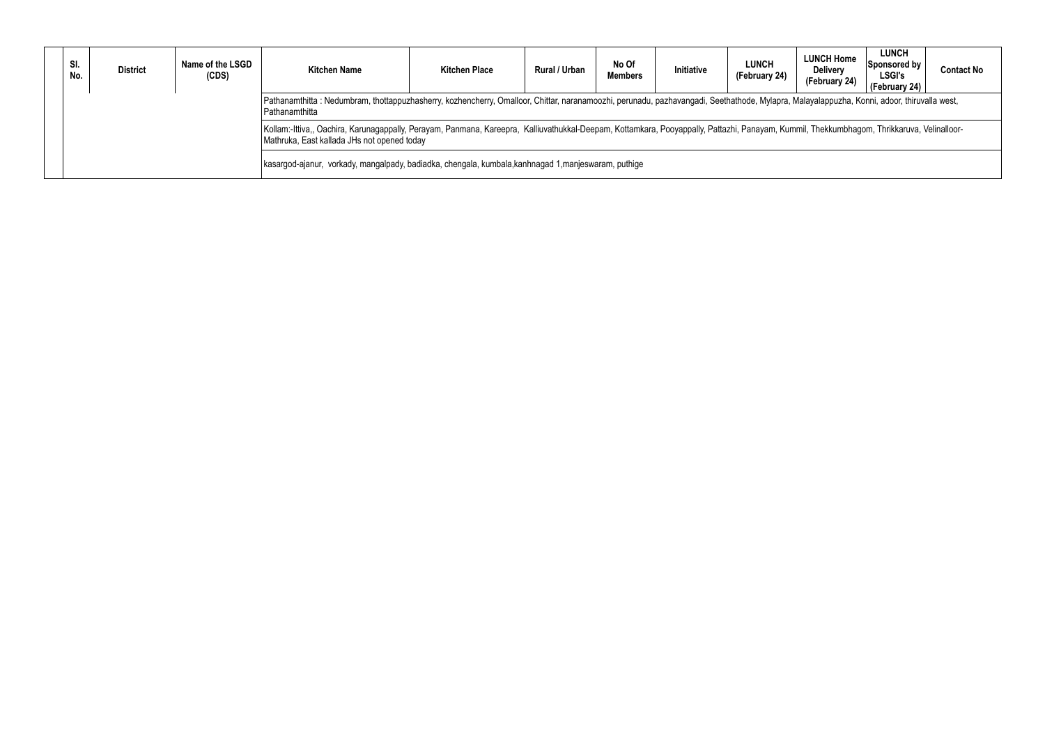| Sl. No. | District | Name of the LSGD (CDS) | Kitchen Name | Kitchen Place | Rural / Urban | No Of Members | Initiative | LUNCH (February 24) | LUNCH Home Delivery (February 24) | LUNCH Sponsored by LSGI's (February 24) | Contact No |
|---|---|---|---|---|---|---|---|---|---|---|---|
| | | | Pathanamthitta : Nedumbram, thottappuzhasherry, kozhencherry, Omalloor, Chittar, naranamoozhi, perunadu, pazhavangadi, Seethathode, Mylapra, Malayalappuzha, Konni, adoor, thiruvalla west, Pathanamthitta | | | | | | | | |
| | | | Kollam:-Ittiva,, Oachira, Karunagappally, Perayam, Panmana, Kareepra, Kalliuvathukkal-Deepam, Kottamkara, Pooyappally, Pattazhi, Panayam, Kummil, Thekkumbhagom, Thrikkaruva, Velinalloor-Mathruka, East kallada JHs not opened today | | | | | | | | |
| | | | kasargod-ajanur, vorkady, mangalpady, badiadka, chengala, kumbala,kanhnagad 1,manjeswaram, puthige | | | | | | | | |